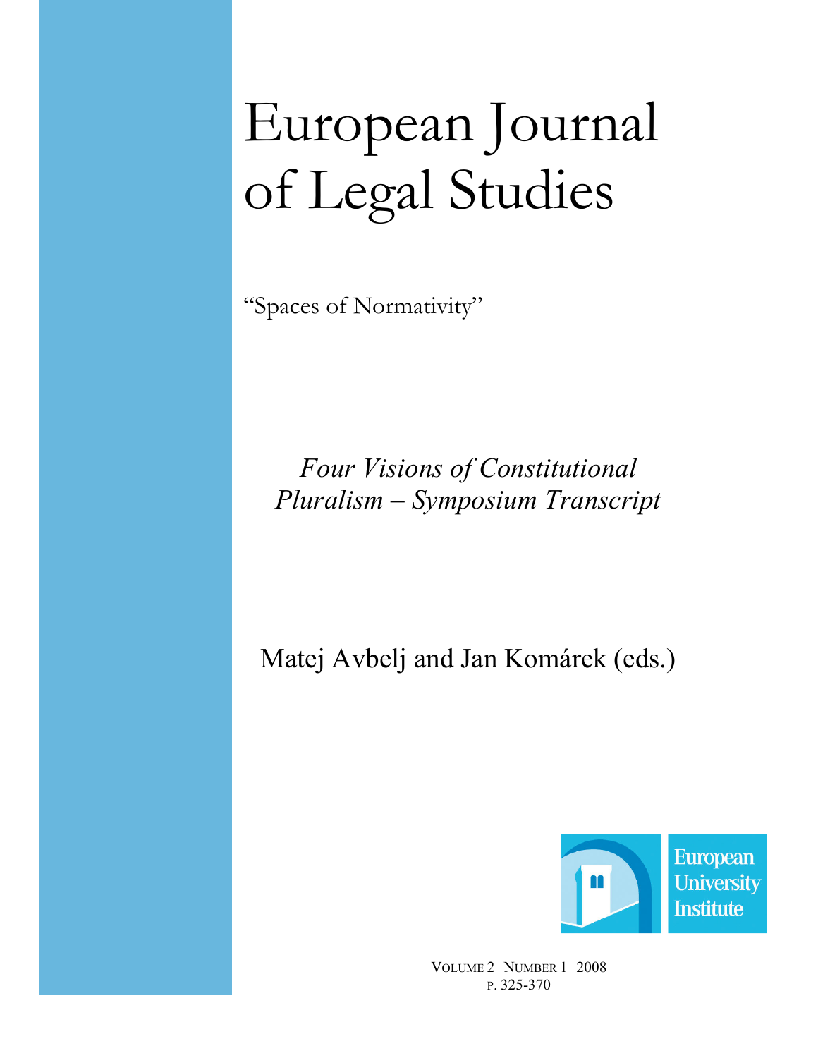# European Journal of Legal Studies

"Spaces of Normativity"

*Four Visions of Constitutional Pluralism – Symposium Transcript*

Matej Avbelj and Jan Komárek (eds.)

European University Institute

VOLUME 2 NUMBER 1 2008
P. 325-370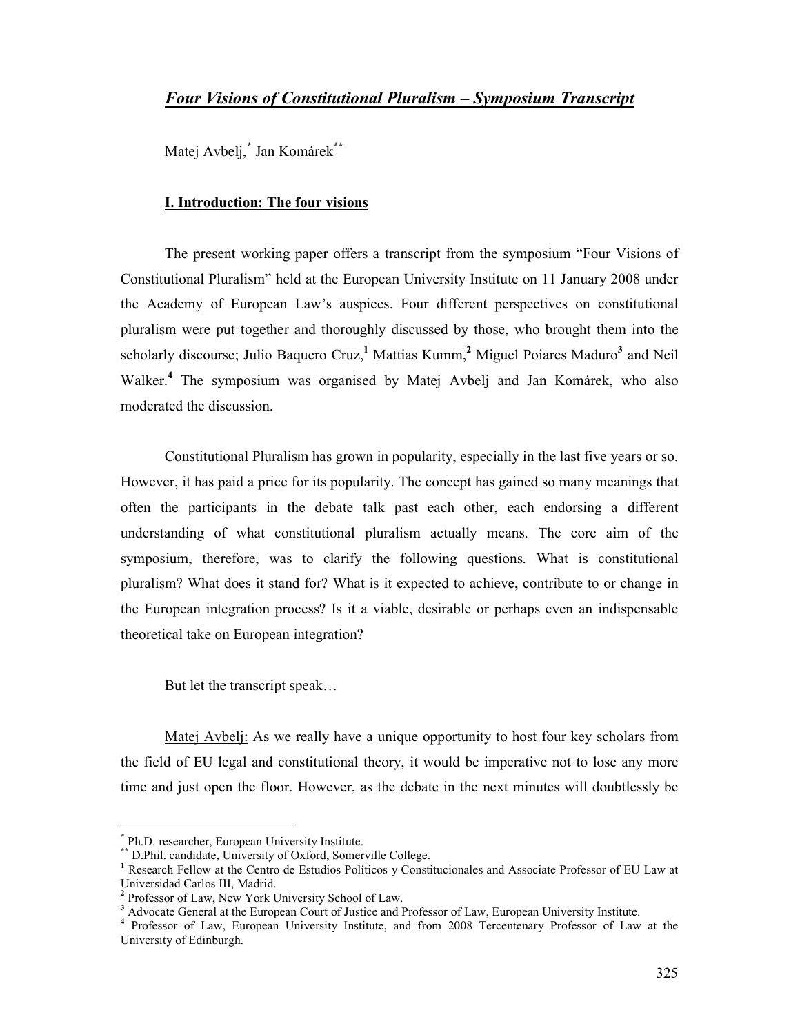# *Four Visions of Constitutional Pluralism – Symposium Transcript*

Matej Avbelj,[*] Jan Komárek[**]

## I. Introduction: The four visions

The present working paper offers a transcript from the symposium "Four Visions of Constitutional Pluralism" held at the European University Institute on 11 January 2008 under the Academy of European Law's auspices. Four different perspectives on constitutional pluralism were put together and thoroughly discussed by those, who brought them into the scholarly discourse; Julio Baquero Cruz,[1] Mattias Kumm,[2] Miguel Poiares Maduro[3] and Neil Walker.[4] The symposium was organised by Matej Avbelj and Jan Komárek, who also moderated the discussion.

Constitutional Pluralism has grown in popularity, especially in the last five years or so. However, it has paid a price for its popularity. The concept has gained so many meanings that often the participants in the debate talk past each other, each endorsing a different understanding of what constitutional pluralism actually means. The core aim of the symposium, therefore, was to clarify the following questions. What is constitutional pluralism? What does it stand for? What is it expected to achieve, contribute to or change in the European integration process? Is it a viable, desirable or perhaps even an indispensable theoretical take on European integration?

But let the transcript speak…

Matej Avbelj: As we really have a unique opportunity to host four key scholars from the field of EU legal and constitutional theory, it would be imperative not to lose any more time and just open the floor. However, as the debate in the next minutes will doubtlessly be

---

[*] Ph.D. researcher, European University Institute.

[**] D.Phil. candidate, University of Oxford, Somerville College.

[1] Research Fellow at the Centro de Estudios Políticos y Constitucionales and Associate Professor of EU Law at Universidad Carlos III, Madrid.

[2] Professor of Law, New York University School of Law.

[3] Advocate General at the European Court of Justice and Professor of Law, European University Institute.

[4] Professor of Law, European University Institute, and from 2008 Tercentenary Professor of Law at the University of Edinburgh.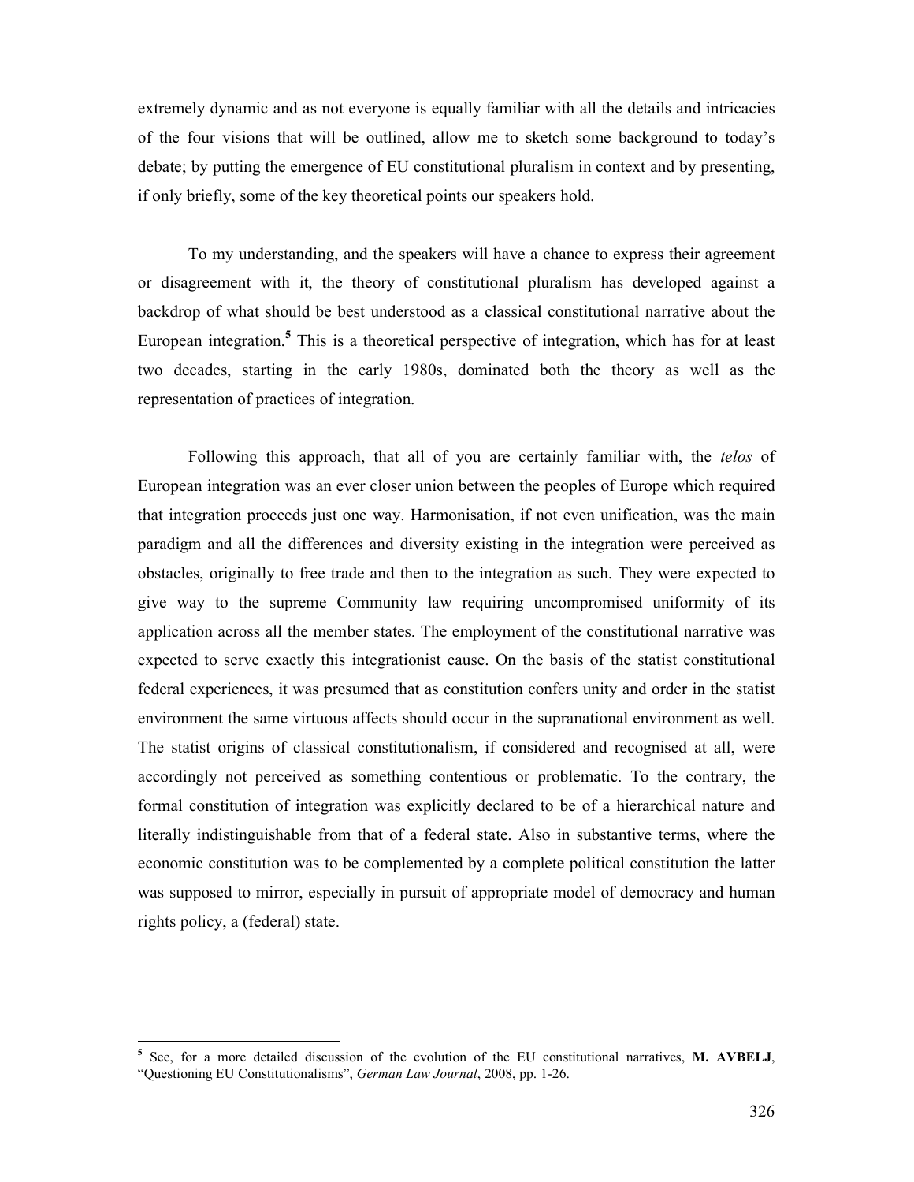extremely dynamic and as not everyone is equally familiar with all the details and intricacies of the four visions that will be outlined, allow me to sketch some background to today's debate; by putting the emergence of EU constitutional pluralism in context and by presenting, if only briefly, some of the key theoretical points our speakers hold.

To my understanding, and the speakers will have a chance to express their agreement or disagreement with it, the theory of constitutional pluralism has developed against a backdrop of what should be best understood as a classical constitutional narrative about the European integration.[5] This is a theoretical perspective of integration, which has for at least two decades, starting in the early 1980s, dominated both the theory as well as the representation of practices of integration.

Following this approach, that all of you are certainly familiar with, the *telos* of European integration was an ever closer union between the peoples of Europe which required that integration proceeds just one way. Harmonisation, if not even unification, was the main paradigm and all the differences and diversity existing in the integration were perceived as obstacles, originally to free trade and then to the integration as such. They were expected to give way to the supreme Community law requiring uncompromised uniformity of its application across all the member states. The employment of the constitutional narrative was expected to serve exactly this integrationist cause. On the basis of the statist constitutional federal experiences, it was presumed that as constitution confers unity and order in the statist environment the same virtuous affects should occur in the supranational environment as well. The statist origins of classical constitutionalism, if considered and recognised at all, were accordingly not perceived as something contentious or problematic. To the contrary, the formal constitution of integration was explicitly declared to be of a hierarchical nature and literally indistinguishable from that of a federal state. Also in substantive terms, where the economic constitution was to be complemented by a complete political constitution the latter was supposed to mirror, especially in pursuit of appropriate model of democracy and human rights policy, a (federal) state.

---

[5] See, for a more detailed discussion of the evolution of the EU constitutional narratives, **M. AVBELJ**, "Questioning EU Constitutionalisms", *German Law Journal*, 2008, pp. 1-26.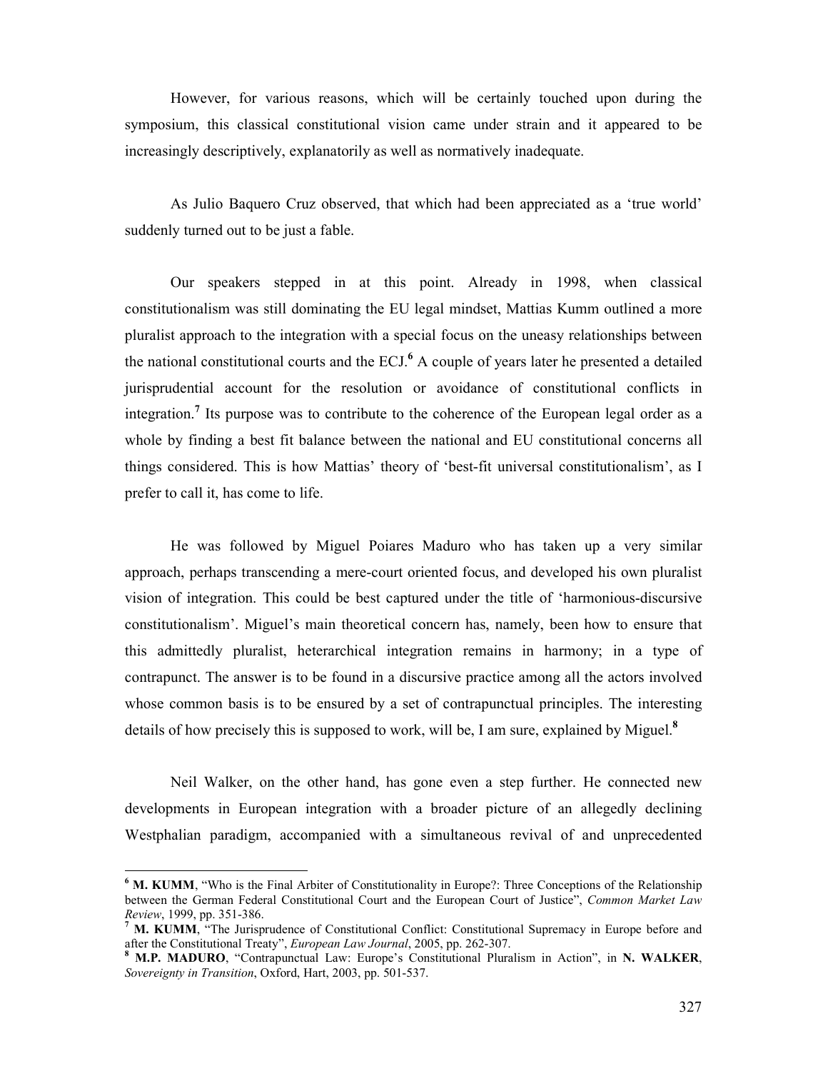However, for various reasons, which will be certainly touched upon during the symposium, this classical constitutional vision came under strain and it appeared to be increasingly descriptively, explanatorily as well as normatively inadequate.

As Julio Baquero Cruz observed, that which had been appreciated as a 'true world' suddenly turned out to be just a fable.

Our speakers stepped in at this point. Already in 1998, when classical constitutionalism was still dominating the EU legal mindset, Mattias Kumm outlined a more pluralist approach to the integration with a special focus on the uneasy relationships between the national constitutional courts and the ECJ.[6] A couple of years later he presented a detailed jurisprudential account for the resolution or avoidance of constitutional conflicts in integration.[7] Its purpose was to contribute to the coherence of the European legal order as a whole by finding a best fit balance between the national and EU constitutional concerns all things considered. This is how Mattias' theory of 'best-fit universal constitutionalism', as I prefer to call it, has come to life.

He was followed by Miguel Poiares Maduro who has taken up a very similar approach, perhaps transcending a mere-court oriented focus, and developed his own pluralist vision of integration. This could be best captured under the title of 'harmonious-discursive constitutionalism'. Miguel's main theoretical concern has, namely, been how to ensure that this admittedly pluralist, heterarchical integration remains in harmony; in a type of contrapunct. The answer is to be found in a discursive practice among all the actors involved whose common basis is to be ensured by a set of contrapunctual principles. The interesting details of how precisely this is supposed to work, will be, I am sure, explained by Miguel.[8]

Neil Walker, on the other hand, has gone even a step further. He connected new developments in European integration with a broader picture of an allegedly declining Westphalian paradigm, accompanied with a simultaneous revival of and unprecedented

---

[6] **M. KUMM**, "Who is the Final Arbiter of Constitutionality in Europe?: Three Conceptions of the Relationship between the German Federal Constitutional Court and the European Court of Justice", *Common Market Law Review*, 1999, pp. 351-386.

[7] **M. KUMM**, "The Jurisprudence of Constitutional Conflict: Constitutional Supremacy in Europe before and after the Constitutional Treaty", *European Law Journal*, 2005, pp. 262-307.

[8] **M.P. MADURO**, "Contrapunctual Law: Europe's Constitutional Pluralism in Action", in **N. WALKER**, *Sovereignty in Transition*, Oxford, Hart, 2003, pp. 501-537.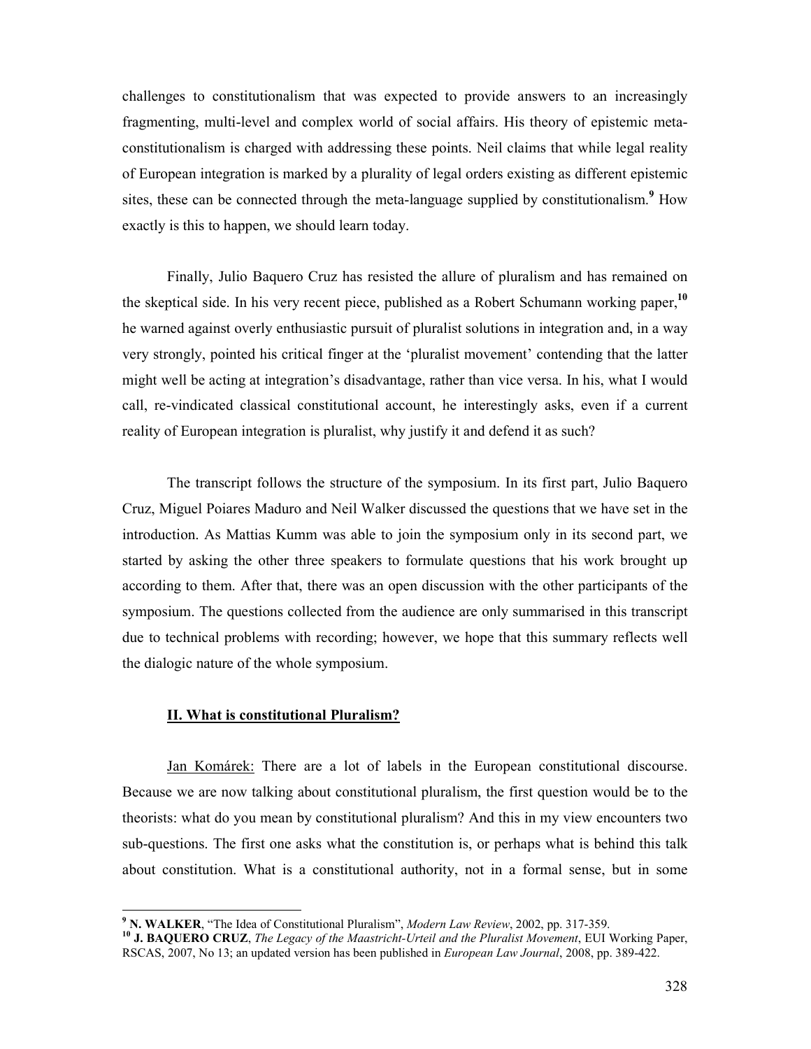challenges to constitutionalism that was expected to provide answers to an increasingly fragmenting, multi-level and complex world of social affairs. His theory of epistemic meta-constitutionalism is charged with addressing these points. Neil claims that while legal reality of European integration is marked by a plurality of legal orders existing as different epistemic sites, these can be connected through the meta-language supplied by constitutionalism.[9] How exactly is this to happen, we should learn today.

Finally, Julio Baquero Cruz has resisted the allure of pluralism and has remained on the skeptical side. In his very recent piece, published as a Robert Schumann working paper,[10] he warned against overly enthusiastic pursuit of pluralist solutions in integration and, in a way very strongly, pointed his critical finger at the 'pluralist movement' contending that the latter might well be acting at integration's disadvantage, rather than vice versa. In his, what I would call, re-vindicated classical constitutional account, he interestingly asks, even if a current reality of European integration is pluralist, why justify it and defend it as such?

The transcript follows the structure of the symposium. In its first part, Julio Baquero Cruz, Miguel Poiares Maduro and Neil Walker discussed the questions that we have set in the introduction. As Mattias Kumm was able to join the symposium only in its second part, we started by asking the other three speakers to formulate questions that his work brought up according to them. After that, there was an open discussion with the other participants of the symposium. The questions collected from the audience are only summarised in this transcript due to technical problems with recording; however, we hope that this summary reflects well the dialogic nature of the whole symposium.

## II. What is constitutional Pluralism?

Jan Komárek: There are a lot of labels in the European constitutional discourse. Because we are now talking about constitutional pluralism, the first question would be to the theorists: what do you mean by constitutional pluralism? And this in my view encounters two sub-questions. The first one asks what the constitution is, or perhaps what is behind this talk about constitution. What is a constitutional authority, not in a formal sense, but in some

---

[9] **N. WALKER**, "The Idea of Constitutional Pluralism", *Modern Law Review*, 2002, pp. 317-359.

[10] **J. BAQUERO CRUZ**, *The Legacy of the Maastricht-Urteil and the Pluralist Movement*, EUI Working Paper, RSCAS, 2007, No 13; an updated version has been published in *European Law Journal*, 2008, pp. 389-422.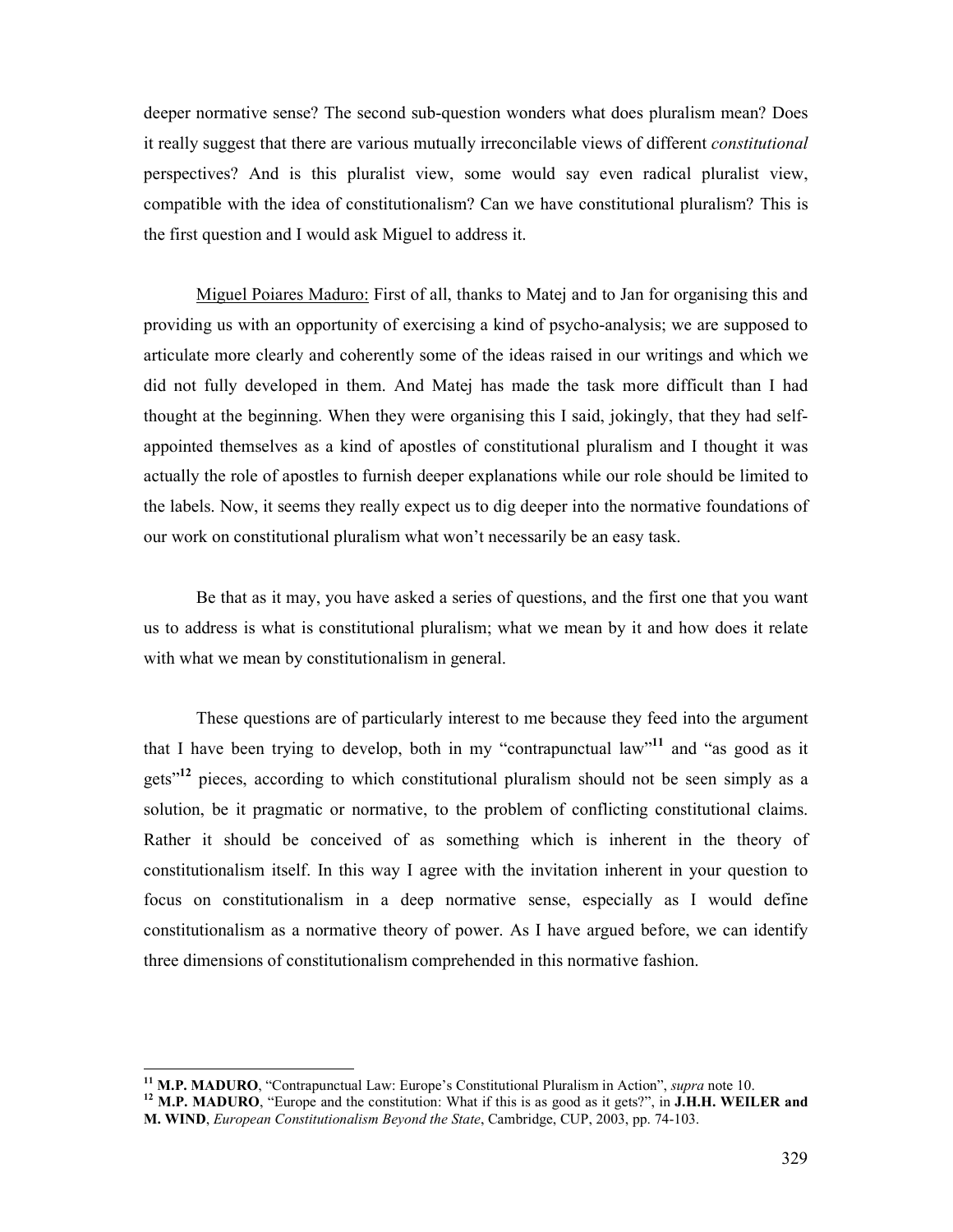deeper normative sense? The second sub-question wonders what does pluralism mean? Does it really suggest that there are various mutually irreconcilable views of different *constitutional* perspectives? And is this pluralist view, some would say even radical pluralist view, compatible with the idea of constitutionalism? Can we have constitutional pluralism? This is the first question and I would ask Miguel to address it.

Miguel Poiares Maduro: First of all, thanks to Matej and to Jan for organising this and providing us with an opportunity of exercising a kind of psycho-analysis; we are supposed to articulate more clearly and coherently some of the ideas raised in our writings and which we did not fully developed in them. And Matej has made the task more difficult than I had thought at the beginning. When they were organising this I said, jokingly, that they had self-appointed themselves as a kind of apostles of constitutional pluralism and I thought it was actually the role of apostles to furnish deeper explanations while our role should be limited to the labels. Now, it seems they really expect us to dig deeper into the normative foundations of our work on constitutional pluralism what won't necessarily be an easy task.

Be that as it may, you have asked a series of questions, and the first one that you want us to address is what is constitutional pluralism; what we mean by it and how does it relate with what we mean by constitutionalism in general.

These questions are of particularly interest to me because they feed into the argument that I have been trying to develop, both in my "contrapunctual law"[11] and "as good as it gets"[12] pieces, according to which constitutional pluralism should not be seen simply as a solution, be it pragmatic or normative, to the problem of conflicting constitutional claims. Rather it should be conceived of as something which is inherent in the theory of constitutionalism itself. In this way I agree with the invitation inherent in your question to focus on constitutionalism in a deep normative sense, especially as I would define constitutionalism as a normative theory of power. As I have argued before, we can identify three dimensions of constitutionalism comprehended in this normative fashion.

---

[11] **M.P. MADURO**, "Contrapunctual Law: Europe's Constitutional Pluralism in Action", *supra* note 10.

[12] **M.P. MADURO**, "Europe and the constitution: What if this is as good as it gets?", in **J.H.H. WEILER and M. WIND**, *European Constitutionalism Beyond the State*, Cambridge, CUP, 2003, pp. 74-103.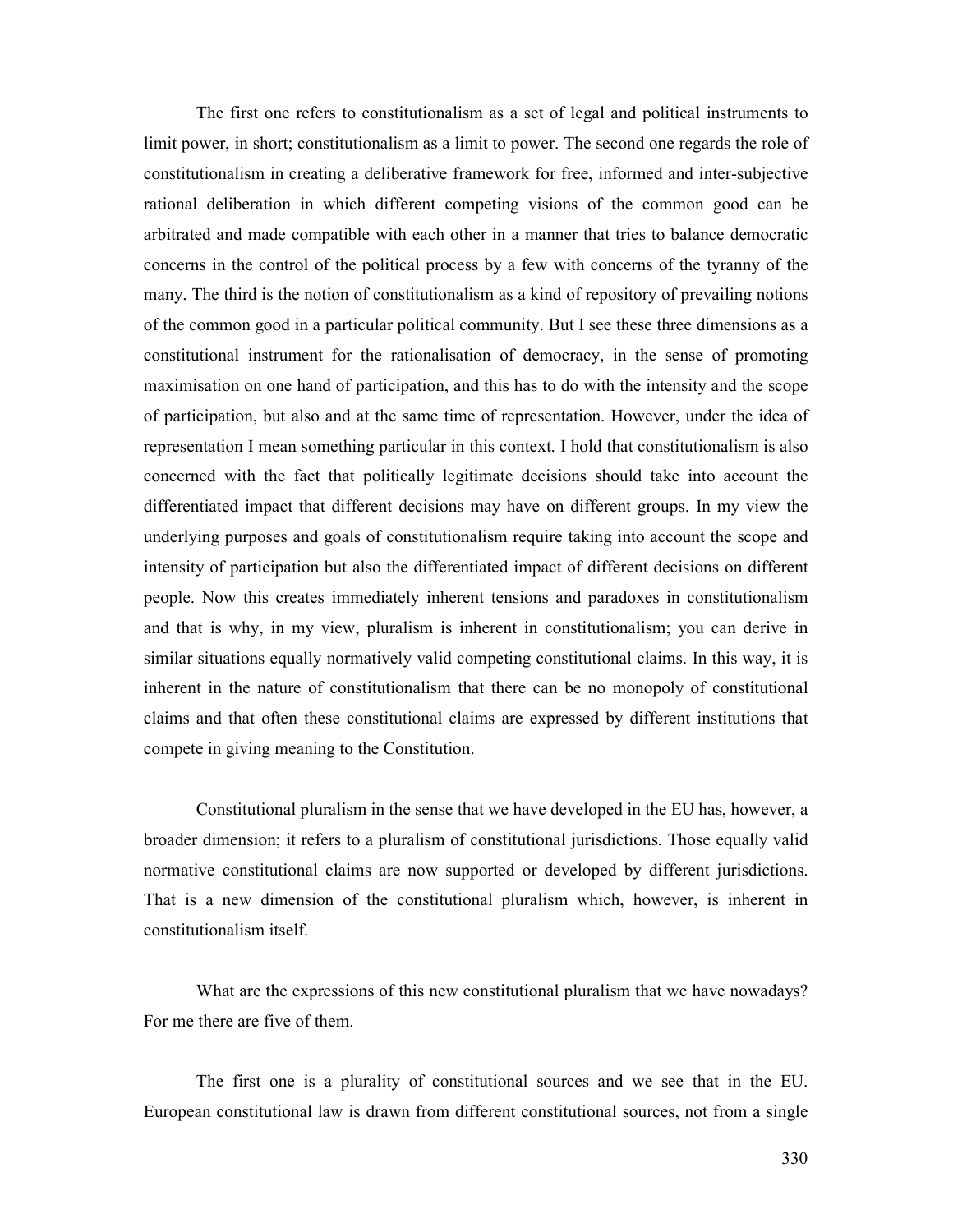The first one refers to constitutionalism as a set of legal and political instruments to limit power, in short; constitutionalism as a limit to power. The second one regards the role of constitutionalism in creating a deliberative framework for free, informed and inter-subjective rational deliberation in which different competing visions of the common good can be arbitrated and made compatible with each other in a manner that tries to balance democratic concerns in the control of the political process by a few with concerns of the tyranny of the many. The third is the notion of constitutionalism as a kind of repository of prevailing notions of the common good in a particular political community. But I see these three dimensions as a constitutional instrument for the rationalisation of democracy, in the sense of promoting maximisation on one hand of participation, and this has to do with the intensity and the scope of participation, but also and at the same time of representation. However, under the idea of representation I mean something particular in this context. I hold that constitutionalism is also concerned with the fact that politically legitimate decisions should take into account the differentiated impact that different decisions may have on different groups. In my view the underlying purposes and goals of constitutionalism require taking into account the scope and intensity of participation but also the differentiated impact of different decisions on different people. Now this creates immediately inherent tensions and paradoxes in constitutionalism and that is why, in my view, pluralism is inherent in constitutionalism; you can derive in similar situations equally normatively valid competing constitutional claims. In this way, it is inherent in the nature of constitutionalism that there can be no monopoly of constitutional claims and that often these constitutional claims are expressed by different institutions that compete in giving meaning to the Constitution.

Constitutional pluralism in the sense that we have developed in the EU has, however, a broader dimension; it refers to a pluralism of constitutional jurisdictions. Those equally valid normative constitutional claims are now supported or developed by different jurisdictions. That is a new dimension of the constitutional pluralism which, however, is inherent in constitutionalism itself.

What are the expressions of this new constitutional pluralism that we have nowadays? For me there are five of them.

The first one is a plurality of constitutional sources and we see that in the EU. European constitutional law is drawn from different constitutional sources, not from a single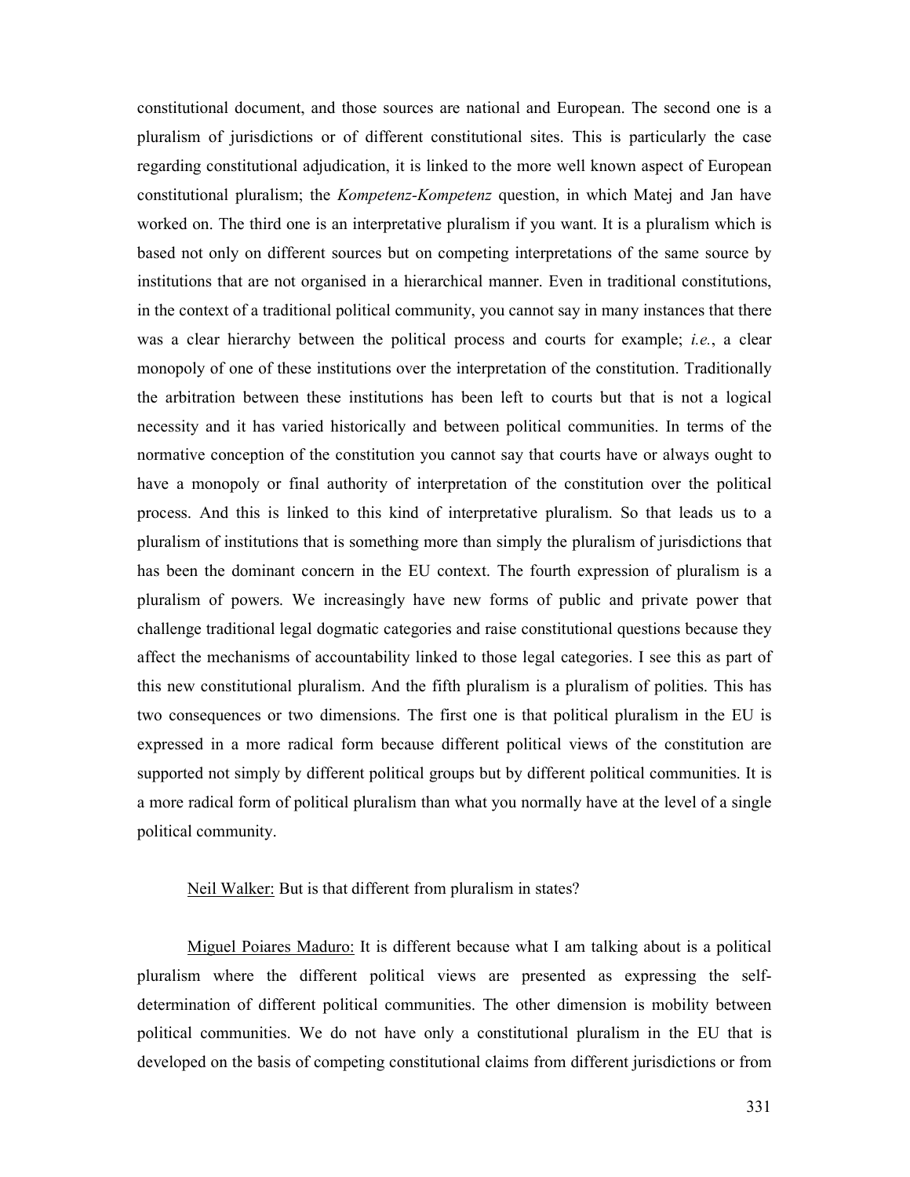constitutional document, and those sources are national and European. The second one is a pluralism of jurisdictions or of different constitutional sites. This is particularly the case regarding constitutional adjudication, it is linked to the more well known aspect of European constitutional pluralism; the *Kompetenz-Kompetenz* question, in which Matej and Jan have worked on. The third one is an interpretative pluralism if you want. It is a pluralism which is based not only on different sources but on competing interpretations of the same source by institutions that are not organised in a hierarchical manner. Even in traditional constitutions, in the context of a traditional political community, you cannot say in many instances that there was a clear hierarchy between the political process and courts for example; *i.e.*, a clear monopoly of one of these institutions over the interpretation of the constitution. Traditionally the arbitration between these institutions has been left to courts but that is not a logical necessity and it has varied historically and between political communities. In terms of the normative conception of the constitution you cannot say that courts have or always ought to have a monopoly or final authority of interpretation of the constitution over the political process. And this is linked to this kind of interpretative pluralism. So that leads us to a pluralism of institutions that is something more than simply the pluralism of jurisdictions that has been the dominant concern in the EU context. The fourth expression of pluralism is a pluralism of powers. We increasingly have new forms of public and private power that challenge traditional legal dogmatic categories and raise constitutional questions because they affect the mechanisms of accountability linked to those legal categories. I see this as part of this new constitutional pluralism. And the fifth pluralism is a pluralism of polities. This has two consequences or two dimensions. The first one is that political pluralism in the EU is expressed in a more radical form because different political views of the constitution are supported not simply by different political groups but by different political communities. It is a more radical form of political pluralism than what you normally have at the level of a single political community.

Neil Walker: But is that different from pluralism in states?

Miguel Poiares Maduro: It is different because what I am talking about is a political pluralism where the different political views are presented as expressing the self-determination of different political communities. The other dimension is mobility between political communities. We do not have only a constitutional pluralism in the EU that is developed on the basis of competing constitutional claims from different jurisdictions or from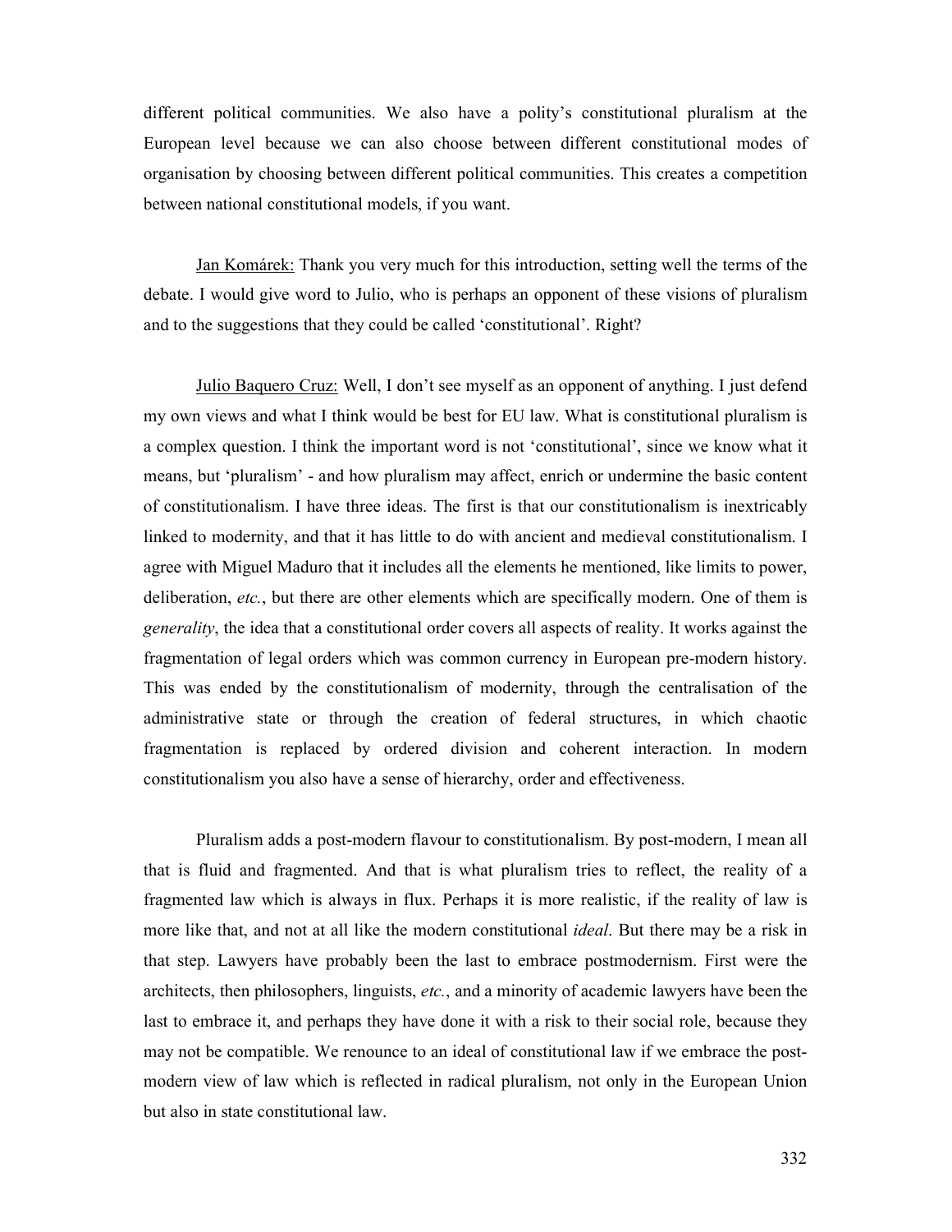different political communities. We also have a polity's constitutional pluralism at the European level because we can also choose between different constitutional modes of organisation by choosing between different political communities. This creates a competition between national constitutional models, if you want.

Jan Komárek: Thank you very much for this introduction, setting well the terms of the debate. I would give word to Julio, who is perhaps an opponent of these visions of pluralism and to the suggestions that they could be called 'constitutional'. Right?

Julio Baquero Cruz: Well, I don't see myself as an opponent of anything. I just defend my own views and what I think would be best for EU law. What is constitutional pluralism is a complex question. I think the important word is not 'constitutional', since we know what it means, but 'pluralism' - and how pluralism may affect, enrich or undermine the basic content of constitutionalism. I have three ideas. The first is that our constitutionalism is inextricably linked to modernity, and that it has little to do with ancient and medieval constitutionalism. I agree with Miguel Maduro that it includes all the elements he mentioned, like limits to power, deliberation, *etc.*, but there are other elements which are specifically modern. One of them is *generality*, the idea that a constitutional order covers all aspects of reality. It works against the fragmentation of legal orders which was common currency in European pre-modern history. This was ended by the constitutionalism of modernity, through the centralisation of the administrative state or through the creation of federal structures, in which chaotic fragmentation is replaced by ordered division and coherent interaction. In modern constitutionalism you also have a sense of hierarchy, order and effectiveness.

Pluralism adds a post-modern flavour to constitutionalism. By post-modern, I mean all that is fluid and fragmented. And that is what pluralism tries to reflect, the reality of a fragmented law which is always in flux. Perhaps it is more realistic, if the reality of law is more like that, and not at all like the modern constitutional *ideal*. But there may be a risk in that step. Lawyers have probably been the last to embrace postmodernism. First were the architects, then philosophers, linguists, *etc.*, and a minority of academic lawyers have been the last to embrace it, and perhaps they have done it with a risk to their social role, because they may not be compatible. We renounce to an ideal of constitutional law if we embrace the post-modern view of law which is reflected in radical pluralism, not only in the European Union but also in state constitutional law.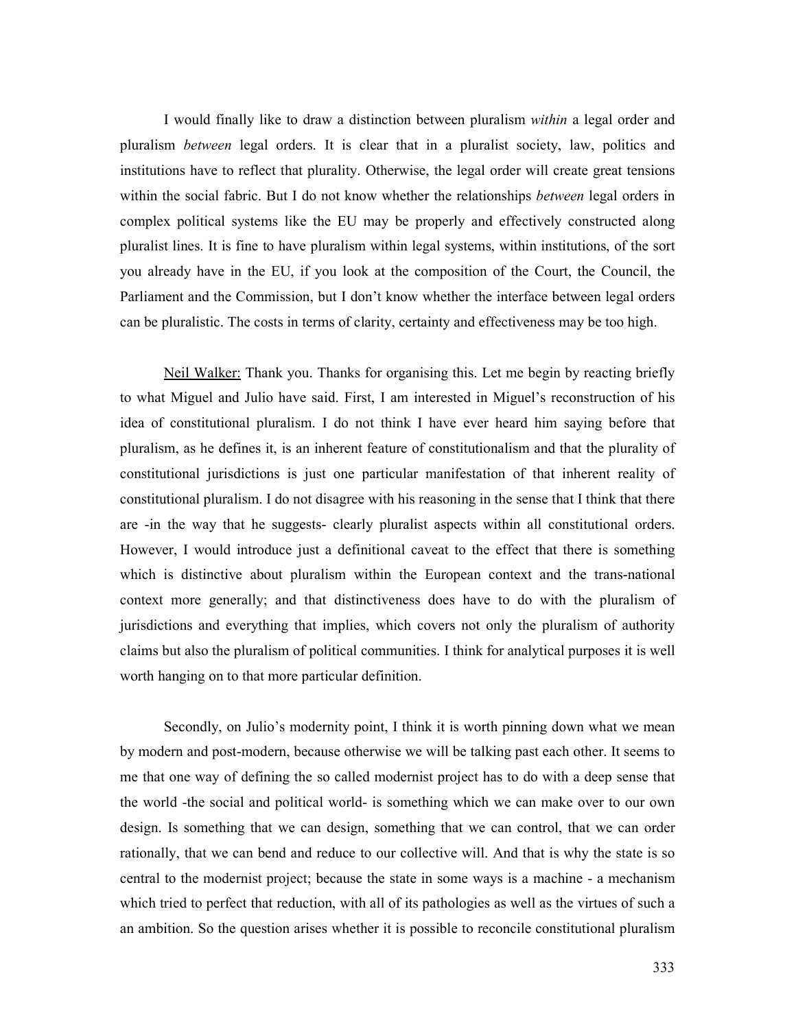I would finally like to draw a distinction between pluralism *within* a legal order and pluralism *between* legal orders. It is clear that in a pluralist society, law, politics and institutions have to reflect that plurality. Otherwise, the legal order will create great tensions within the social fabric. But I do not know whether the relationships *between* legal orders in complex political systems like the EU may be properly and effectively constructed along pluralist lines. It is fine to have pluralism within legal systems, within institutions, of the sort you already have in the EU, if you look at the composition of the Court, the Council, the Parliament and the Commission, but I don't know whether the interface between legal orders can be pluralistic. The costs in terms of clarity, certainty and effectiveness may be too high.

<u>Neil Walker:</u> Thank you. Thanks for organising this. Let me begin by reacting briefly to what Miguel and Julio have said. First, I am interested in Miguel's reconstruction of his idea of constitutional pluralism. I do not think I have ever heard him saying before that pluralism, as he defines it, is an inherent feature of constitutionalism and that the plurality of constitutional jurisdictions is just one particular manifestation of that inherent reality of constitutional pluralism. I do not disagree with his reasoning in the sense that I think that there are -in the way that he suggests- clearly pluralist aspects within all constitutional orders. However, I would introduce just a definitional caveat to the effect that there is something which is distinctive about pluralism within the European context and the trans-national context more generally; and that distinctiveness does have to do with the pluralism of jurisdictions and everything that implies, which covers not only the pluralism of authority claims but also the pluralism of political communities. I think for analytical purposes it is well worth hanging on to that more particular definition.

Secondly, on Julio's modernity point, I think it is worth pinning down what we mean by modern and post-modern, because otherwise we will be talking past each other. It seems to me that one way of defining the so called modernist project has to do with a deep sense that the world -the social and political world- is something which we can make over to our own design. Is something that we can design, something that we can control, that we can order rationally, that we can bend and reduce to our collective will. And that is why the state is so central to the modernist project; because the state in some ways is a machine - a mechanism which tried to perfect that reduction, with all of its pathologies as well as the virtues of such a an ambition. So the question arises whether it is possible to reconcile constitutional pluralism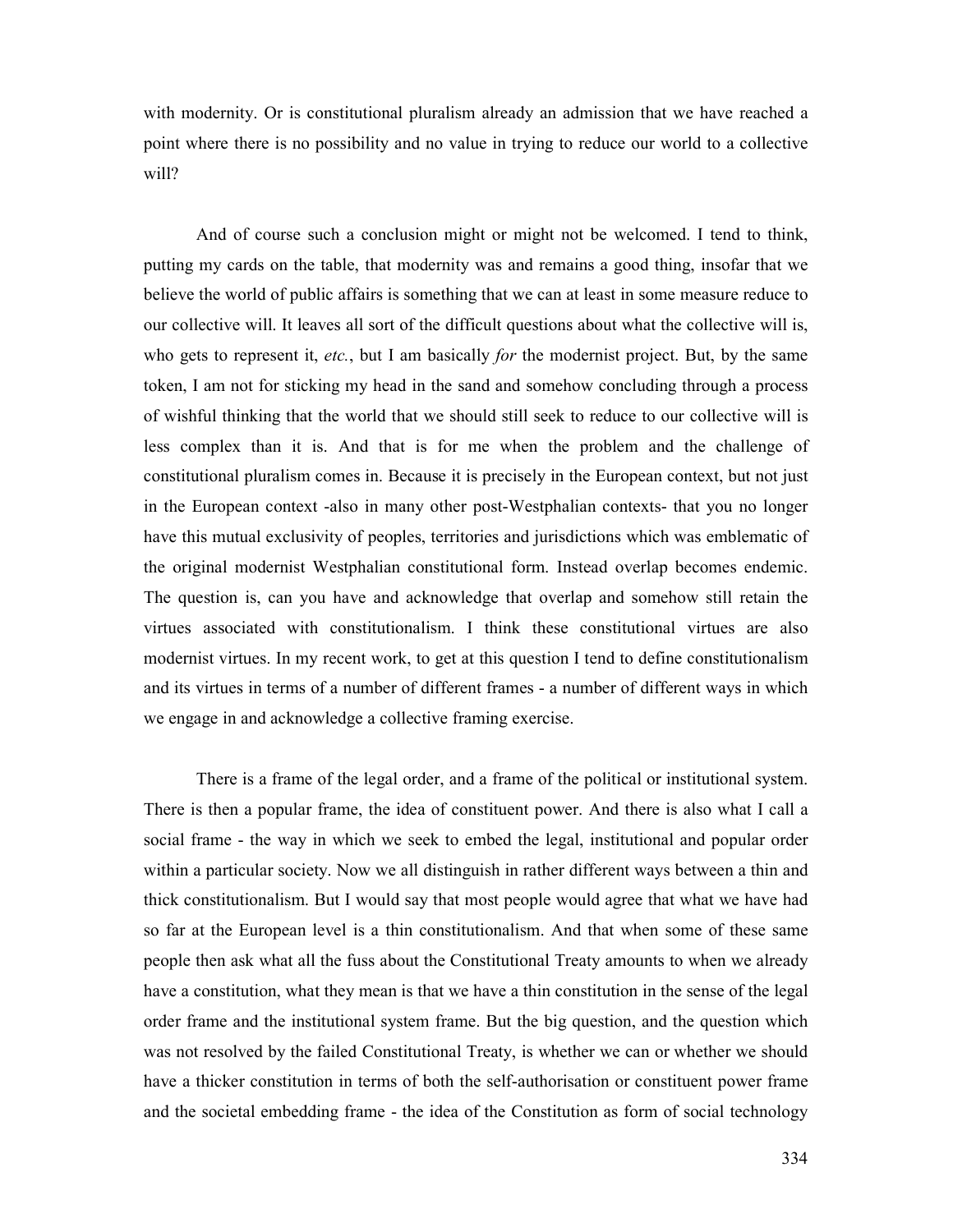with modernity. Or is constitutional pluralism already an admission that we have reached a point where there is no possibility and no value in trying to reduce our world to a collective will?

And of course such a conclusion might or might not be welcomed. I tend to think, putting my cards on the table, that modernity was and remains a good thing, insofar that we believe the world of public affairs is something that we can at least in some measure reduce to our collective will. It leaves all sort of the difficult questions about what the collective will is, who gets to represent it, *etc.*, but I am basically *for* the modernist project. But, by the same token, I am not for sticking my head in the sand and somehow concluding through a process of wishful thinking that the world that we should still seek to reduce to our collective will is less complex than it is. And that is for me when the problem and the challenge of constitutional pluralism comes in. Because it is precisely in the European context, but not just in the European context -also in many other post-Westphalian contexts- that you no longer have this mutual exclusivity of peoples, territories and jurisdictions which was emblematic of the original modernist Westphalian constitutional form. Instead overlap becomes endemic. The question is, can you have and acknowledge that overlap and somehow still retain the virtues associated with constitutionalism. I think these constitutional virtues are also modernist virtues. In my recent work, to get at this question I tend to define constitutionalism and its virtues in terms of a number of different frames - a number of different ways in which we engage in and acknowledge a collective framing exercise.

There is a frame of the legal order, and a frame of the political or institutional system. There is then a popular frame, the idea of constituent power. And there is also what I call a social frame - the way in which we seek to embed the legal, institutional and popular order within a particular society. Now we all distinguish in rather different ways between a thin and thick constitutionalism. But I would say that most people would agree that what we have had so far at the European level is a thin constitutionalism. And that when some of these same people then ask what all the fuss about the Constitutional Treaty amounts to when we already have a constitution, what they mean is that we have a thin constitution in the sense of the legal order frame and the institutional system frame. But the big question, and the question which was not resolved by the failed Constitutional Treaty, is whether we can or whether we should have a thicker constitution in terms of both the self-authorisation or constituent power frame and the societal embedding frame - the idea of the Constitution as form of social technology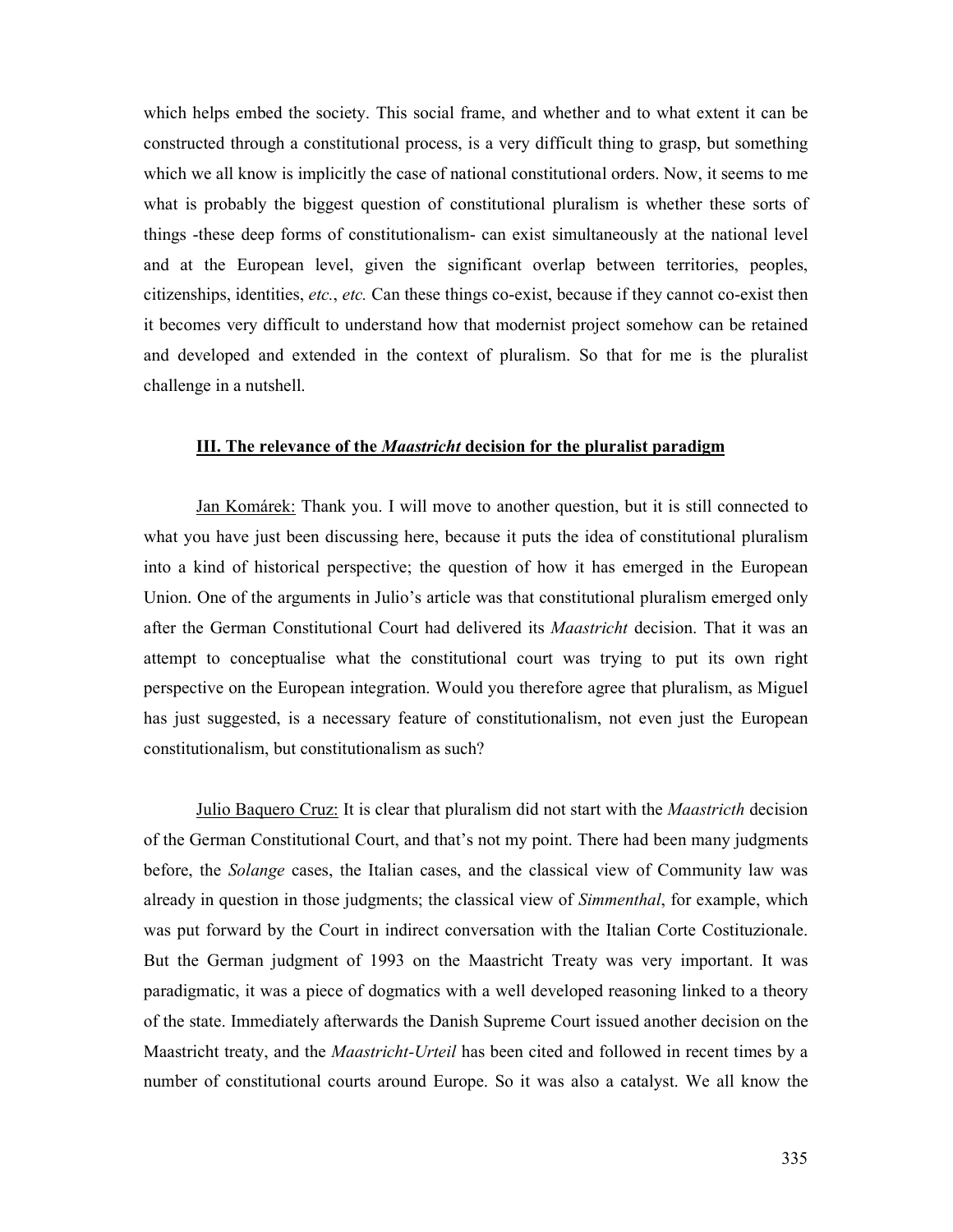which helps embed the society. This social frame, and whether and to what extent it can be constructed through a constitutional process, is a very difficult thing to grasp, but something which we all know is implicitly the case of national constitutional orders. Now, it seems to me what is probably the biggest question of constitutional pluralism is whether these sorts of things -these deep forms of constitutionalism- can exist simultaneously at the national level and at the European level, given the significant overlap between territories, peoples, citizenships, identities, *etc.*, *etc.* Can these things co-exist, because if they cannot co-exist then it becomes very difficult to understand how that modernist project somehow can be retained and developed and extended in the context of pluralism. So that for me is the pluralist challenge in a nutshell.

## III. The relevance of the *Maastricht* decision for the pluralist paradigm

Jan Komárek: Thank you. I will move to another question, but it is still connected to what you have just been discussing here, because it puts the idea of constitutional pluralism into a kind of historical perspective; the question of how it has emerged in the European Union. One of the arguments in Julio's article was that constitutional pluralism emerged only after the German Constitutional Court had delivered its *Maastricht* decision. That it was an attempt to conceptualise what the constitutional court was trying to put its own right perspective on the European integration. Would you therefore agree that pluralism, as Miguel has just suggested, is a necessary feature of constitutionalism, not even just the European constitutionalism, but constitutionalism as such?

Julio Baquero Cruz: It is clear that pluralism did not start with the *Maastricth* decision of the German Constitutional Court, and that's not my point. There had been many judgments before, the *Solange* cases, the Italian cases, and the classical view of Community law was already in question in those judgments; the classical view of *Simmenthal*, for example, which was put forward by the Court in indirect conversation with the Italian Corte Costituzionale. But the German judgment of 1993 on the Maastricht Treaty was very important. It was paradigmatic, it was a piece of dogmatics with a well developed reasoning linked to a theory of the state. Immediately afterwards the Danish Supreme Court issued another decision on the Maastricht treaty, and the *Maastricht-Urteil* has been cited and followed in recent times by a number of constitutional courts around Europe. So it was also a catalyst. We all know the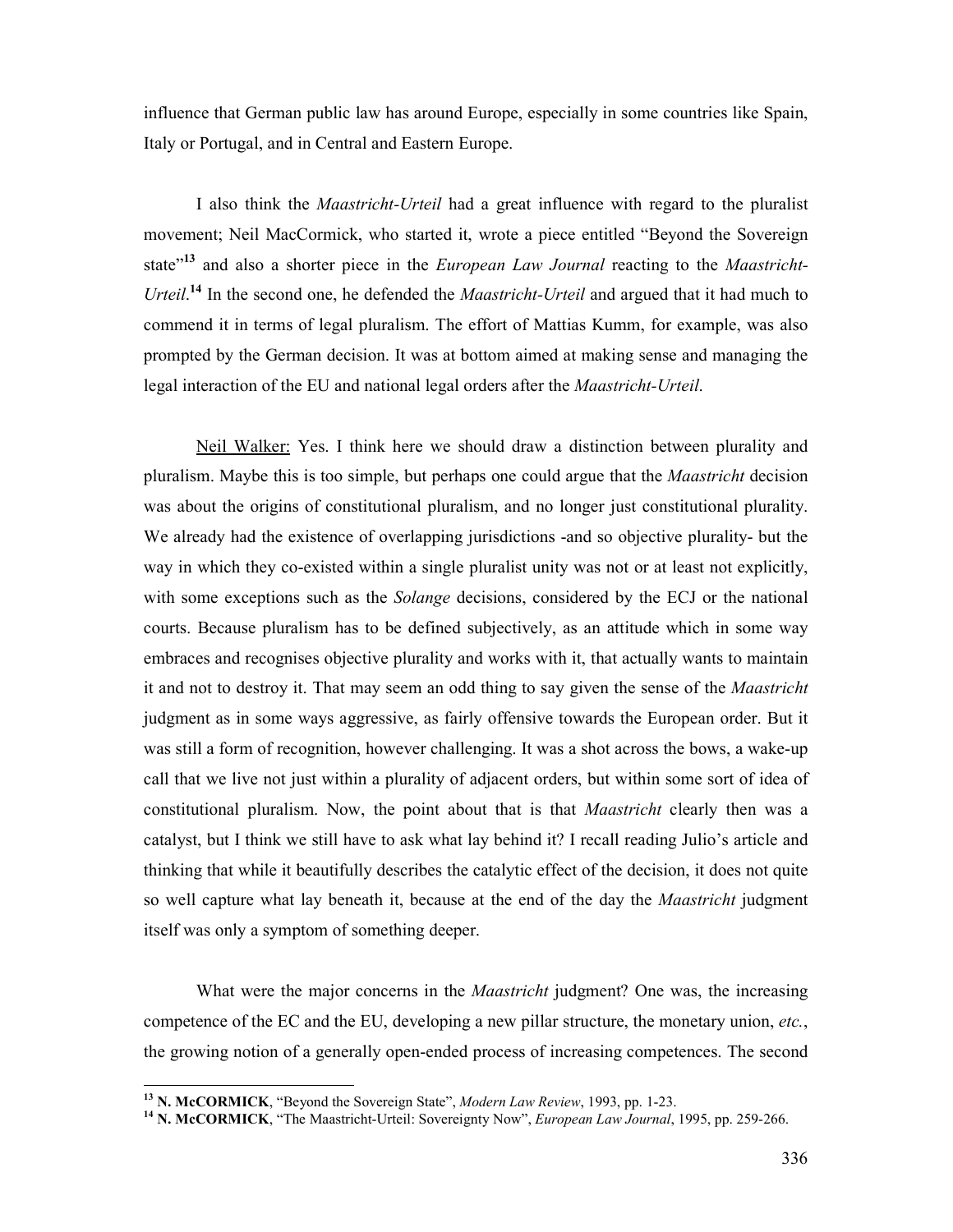influence that German public law has around Europe, especially in some countries like Spain, Italy or Portugal, and in Central and Eastern Europe.

I also think the *Maastricht-Urteil* had a great influence with regard to the pluralist movement; Neil MacCormick, who started it, wrote a piece entitled "Beyond the Sovereign state"[13] and also a shorter piece in the *European Law Journal* reacting to the *Maastricht-Urteil*.[14] In the second one, he defended the *Maastricht-Urteil* and argued that it had much to commend it in terms of legal pluralism. The effort of Mattias Kumm, for example, was also prompted by the German decision. It was at bottom aimed at making sense and managing the legal interaction of the EU and national legal orders after the *Maastricht-Urteil*.

Neil Walker: Yes. I think here we should draw a distinction between plurality and pluralism. Maybe this is too simple, but perhaps one could argue that the *Maastricht* decision was about the origins of constitutional pluralism, and no longer just constitutional plurality. We already had the existence of overlapping jurisdictions -and so objective plurality- but the way in which they co-existed within a single pluralist unity was not or at least not explicitly, with some exceptions such as the *Solange* decisions, considered by the ECJ or the national courts. Because pluralism has to be defined subjectively, as an attitude which in some way embraces and recognises objective plurality and works with it, that actually wants to maintain it and not to destroy it. That may seem an odd thing to say given the sense of the *Maastricht* judgment as in some ways aggressive, as fairly offensive towards the European order. But it was still a form of recognition, however challenging. It was a shot across the bows, a wake-up call that we live not just within a plurality of adjacent orders, but within some sort of idea of constitutional pluralism. Now, the point about that is that *Maastricht* clearly then was a catalyst, but I think we still have to ask what lay behind it? I recall reading Julio's article and thinking that while it beautifully describes the catalytic effect of the decision, it does not quite so well capture what lay beneath it, because at the end of the day the *Maastricht* judgment itself was only a symptom of something deeper.

What were the major concerns in the *Maastricht* judgment? One was, the increasing competence of the EC and the EU, developing a new pillar structure, the monetary union, *etc.*, the growing notion of a generally open-ended process of increasing competences. The second

---

[13] **N. McCORMICK**, "Beyond the Sovereign State", *Modern Law Review*, 1993, pp. 1-23.

[14] **N. McCORMICK**, "The Maastricht-Urteil: Sovereignty Now", *European Law Journal*, 1995, pp. 259-266.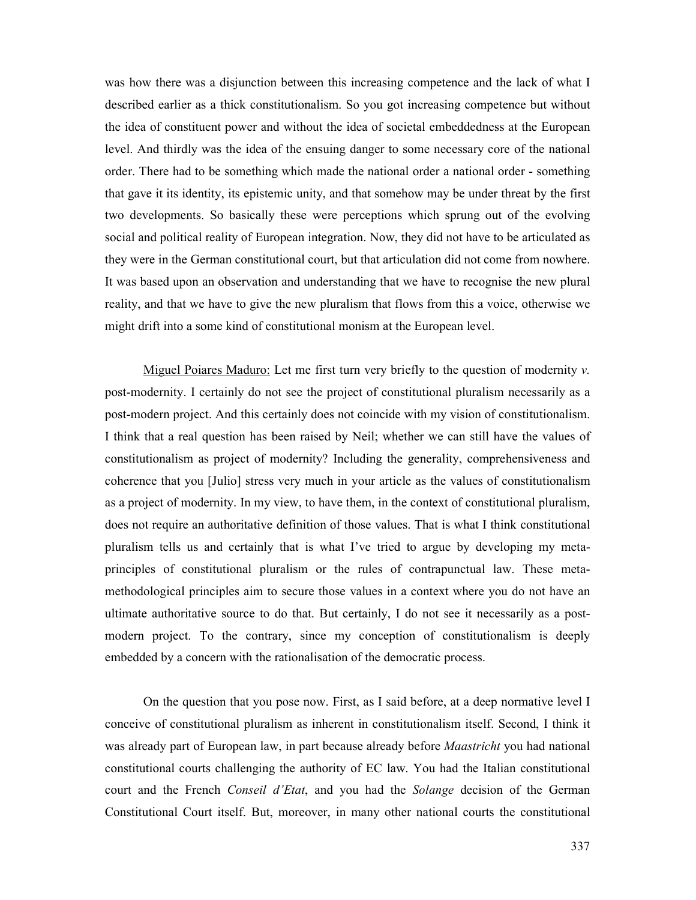was how there was a disjunction between this increasing competence and the lack of what I described earlier as a thick constitutionalism. So you got increasing competence but without the idea of constituent power and without the idea of societal embeddedness at the European level. And thirdly was the idea of the ensuing danger to some necessary core of the national order. There had to be something which made the national order a national order - something that gave it its identity, its epistemic unity, and that somehow may be under threat by the first two developments. So basically these were perceptions which sprung out of the evolving social and political reality of European integration. Now, they did not have to be articulated as they were in the German constitutional court, but that articulation did not come from nowhere. It was based upon an observation and understanding that we have to recognise the new plural reality, and that we have to give the new pluralism that flows from this a voice, otherwise we might drift into a some kind of constitutional monism at the European level.

<u>Miguel Poiares Maduro:</u> Let me first turn very briefly to the question of modernity *v.* post-modernity. I certainly do not see the project of constitutional pluralism necessarily as a post-modern project. And this certainly does not coincide with my vision of constitutionalism. I think that a real question has been raised by Neil; whether we can still have the values of constitutionalism as project of modernity? Including the generality, comprehensiveness and coherence that you [Julio] stress very much in your article as the values of constitutionalism as a project of modernity. In my view, to have them, in the context of constitutional pluralism, does not require an authoritative definition of those values. That is what I think constitutional pluralism tells us and certainly that is what I've tried to argue by developing my meta-principles of constitutional pluralism or the rules of contrapunctual law. These meta-methodological principles aim to secure those values in a context where you do not have an ultimate authoritative source to do that. But certainly, I do not see it necessarily as a post-modern project. To the contrary, since my conception of constitutionalism is deeply embedded by a concern with the rationalisation of the democratic process.

On the question that you pose now. First, as I said before, at a deep normative level I conceive of constitutional pluralism as inherent in constitutionalism itself. Second, I think it was already part of European law, in part because already before *Maastricht* you had national constitutional courts challenging the authority of EC law. You had the Italian constitutional court and the French *Conseil d'Etat*, and you had the *Solange* decision of the German Constitutional Court itself. But, moreover, in many other national courts the constitutional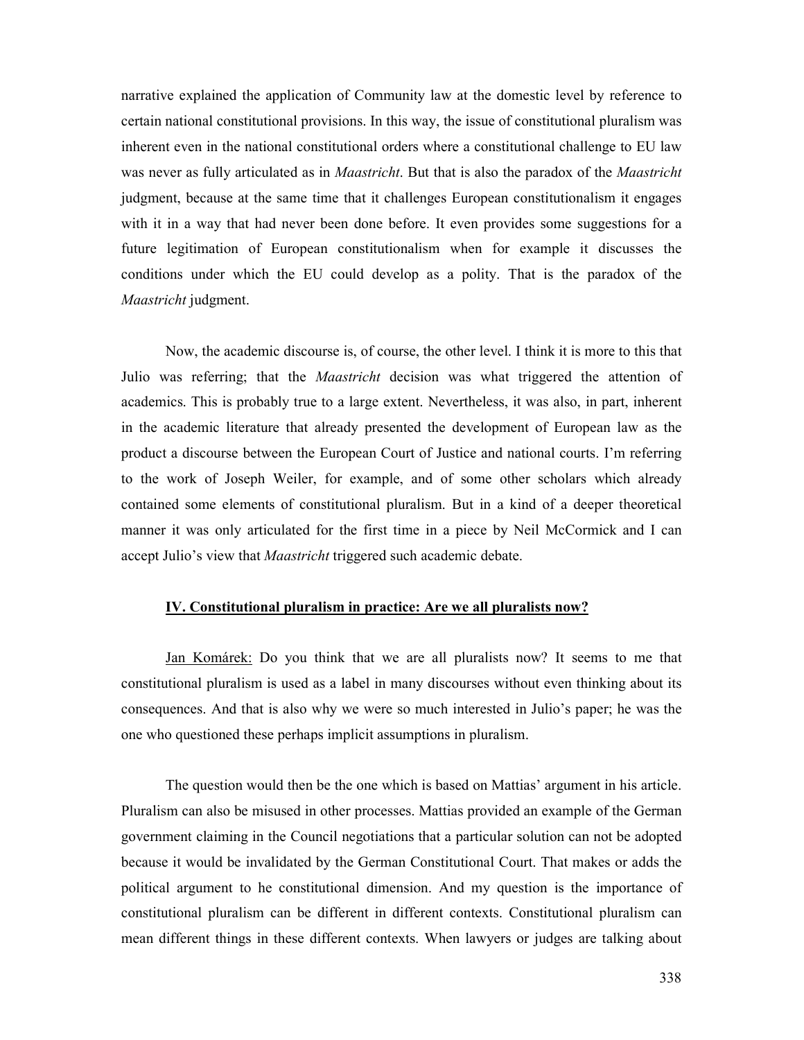narrative explained the application of Community law at the domestic level by reference to certain national constitutional provisions. In this way, the issue of constitutional pluralism was inherent even in the national constitutional orders where a constitutional challenge to EU law was never as fully articulated as in *Maastricht*. But that is also the paradox of the *Maastricht* judgment, because at the same time that it challenges European constitutionalism it engages with it in a way that had never been done before. It even provides some suggestions for a future legitimation of European constitutionalism when for example it discusses the conditions under which the EU could develop as a polity. That is the paradox of the *Maastricht* judgment.

Now, the academic discourse is, of course, the other level. I think it is more to this that Julio was referring; that the *Maastricht* decision was what triggered the attention of academics. This is probably true to a large extent. Nevertheless, it was also, in part, inherent in the academic literature that already presented the development of European law as the product a discourse between the European Court of Justice and national courts. I'm referring to the work of Joseph Weiler, for example, and of some other scholars which already contained some elements of constitutional pluralism. But in a kind of a deeper theoretical manner it was only articulated for the first time in a piece by Neil McCormick and I can accept Julio's view that *Maastricht* triggered such academic debate.

## IV. Constitutional pluralism in practice: Are we all pluralists now?

Jan Komárek: Do you think that we are all pluralists now? It seems to me that constitutional pluralism is used as a label in many discourses without even thinking about its consequences. And that is also why we were so much interested in Julio's paper; he was the one who questioned these perhaps implicit assumptions in pluralism.

The question would then be the one which is based on Mattias' argument in his article. Pluralism can also be misused in other processes. Mattias provided an example of the German government claiming in the Council negotiations that a particular solution can not be adopted because it would be invalidated by the German Constitutional Court. That makes or adds the political argument to he constitutional dimension. And my question is the importance of constitutional pluralism can be different in different contexts. Constitutional pluralism can mean different things in these different contexts. When lawyers or judges are talking about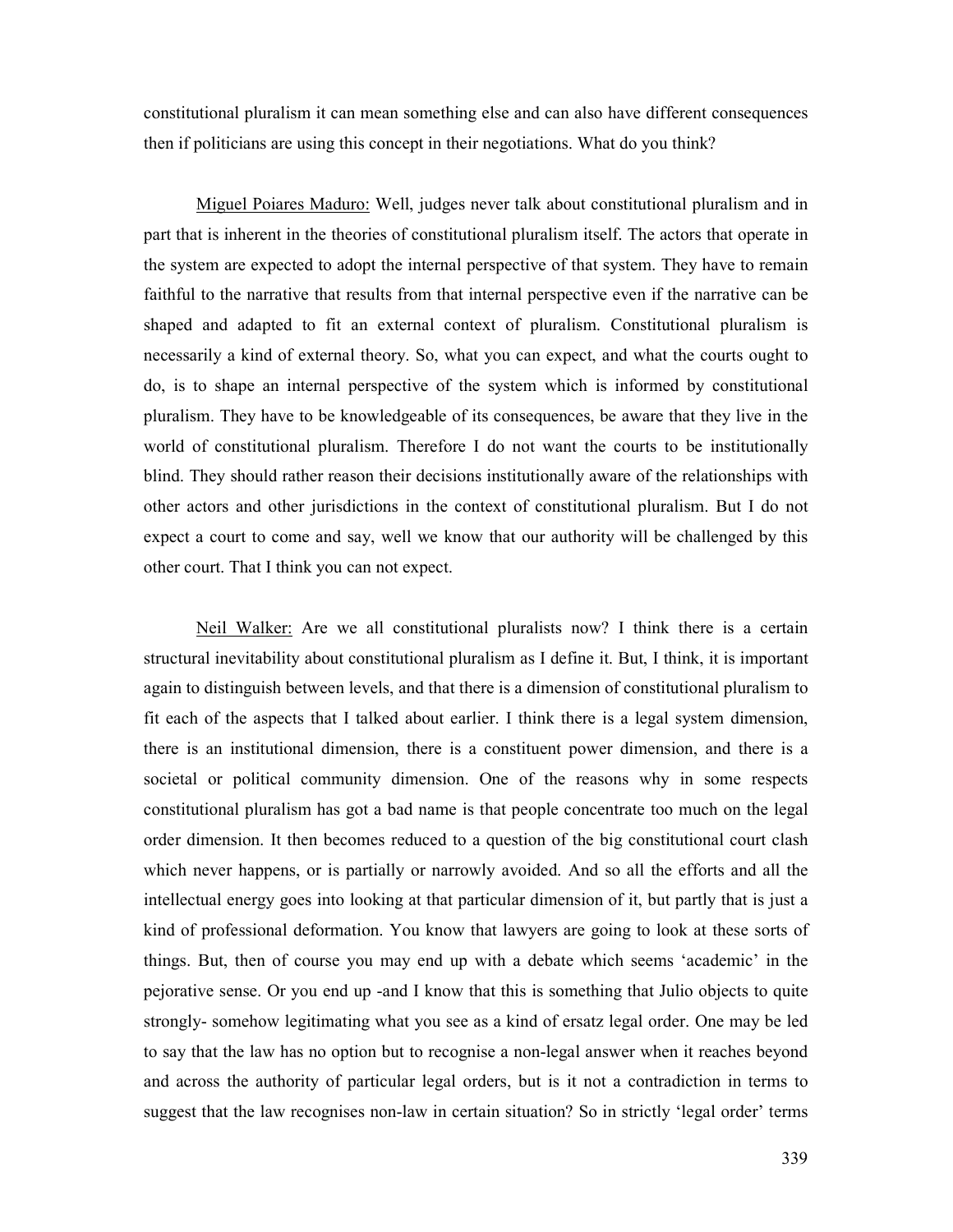constitutional pluralism it can mean something else and can also have different consequences then if politicians are using this concept in their negotiations. What do you think?

Miguel Poiares Maduro: Well, judges never talk about constitutional pluralism and in part that is inherent in the theories of constitutional pluralism itself. The actors that operate in the system are expected to adopt the internal perspective of that system. They have to remain faithful to the narrative that results from that internal perspective even if the narrative can be shaped and adapted to fit an external context of pluralism. Constitutional pluralism is necessarily a kind of external theory. So, what you can expect, and what the courts ought to do, is to shape an internal perspective of the system which is informed by constitutional pluralism. They have to be knowledgeable of its consequences, be aware that they live in the world of constitutional pluralism. Therefore I do not want the courts to be institutionally blind. They should rather reason their decisions institutionally aware of the relationships with other actors and other jurisdictions in the context of constitutional pluralism. But I do not expect a court to come and say, well we know that our authority will be challenged by this other court. That I think you can not expect.

Neil Walker: Are we all constitutional pluralists now? I think there is a certain structural inevitability about constitutional pluralism as I define it. But, I think, it is important again to distinguish between levels, and that there is a dimension of constitutional pluralism to fit each of the aspects that I talked about earlier. I think there is a legal system dimension, there is an institutional dimension, there is a constituent power dimension, and there is a societal or political community dimension. One of the reasons why in some respects constitutional pluralism has got a bad name is that people concentrate too much on the legal order dimension. It then becomes reduced to a question of the big constitutional court clash which never happens, or is partially or narrowly avoided. And so all the efforts and all the intellectual energy goes into looking at that particular dimension of it, but partly that is just a kind of professional deformation. You know that lawyers are going to look at these sorts of things. But, then of course you may end up with a debate which seems 'academic' in the pejorative sense. Or you end up -and I know that this is something that Julio objects to quite strongly- somehow legitimating what you see as a kind of ersatz legal order. One may be led to say that the law has no option but to recognise a non-legal answer when it reaches beyond and across the authority of particular legal orders, but is it not a contradiction in terms to suggest that the law recognises non-law in certain situation? So in strictly 'legal order' terms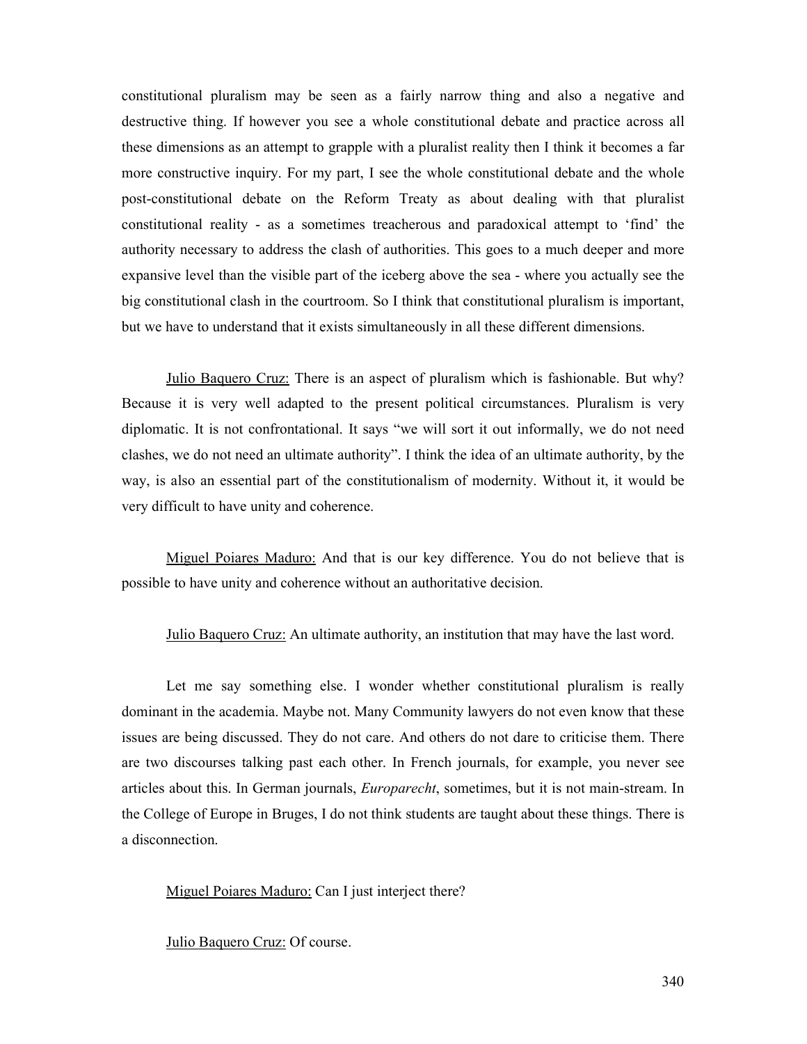constitutional pluralism may be seen as a fairly narrow thing and also a negative and destructive thing. If however you see a whole constitutional debate and practice across all these dimensions as an attempt to grapple with a pluralist reality then I think it becomes a far more constructive inquiry. For my part, I see the whole constitutional debate and the whole post-constitutional debate on the Reform Treaty as about dealing with that pluralist constitutional reality - as a sometimes treacherous and paradoxical attempt to 'find' the authority necessary to address the clash of authorities. This goes to a much deeper and more expansive level than the visible part of the iceberg above the sea - where you actually see the big constitutional clash in the courtroom. So I think that constitutional pluralism is important, but we have to understand that it exists simultaneously in all these different dimensions.

Julio Baquero Cruz: There is an aspect of pluralism which is fashionable. But why? Because it is very well adapted to the present political circumstances. Pluralism is very diplomatic. It is not confrontational. It says "we will sort it out informally, we do not need clashes, we do not need an ultimate authority". I think the idea of an ultimate authority, by the way, is also an essential part of the constitutionalism of modernity. Without it, it would be very difficult to have unity and coherence.

Miguel Poiares Maduro: And that is our key difference. You do not believe that is possible to have unity and coherence without an authoritative decision.

Julio Baquero Cruz: An ultimate authority, an institution that may have the last word.

Let me say something else. I wonder whether constitutional pluralism is really dominant in the academia. Maybe not. Many Community lawyers do not even know that these issues are being discussed. They do not care. And others do not dare to criticise them. There are two discourses talking past each other. In French journals, for example, you never see articles about this. In German journals, *Europarecht*, sometimes, but it is not main-stream. In the College of Europe in Bruges, I do not think students are taught about these things. There is a disconnection.

Miguel Poiares Maduro: Can I just interject there?

Julio Baquero Cruz: Of course.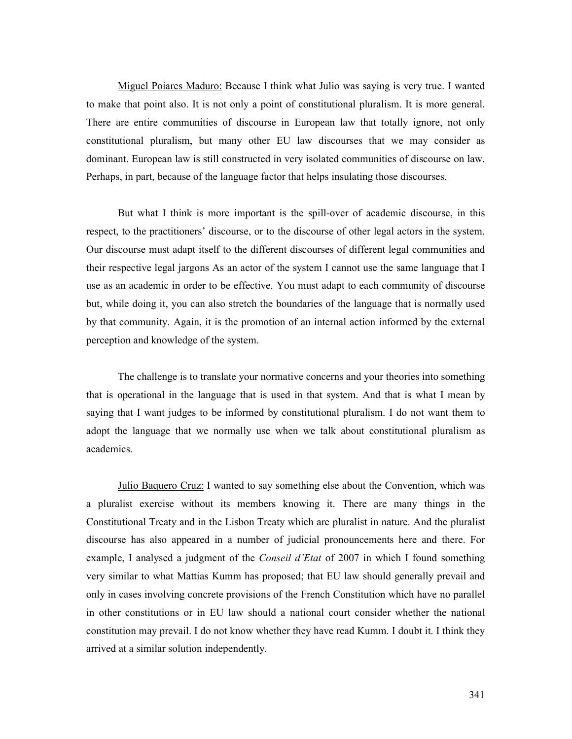<u>Miguel Poiares Maduro:</u> Because I think what Julio was saying is very true. I wanted to make that point also. It is not only a point of constitutional pluralism. It is more general. There are entire communities of discourse in European law that totally ignore, not only constitutional pluralism, but many other EU law discourses that we may consider as dominant. European law is still constructed in very isolated communities of discourse on law. Perhaps, in part, because of the language factor that helps insulating those discourses.

But what I think is more important is the spill-over of academic discourse, in this respect, to the practitioners' discourse, or to the discourse of other legal actors in the system. Our discourse must adapt itself to the different discourses of different legal communities and their respective legal jargons As an actor of the system I cannot use the same language that I use as an academic in order to be effective. You must adapt to each community of discourse but, while doing it, you can also stretch the boundaries of the language that is normally used by that community. Again, it is the promotion of an internal action informed by the external perception and knowledge of the system.

The challenge is to translate your normative concerns and your theories into something that is operational in the language that is used in that system. And that is what I mean by saying that I want judges to be informed by constitutional pluralism. I do not want them to adopt the language that we normally use when we talk about constitutional pluralism as academics.

<u>Julio Baquero Cruz:</u> I wanted to say something else about the Convention, which was a pluralist exercise without its members knowing it. There are many things in the Constitutional Treaty and in the Lisbon Treaty which are pluralist in nature. And the pluralist discourse has also appeared in a number of judicial pronouncements here and there. For example, I analysed a judgment of the *Conseil d'Etat* of 2007 in which I found something very similar to what Mattias Kumm has proposed; that EU law should generally prevail and only in cases involving concrete provisions of the French Constitution which have no parallel in other constitutions or in EU law should a national court consider whether the national constitution may prevail. I do not know whether they have read Kumm. I doubt it. I think they arrived at a similar solution independently.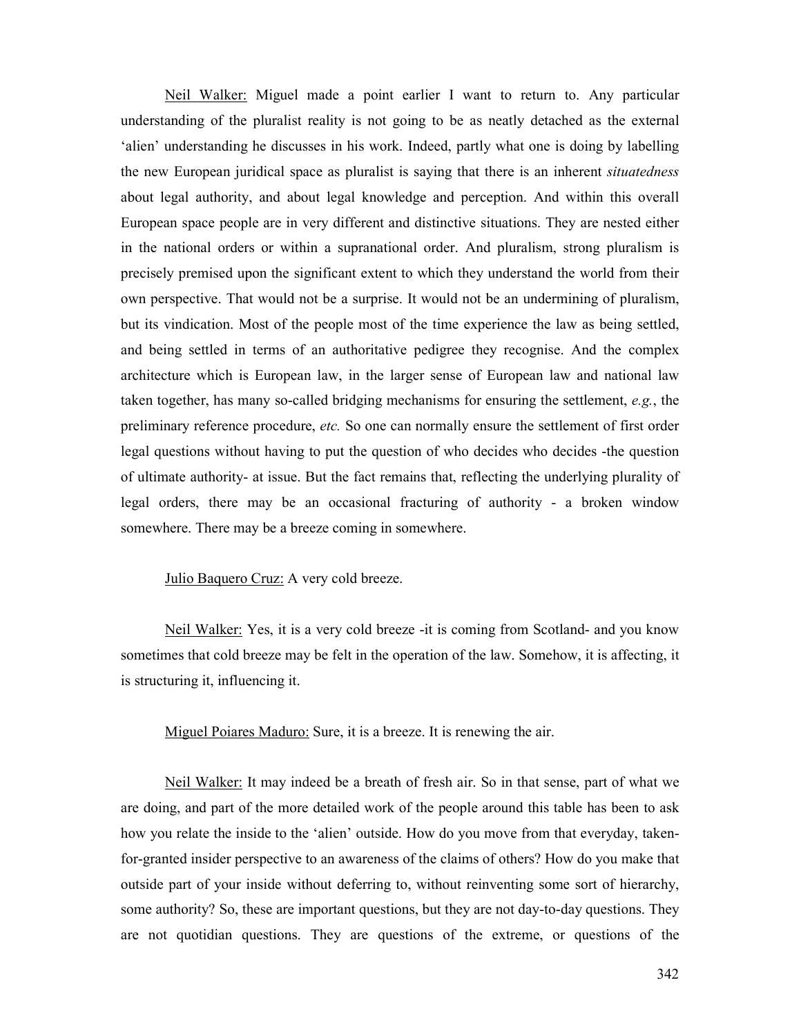Neil Walker: Miguel made a point earlier I want to return to. Any particular understanding of the pluralist reality is not going to be as neatly detached as the external 'alien' understanding he discusses in his work. Indeed, partly what one is doing by labelling the new European juridical space as pluralist is saying that there is an inherent *situatedness* about legal authority, and about legal knowledge and perception. And within this overall European space people are in very different and distinctive situations. They are nested either in the national orders or within a supranational order. And pluralism, strong pluralism is precisely premised upon the significant extent to which they understand the world from their own perspective. That would not be a surprise. It would not be an undermining of pluralism, but its vindication. Most of the people most of the time experience the law as being settled, and being settled in terms of an authoritative pedigree they recognise. And the complex architecture which is European law, in the larger sense of European law and national law taken together, has many so-called bridging mechanisms for ensuring the settlement, *e.g.*, the preliminary reference procedure, *etc.* So one can normally ensure the settlement of first order legal questions without having to put the question of who decides who decides -the question of ultimate authority- at issue. But the fact remains that, reflecting the underlying plurality of legal orders, there may be an occasional fracturing of authority - a broken window somewhere. There may be a breeze coming in somewhere.

Julio Baquero Cruz: A very cold breeze.

Neil Walker: Yes, it is a very cold breeze -it is coming from Scotland- and you know sometimes that cold breeze may be felt in the operation of the law. Somehow, it is affecting, it is structuring it, influencing it.

Miguel Poiares Maduro: Sure, it is a breeze. It is renewing the air.

Neil Walker: It may indeed be a breath of fresh air. So in that sense, part of what we are doing, and part of the more detailed work of the people around this table has been to ask how you relate the inside to the 'alien' outside. How do you move from that everyday, taken-for-granted insider perspective to an awareness of the claims of others? How do you make that outside part of your inside without deferring to, without reinventing some sort of hierarchy, some authority? So, these are important questions, but they are not day-to-day questions. They are not quotidian questions. They are questions of the extreme, or questions of the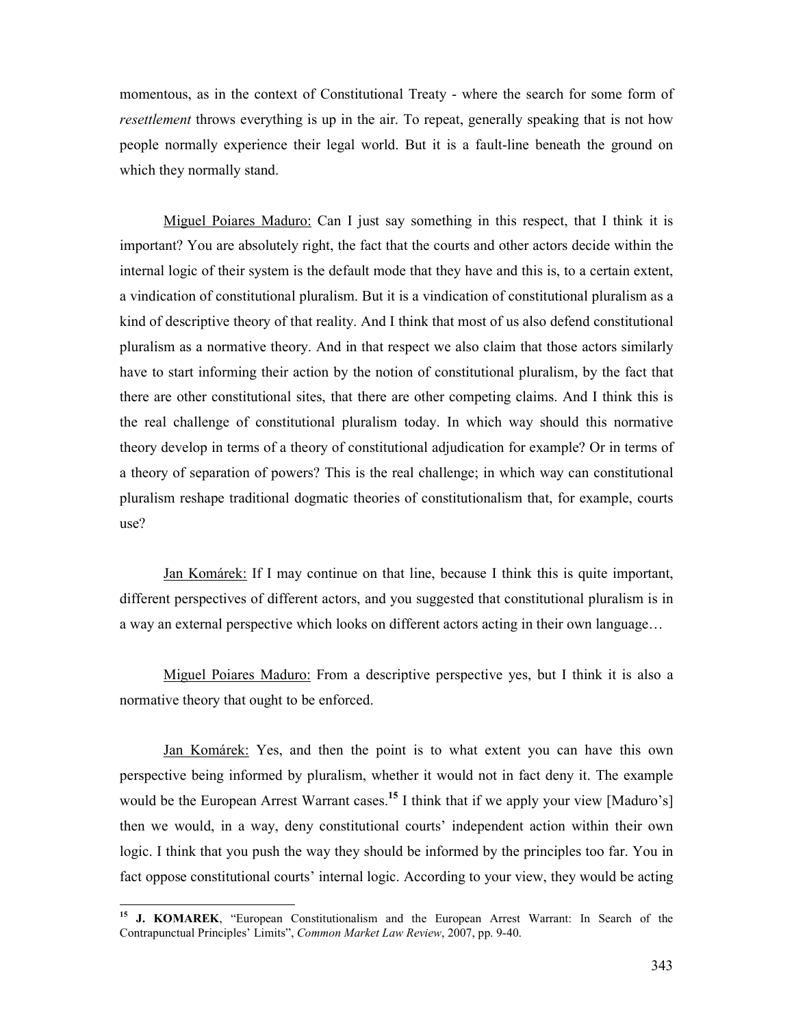momentous, as in the context of Constitutional Treaty - where the search for some form of *resettlement* throws everything is up in the air. To repeat, generally speaking that is not how people normally experience their legal world. But it is a fault-line beneath the ground on which they normally stand.

Miguel Poiares Maduro: Can I just say something in this respect, that I think it is important? You are absolutely right, the fact that the courts and other actors decide within the internal logic of their system is the default mode that they have and this is, to a certain extent, a vindication of constitutional pluralism. But it is a vindication of constitutional pluralism as a kind of descriptive theory of that reality. And I think that most of us also defend constitutional pluralism as a normative theory. And in that respect we also claim that those actors similarly have to start informing their action by the notion of constitutional pluralism, by the fact that there are other constitutional sites, that there are other competing claims. And I think this is the real challenge of constitutional pluralism today. In which way should this normative theory develop in terms of a theory of constitutional adjudication for example? Or in terms of a theory of separation of powers? This is the real challenge; in which way can constitutional pluralism reshape traditional dogmatic theories of constitutionalism that, for example, courts use?

Jan Komárek: If I may continue on that line, because I think this is quite important, different perspectives of different actors, and you suggested that constitutional pluralism is in a way an external perspective which looks on different actors acting in their own language…

Miguel Poiares Maduro: From a descriptive perspective yes, but I think it is also a normative theory that ought to be enforced.

Jan Komárek: Yes, and then the point is to what extent you can have this own perspective being informed by pluralism, whether it would not in fact deny it. The example would be the European Arrest Warrant cases.[15] I think that if we apply your view [Maduro's] then we would, in a way, deny constitutional courts' independent action within their own logic. I think that you push the way they should be informed by the principles too far. You in fact oppose constitutional courts' internal logic. According to your view, they would be acting

---

[15] **J. KOMAREK**, "European Constitutionalism and the European Arrest Warrant: In Search of the Contrapunctual Principles' Limits", *Common Market Law Review*, 2007, pp. 9-40.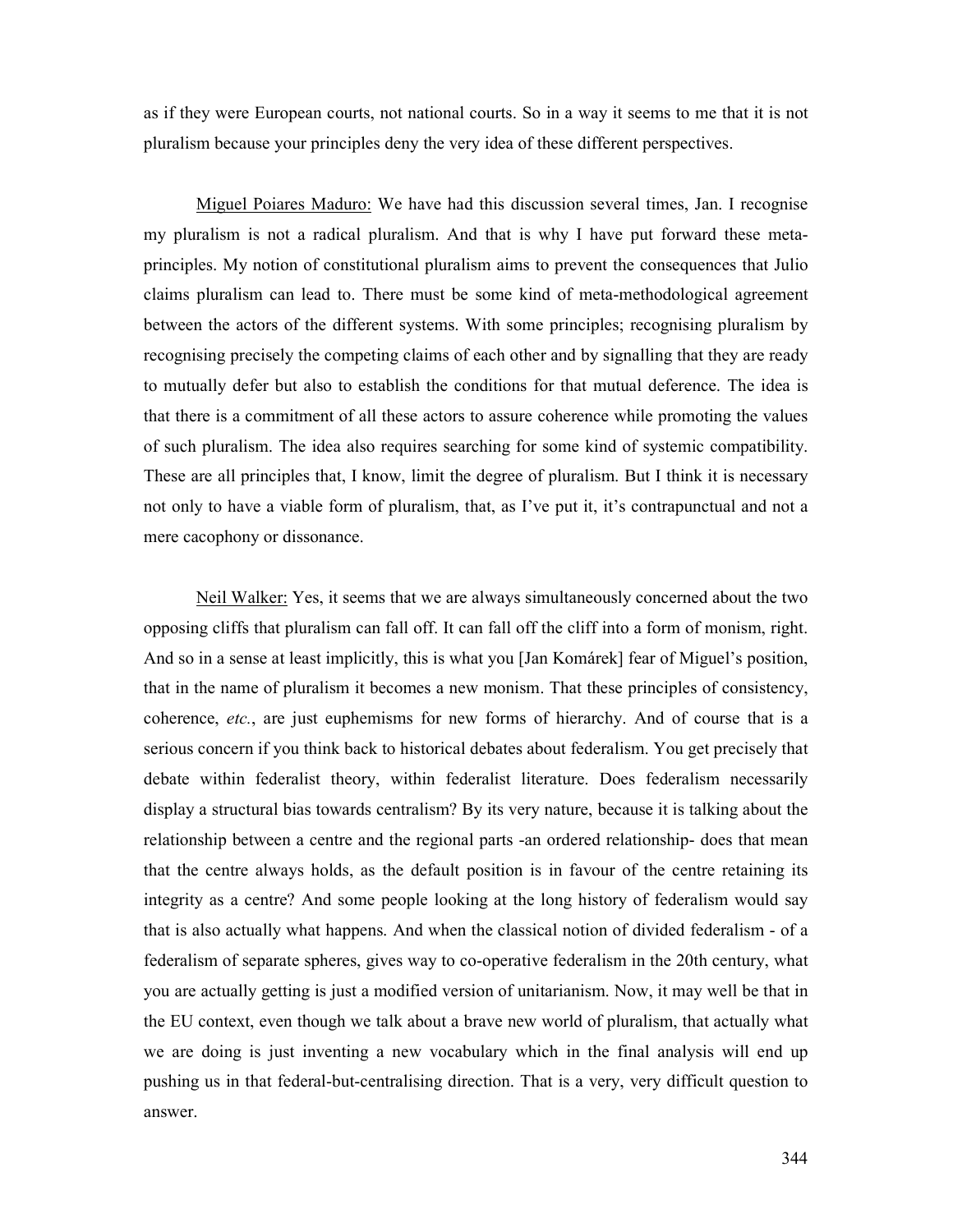as if they were European courts, not national courts. So in a way it seems to me that it is not pluralism because your principles deny the very idea of these different perspectives.

<u>Miguel Poiares Maduro:</u> We have had this discussion several times, Jan. I recognise my pluralism is not a radical pluralism. And that is why I have put forward these meta-principles. My notion of constitutional pluralism aims to prevent the consequences that Julio claims pluralism can lead to. There must be some kind of meta-methodological agreement between the actors of the different systems. With some principles; recognising pluralism by recognising precisely the competing claims of each other and by signalling that they are ready to mutually defer but also to establish the conditions for that mutual deference. The idea is that there is a commitment of all these actors to assure coherence while promoting the values of such pluralism. The idea also requires searching for some kind of systemic compatibility. These are all principles that, I know, limit the degree of pluralism. But I think it is necessary not only to have a viable form of pluralism, that, as I've put it, it's contrapunctual and not a mere cacophony or dissonance.

<u>Neil Walker:</u> Yes, it seems that we are always simultaneously concerned about the two opposing cliffs that pluralism can fall off. It can fall off the cliff into a form of monism, right. And so in a sense at least implicitly, this is what you [Jan Komárek] fear of Miguel's position, that in the name of pluralism it becomes a new monism. That these principles of consistency, coherence, *etc.*, are just euphemisms for new forms of hierarchy. And of course that is a serious concern if you think back to historical debates about federalism. You get precisely that debate within federalist theory, within federalist literature. Does federalism necessarily display a structural bias towards centralism? By its very nature, because it is talking about the relationship between a centre and the regional parts -an ordered relationship- does that mean that the centre always holds, as the default position is in favour of the centre retaining its integrity as a centre? And some people looking at the long history of federalism would say that is also actually what happens. And when the classical notion of divided federalism - of a federalism of separate spheres, gives way to co-operative federalism in the 20th century, what you are actually getting is just a modified version of unitarianism. Now, it may well be that in the EU context, even though we talk about a brave new world of pluralism, that actually what we are doing is just inventing a new vocabulary which in the final analysis will end up pushing us in that federal-but-centralising direction. That is a very, very difficult question to answer.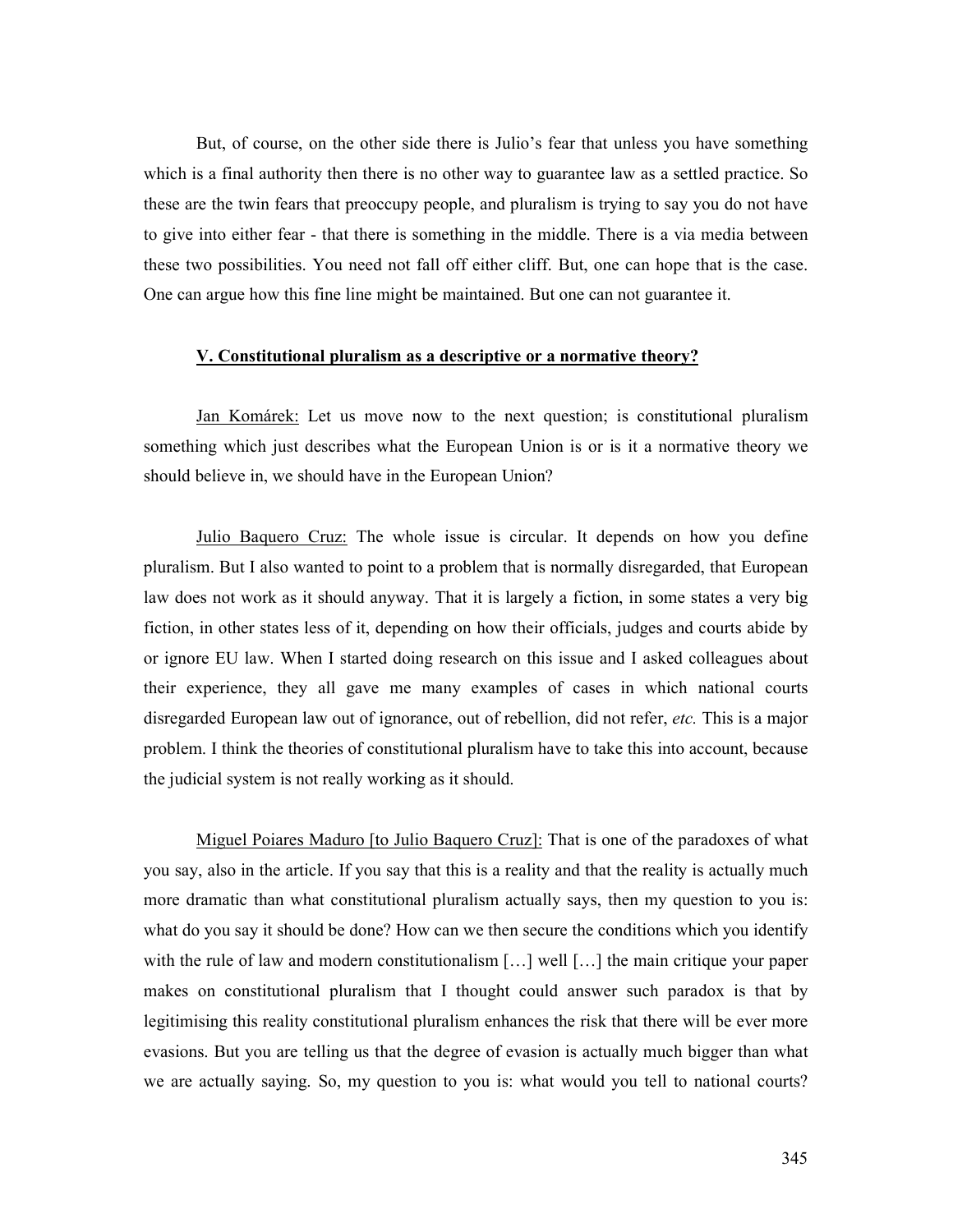But, of course, on the other side there is Julio's fear that unless you have something which is a final authority then there is no other way to guarantee law as a settled practice. So these are the twin fears that preoccupy people, and pluralism is trying to say you do not have to give into either fear - that there is something in the middle. There is a via media between these two possibilities. You need not fall off either cliff. But, one can hope that is the case. One can argue how this fine line might be maintained. But one can not guarantee it.

## V. Constitutional pluralism as a descriptive or a normative theory?

Jan Komárek: Let us move now to the next question; is constitutional pluralism something which just describes what the European Union is or is it a normative theory we should believe in, we should have in the European Union?

Julio Baquero Cruz: The whole issue is circular. It depends on how you define pluralism. But I also wanted to point to a problem that is normally disregarded, that European law does not work as it should anyway. That it is largely a fiction, in some states a very big fiction, in other states less of it, depending on how their officials, judges and courts abide by or ignore EU law. When I started doing research on this issue and I asked colleagues about their experience, they all gave me many examples of cases in which national courts disregarded European law out of ignorance, out of rebellion, did not refer, *etc.* This is a major problem. I think the theories of constitutional pluralism have to take this into account, because the judicial system is not really working as it should.

Miguel Poiares Maduro [to Julio Baquero Cruz]: That is one of the paradoxes of what you say, also in the article. If you say that this is a reality and that the reality is actually much more dramatic than what constitutional pluralism actually says, then my question to you is: what do you say it should be done? How can we then secure the conditions which you identify with the rule of law and modern constitutionalism […] well […] the main critique your paper makes on constitutional pluralism that I thought could answer such paradox is that by legitimising this reality constitutional pluralism enhances the risk that there will be ever more evasions. But you are telling us that the degree of evasion is actually much bigger than what we are actually saying. So, my question to you is: what would you tell to national courts?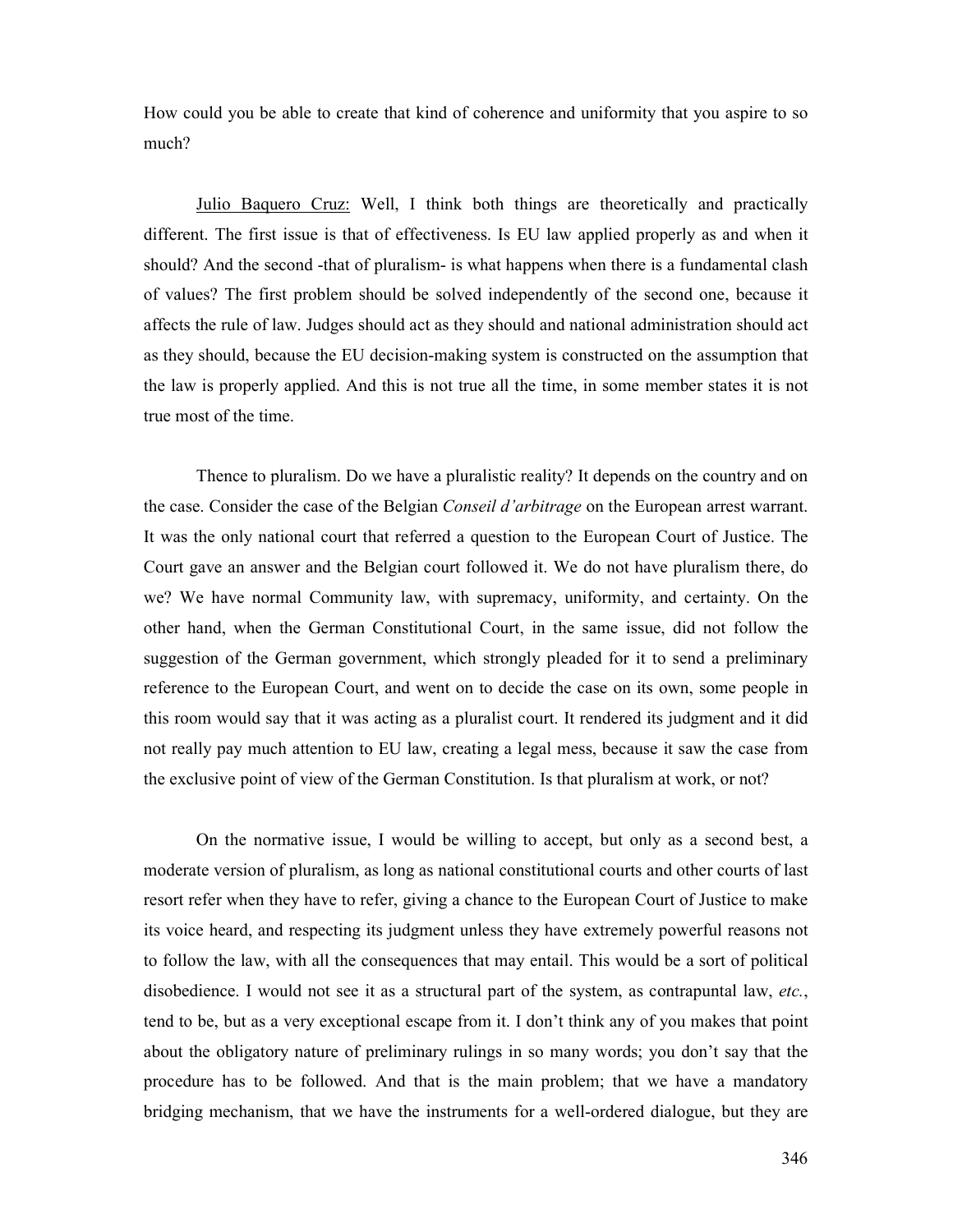How could you be able to create that kind of coherence and uniformity that you aspire to so much?

Julio Baquero Cruz: Well, I think both things are theoretically and practically different. The first issue is that of effectiveness. Is EU law applied properly as and when it should? And the second -that of pluralism- is what happens when there is a fundamental clash of values? The first problem should be solved independently of the second one, because it affects the rule of law. Judges should act as they should and national administration should act as they should, because the EU decision-making system is constructed on the assumption that the law is properly applied. And this is not true all the time, in some member states it is not true most of the time.

Thence to pluralism. Do we have a pluralistic reality? It depends on the country and on the case. Consider the case of the Belgian *Conseil d'arbitrage* on the European arrest warrant. It was the only national court that referred a question to the European Court of Justice. The Court gave an answer and the Belgian court followed it. We do not have pluralism there, do we? We have normal Community law, with supremacy, uniformity, and certainty. On the other hand, when the German Constitutional Court, in the same issue, did not follow the suggestion of the German government, which strongly pleaded for it to send a preliminary reference to the European Court, and went on to decide the case on its own, some people in this room would say that it was acting as a pluralist court. It rendered its judgment and it did not really pay much attention to EU law, creating a legal mess, because it saw the case from the exclusive point of view of the German Constitution. Is that pluralism at work, or not?

On the normative issue, I would be willing to accept, but only as a second best, a moderate version of pluralism, as long as national constitutional courts and other courts of last resort refer when they have to refer, giving a chance to the European Court of Justice to make its voice heard, and respecting its judgment unless they have extremely powerful reasons not to follow the law, with all the consequences that may entail. This would be a sort of political disobedience. I would not see it as a structural part of the system, as contrapuntal law, *etc.*, tend to be, but as a very exceptional escape from it. I don't think any of you makes that point about the obligatory nature of preliminary rulings in so many words; you don't say that the procedure has to be followed. And that is the main problem; that we have a mandatory bridging mechanism, that we have the instruments for a well-ordered dialogue, but they are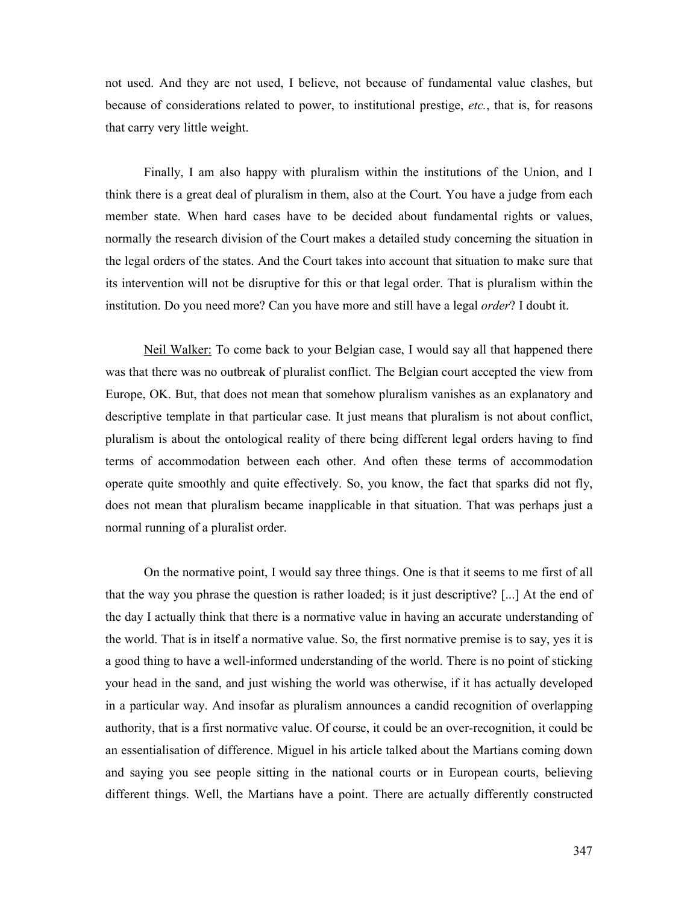not used. And they are not used, I believe, not because of fundamental value clashes, but because of considerations related to power, to institutional prestige, *etc.*, that is, for reasons that carry very little weight.

Finally, I am also happy with pluralism within the institutions of the Union, and I think there is a great deal of pluralism in them, also at the Court. You have a judge from each member state. When hard cases have to be decided about fundamental rights or values, normally the research division of the Court makes a detailed study concerning the situation in the legal orders of the states. And the Court takes into account that situation to make sure that its intervention will not be disruptive for this or that legal order. That is pluralism within the institution. Do you need more? Can you have more and still have a legal *order*? I doubt it.

<u>Neil Walker:</u> To come back to your Belgian case, I would say all that happened there was that there was no outbreak of pluralist conflict. The Belgian court accepted the view from Europe, OK. But, that does not mean that somehow pluralism vanishes as an explanatory and descriptive template in that particular case. It just means that pluralism is not about conflict, pluralism is about the ontological reality of there being different legal orders having to find terms of accommodation between each other. And often these terms of accommodation operate quite smoothly and quite effectively. So, you know, the fact that sparks did not fly, does not mean that pluralism became inapplicable in that situation. That was perhaps just a normal running of a pluralist order.

On the normative point, I would say three things. One is that it seems to me first of all that the way you phrase the question is rather loaded; is it just descriptive? [...] At the end of the day I actually think that there is a normative value in having an accurate understanding of the world. That is in itself a normative value. So, the first normative premise is to say, yes it is a good thing to have a well-informed understanding of the world. There is no point of sticking your head in the sand, and just wishing the world was otherwise, if it has actually developed in a particular way. And insofar as pluralism announces a candid recognition of overlapping authority, that is a first normative value. Of course, it could be an over-recognition, it could be an essentialisation of difference. Miguel in his article talked about the Martians coming down and saying you see people sitting in the national courts or in European courts, believing different things. Well, the Martians have a point. There are actually differently constructed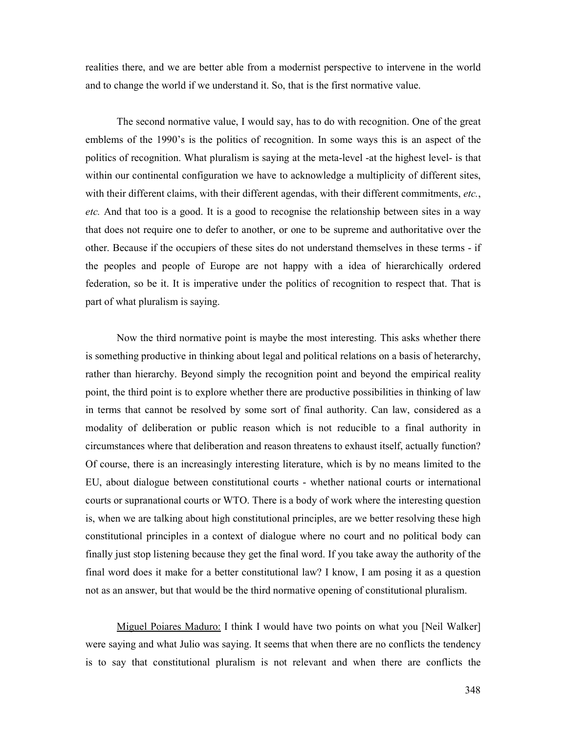realities there, and we are better able from a modernist perspective to intervene in the world and to change the world if we understand it. So, that is the first normative value.

The second normative value, I would say, has to do with recognition. One of the great emblems of the 1990's is the politics of recognition. In some ways this is an aspect of the politics of recognition. What pluralism is saying at the meta-level -at the highest level- is that within our continental configuration we have to acknowledge a multiplicity of different sites, with their different claims, with their different agendas, with their different commitments, *etc.*, *etc.* And that too is a good. It is a good to recognise the relationship between sites in a way that does not require one to defer to another, or one to be supreme and authoritative over the other. Because if the occupiers of these sites do not understand themselves in these terms - if the peoples and people of Europe are not happy with a idea of hierarchically ordered federation, so be it. It is imperative under the politics of recognition to respect that. That is part of what pluralism is saying.

Now the third normative point is maybe the most interesting. This asks whether there is something productive in thinking about legal and political relations on a basis of heterarchy, rather than hierarchy. Beyond simply the recognition point and beyond the empirical reality point, the third point is to explore whether there are productive possibilities in thinking of law in terms that cannot be resolved by some sort of final authority. Can law, considered as a modality of deliberation or public reason which is not reducible to a final authority in circumstances where that deliberation and reason threatens to exhaust itself, actually function? Of course, there is an increasingly interesting literature, which is by no means limited to the EU, about dialogue between constitutional courts - whether national courts or international courts or supranational courts or WTO. There is a body of work where the interesting question is, when we are talking about high constitutional principles, are we better resolving these high constitutional principles in a context of dialogue where no court and no political body can finally just stop listening because they get the final word. If you take away the authority of the final word does it make for a better constitutional law? I know, I am posing it as a question not as an answer, but that would be the third normative opening of constitutional pluralism.

<u>Miguel Poiares Maduro:</u> I think I would have two points on what you [Neil Walker] were saying and what Julio was saying. It seems that when there are no conflicts the tendency is to say that constitutional pluralism is not relevant and when there are conflicts the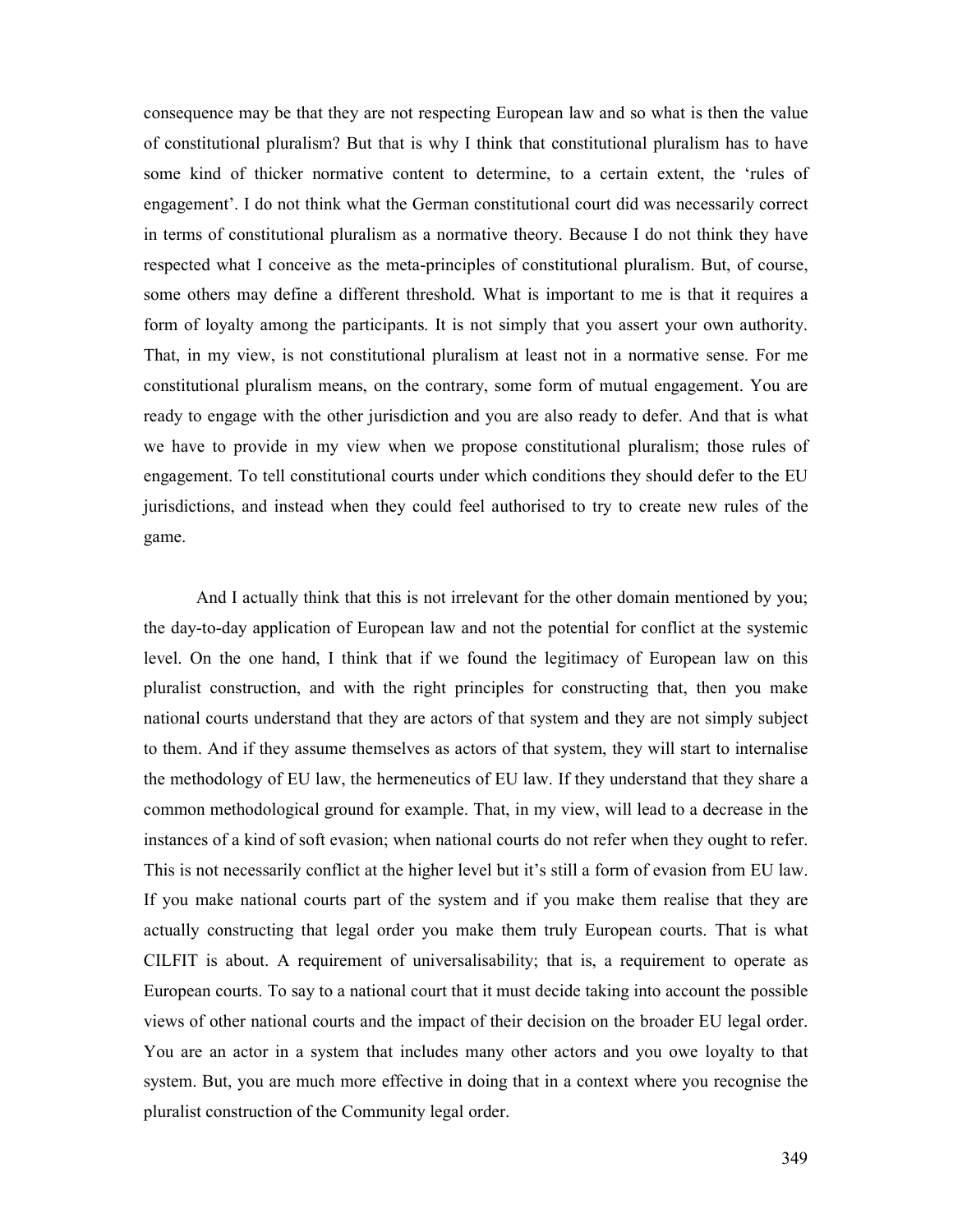consequence may be that they are not respecting European law and so what is then the value of constitutional pluralism? But that is why I think that constitutional pluralism has to have some kind of thicker normative content to determine, to a certain extent, the 'rules of engagement'. I do not think what the German constitutional court did was necessarily correct in terms of constitutional pluralism as a normative theory. Because I do not think they have respected what I conceive as the meta-principles of constitutional pluralism. But, of course, some others may define a different threshold. What is important to me is that it requires a form of loyalty among the participants. It is not simply that you assert your own authority. That, in my view, is not constitutional pluralism at least not in a normative sense. For me constitutional pluralism means, on the contrary, some form of mutual engagement. You are ready to engage with the other jurisdiction and you are also ready to defer. And that is what we have to provide in my view when we propose constitutional pluralism; those rules of engagement. To tell constitutional courts under which conditions they should defer to the EU jurisdictions, and instead when they could feel authorised to try to create new rules of the game.

And I actually think that this is not irrelevant for the other domain mentioned by you; the day-to-day application of European law and not the potential for conflict at the systemic level. On the one hand, I think that if we found the legitimacy of European law on this pluralist construction, and with the right principles for constructing that, then you make national courts understand that they are actors of that system and they are not simply subject to them. And if they assume themselves as actors of that system, they will start to internalise the methodology of EU law, the hermeneutics of EU law. If they understand that they share a common methodological ground for example. That, in my view, will lead to a decrease in the instances of a kind of soft evasion; when national courts do not refer when they ought to refer. This is not necessarily conflict at the higher level but it's still a form of evasion from EU law. If you make national courts part of the system and if you make them realise that they are actually constructing that legal order you make them truly European courts. That is what CILFIT is about. A requirement of universalisability; that is, a requirement to operate as European courts. To say to a national court that it must decide taking into account the possible views of other national courts and the impact of their decision on the broader EU legal order. You are an actor in a system that includes many other actors and you owe loyalty to that system. But, you are much more effective in doing that in a context where you recognise the pluralist construction of the Community legal order.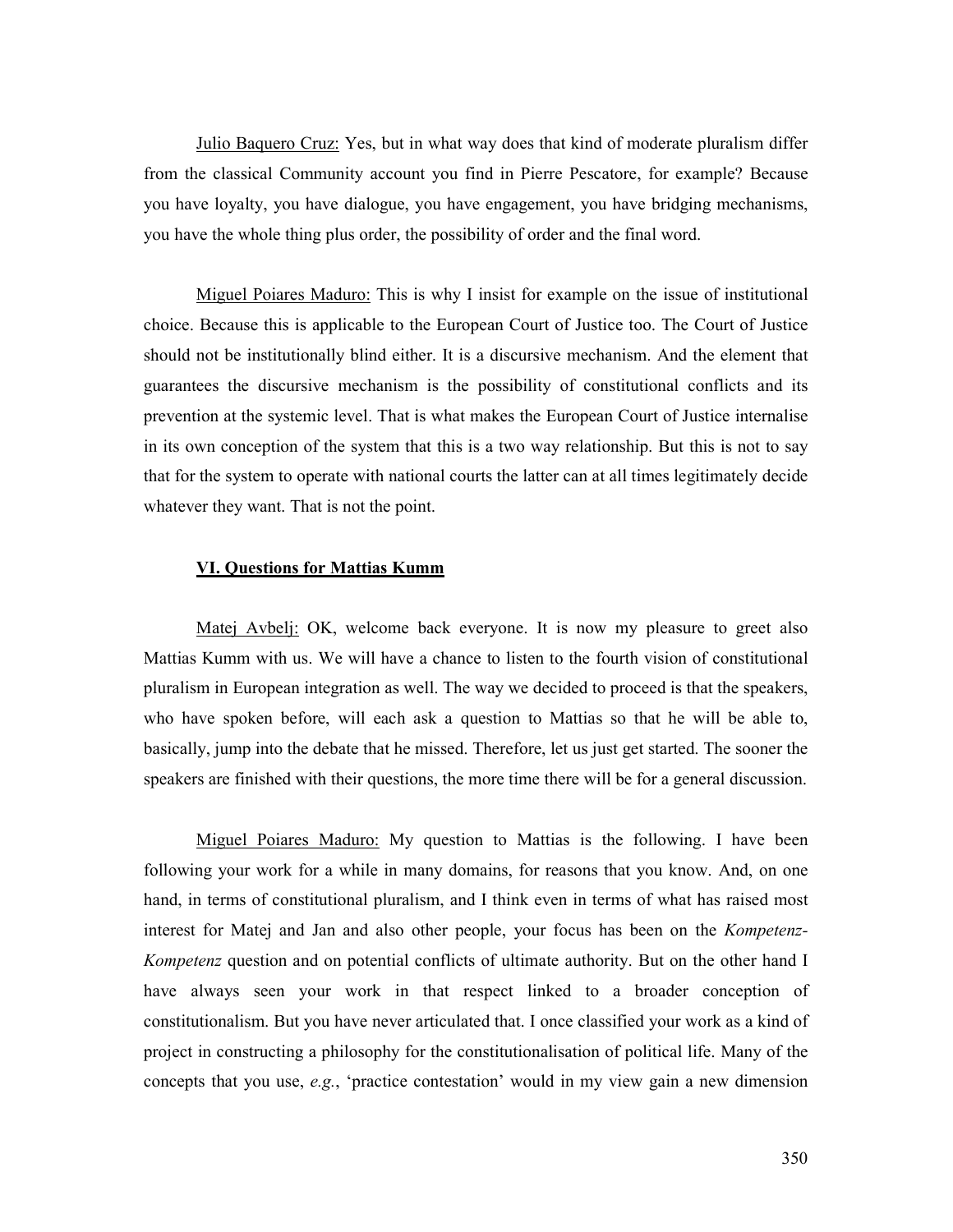Julio Baquero Cruz: Yes, but in what way does that kind of moderate pluralism differ from the classical Community account you find in Pierre Pescatore, for example? Because you have loyalty, you have dialogue, you have engagement, you have bridging mechanisms, you have the whole thing plus order, the possibility of order and the final word.

Miguel Poiares Maduro: This is why I insist for example on the issue of institutional choice. Because this is applicable to the European Court of Justice too. The Court of Justice should not be institutionally blind either. It is a discursive mechanism. And the element that guarantees the discursive mechanism is the possibility of constitutional conflicts and its prevention at the systemic level. That is what makes the European Court of Justice internalise in its own conception of the system that this is a two way relationship. But this is not to say that for the system to operate with national courts the latter can at all times legitimately decide whatever they want. That is not the point.

## VI. Questions for Mattias Kumm

Matej Avbelj: OK, welcome back everyone. It is now my pleasure to greet also Mattias Kumm with us. We will have a chance to listen to the fourth vision of constitutional pluralism in European integration as well. The way we decided to proceed is that the speakers, who have spoken before, will each ask a question to Mattias so that he will be able to, basically, jump into the debate that he missed. Therefore, let us just get started. The sooner the speakers are finished with their questions, the more time there will be for a general discussion.

Miguel Poiares Maduro: My question to Mattias is the following. I have been following your work for a while in many domains, for reasons that you know. And, on one hand, in terms of constitutional pluralism, and I think even in terms of what has raised most interest for Matej and Jan and also other people, your focus has been on the *Kompetenz-Kompetenz* question and on potential conflicts of ultimate authority. But on the other hand I have always seen your work in that respect linked to a broader conception of constitutionalism. But you have never articulated that. I once classified your work as a kind of project in constructing a philosophy for the constitutionalisation of political life. Many of the concepts that you use, *e.g.*, 'practice contestation' would in my view gain a new dimension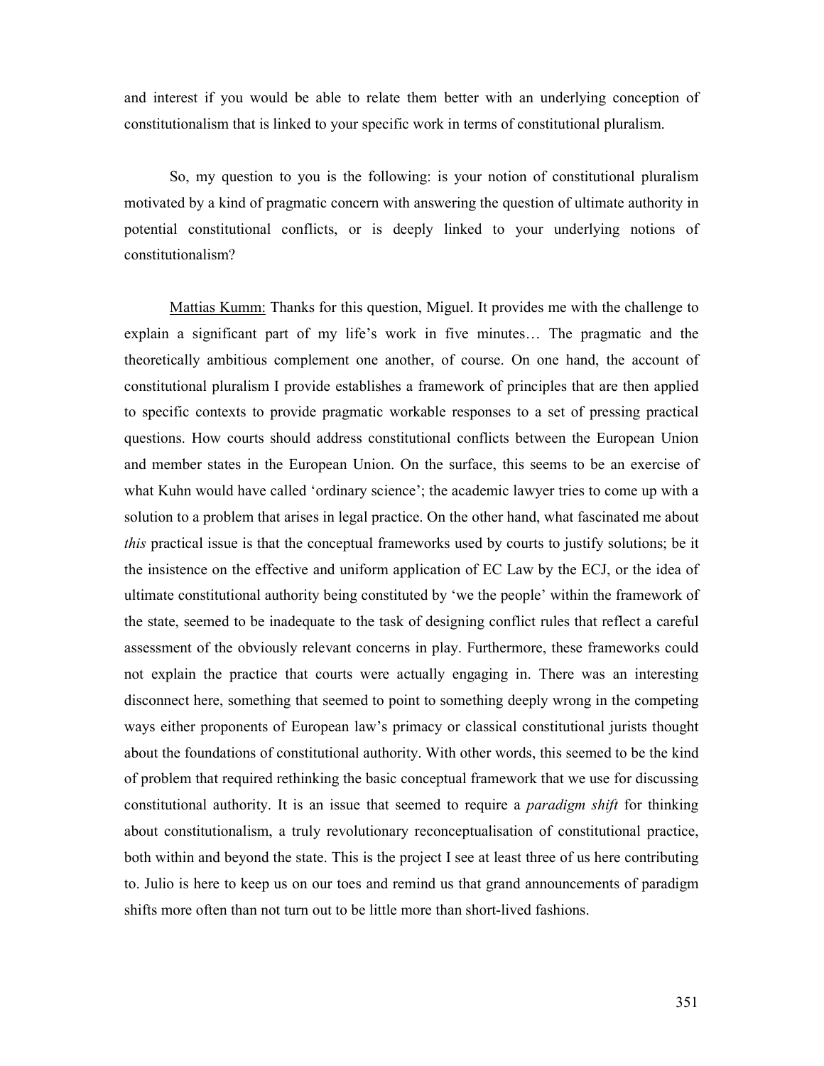and interest if you would be able to relate them better with an underlying conception of constitutionalism that is linked to your specific work in terms of constitutional pluralism.

So, my question to you is the following: is your notion of constitutional pluralism motivated by a kind of pragmatic concern with answering the question of ultimate authority in potential constitutional conflicts, or is deeply linked to your underlying notions of constitutionalism?

Mattias Kumm: Thanks for this question, Miguel. It provides me with the challenge to explain a significant part of my life's work in five minutes… The pragmatic and the theoretically ambitious complement one another, of course. On one hand, the account of constitutional pluralism I provide establishes a framework of principles that are then applied to specific contexts to provide pragmatic workable responses to a set of pressing practical questions. How courts should address constitutional conflicts between the European Union and member states in the European Union. On the surface, this seems to be an exercise of what Kuhn would have called 'ordinary science'; the academic lawyer tries to come up with a solution to a problem that arises in legal practice. On the other hand, what fascinated me about *this* practical issue is that the conceptual frameworks used by courts to justify solutions; be it the insistence on the effective and uniform application of EC Law by the ECJ, or the idea of ultimate constitutional authority being constituted by 'we the people' within the framework of the state, seemed to be inadequate to the task of designing conflict rules that reflect a careful assessment of the obviously relevant concerns in play. Furthermore, these frameworks could not explain the practice that courts were actually engaging in. There was an interesting disconnect here, something that seemed to point to something deeply wrong in the competing ways either proponents of European law's primacy or classical constitutional jurists thought about the foundations of constitutional authority. With other words, this seemed to be the kind of problem that required rethinking the basic conceptual framework that we use for discussing constitutional authority. It is an issue that seemed to require a *paradigm shift* for thinking about constitutionalism, a truly revolutionary reconceptualisation of constitutional practice, both within and beyond the state. This is the project I see at least three of us here contributing to. Julio is here to keep us on our toes and remind us that grand announcements of paradigm shifts more often than not turn out to be little more than short-lived fashions.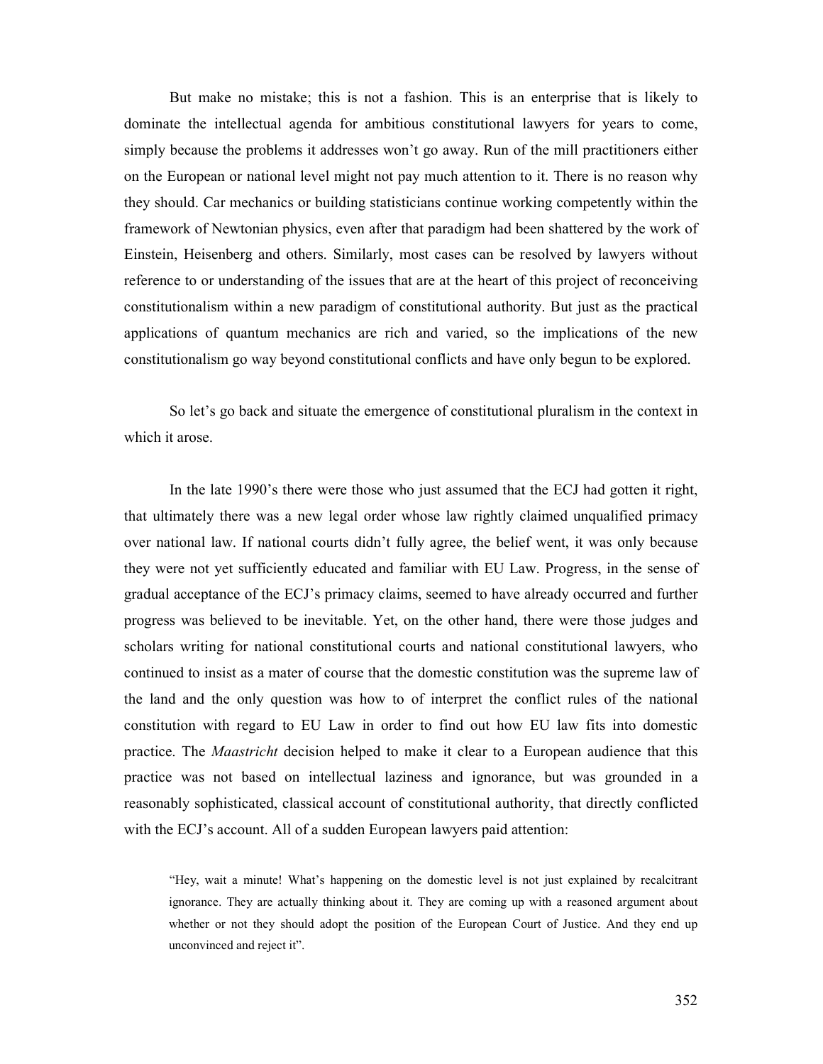But make no mistake; this is not a fashion. This is an enterprise that is likely to dominate the intellectual agenda for ambitious constitutional lawyers for years to come, simply because the problems it addresses won't go away. Run of the mill practitioners either on the European or national level might not pay much attention to it. There is no reason why they should. Car mechanics or building statisticians continue working competently within the framework of Newtonian physics, even after that paradigm had been shattered by the work of Einstein, Heisenberg and others. Similarly, most cases can be resolved by lawyers without reference to or understanding of the issues that are at the heart of this project of reconceiving constitutionalism within a new paradigm of constitutional authority. But just as the practical applications of quantum mechanics are rich and varied, so the implications of the new constitutionalism go way beyond constitutional conflicts and have only begun to be explored.

So let's go back and situate the emergence of constitutional pluralism in the context in which it arose.

In the late 1990's there were those who just assumed that the ECJ had gotten it right, that ultimately there was a new legal order whose law rightly claimed unqualified primacy over national law. If national courts didn't fully agree, the belief went, it was only because they were not yet sufficiently educated and familiar with EU Law. Progress, in the sense of gradual acceptance of the ECJ's primacy claims, seemed to have already occurred and further progress was believed to be inevitable. Yet, on the other hand, there were those judges and scholars writing for national constitutional courts and national constitutional lawyers, who continued to insist as a mater of course that the domestic constitution was the supreme law of the land and the only question was how to of interpret the conflict rules of the national constitution with regard to EU Law in order to find out how EU law fits into domestic practice. The *Maastricht* decision helped to make it clear to a European audience that this practice was not based on intellectual laziness and ignorance, but was grounded in a reasonably sophisticated, classical account of constitutional authority, that directly conflicted with the ECJ's account. All of a sudden European lawyers paid attention:

> "Hey, wait a minute! What's happening on the domestic level is not just explained by recalcitrant ignorance. They are actually thinking about it. They are coming up with a reasoned argument about whether or not they should adopt the position of the European Court of Justice. And they end up unconvinced and reject it".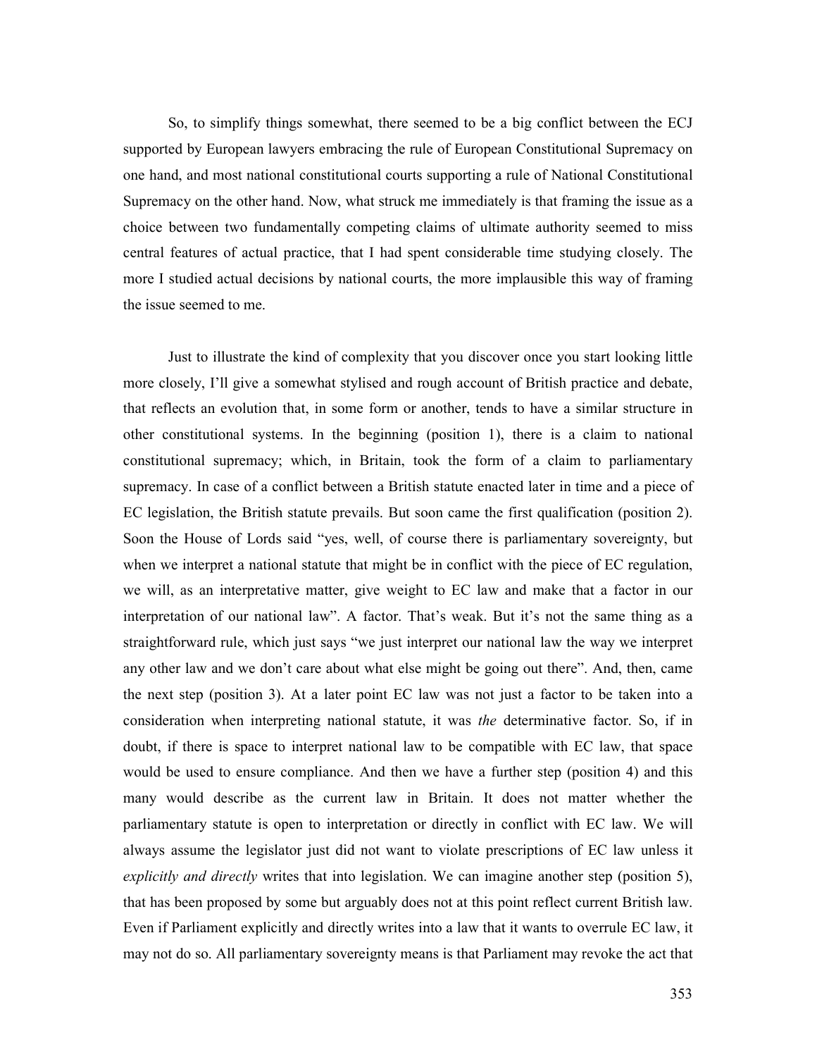So, to simplify things somewhat, there seemed to be a big conflict between the ECJ supported by European lawyers embracing the rule of European Constitutional Supremacy on one hand, and most national constitutional courts supporting a rule of National Constitutional Supremacy on the other hand. Now, what struck me immediately is that framing the issue as a choice between two fundamentally competing claims of ultimate authority seemed to miss central features of actual practice, that I had spent considerable time studying closely. The more I studied actual decisions by national courts, the more implausible this way of framing the issue seemed to me.

Just to illustrate the kind of complexity that you discover once you start looking little more closely, I'll give a somewhat stylised and rough account of British practice and debate, that reflects an evolution that, in some form or another, tends to have a similar structure in other constitutional systems. In the beginning (position 1), there is a claim to national constitutional supremacy; which, in Britain, took the form of a claim to parliamentary supremacy. In case of a conflict between a British statute enacted later in time and a piece of EC legislation, the British statute prevails. But soon came the first qualification (position 2). Soon the House of Lords said "yes, well, of course there is parliamentary sovereignty, but when we interpret a national statute that might be in conflict with the piece of EC regulation, we will, as an interpretative matter, give weight to EC law and make that a factor in our interpretation of our national law". A factor. That's weak. But it's not the same thing as a straightforward rule, which just says "we just interpret our national law the way we interpret any other law and we don't care about what else might be going out there". And, then, came the next step (position 3). At a later point EC law was not just a factor to be taken into a consideration when interpreting national statute, it was *the* determinative factor. So, if in doubt, if there is space to interpret national law to be compatible with EC law, that space would be used to ensure compliance. And then we have a further step (position 4) and this many would describe as the current law in Britain. It does not matter whether the parliamentary statute is open to interpretation or directly in conflict with EC law. We will always assume the legislator just did not want to violate prescriptions of EC law unless it *explicitly and directly* writes that into legislation. We can imagine another step (position 5), that has been proposed by some but arguably does not at this point reflect current British law. Even if Parliament explicitly and directly writes into a law that it wants to overrule EC law, it may not do so. All parliamentary sovereignty means is that Parliament may revoke the act that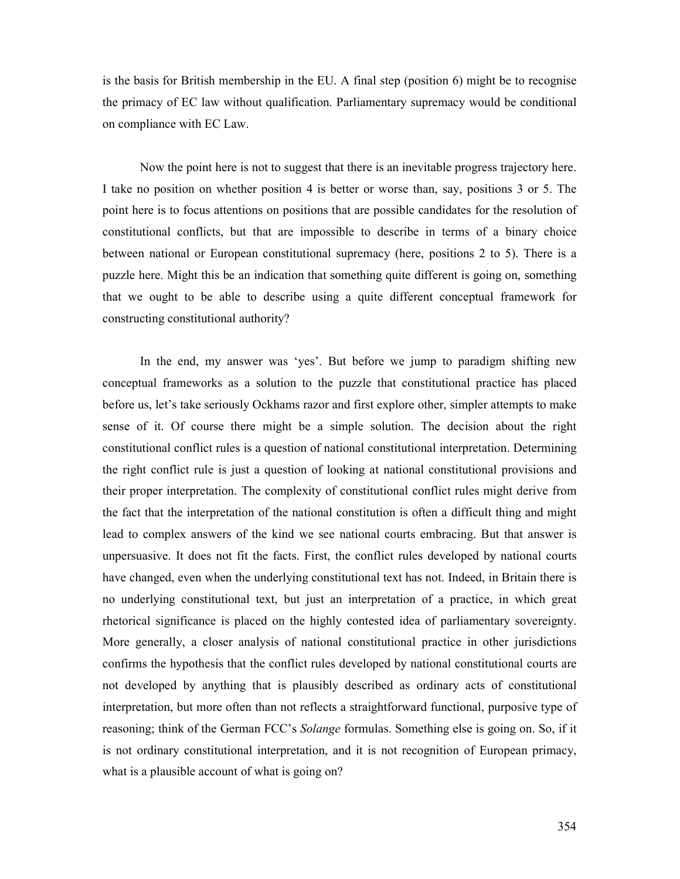is the basis for British membership in the EU. A final step (position 6) might be to recognise the primacy of EC law without qualification. Parliamentary supremacy would be conditional on compliance with EC Law.

Now the point here is not to suggest that there is an inevitable progress trajectory here. I take no position on whether position 4 is better or worse than, say, positions 3 or 5. The point here is to focus attentions on positions that are possible candidates for the resolution of constitutional conflicts, but that are impossible to describe in terms of a binary choice between national or European constitutional supremacy (here, positions 2 to 5). There is a puzzle here. Might this be an indication that something quite different is going on, something that we ought to be able to describe using a quite different conceptual framework for constructing constitutional authority?

In the end, my answer was 'yes'. But before we jump to paradigm shifting new conceptual frameworks as a solution to the puzzle that constitutional practice has placed before us, let's take seriously Ockhams razor and first explore other, simpler attempts to make sense of it. Of course there might be a simple solution. The decision about the right constitutional conflict rules is a question of national constitutional interpretation. Determining the right conflict rule is just a question of looking at national constitutional provisions and their proper interpretation. The complexity of constitutional conflict rules might derive from the fact that the interpretation of the national constitution is often a difficult thing and might lead to complex answers of the kind we see national courts embracing. But that answer is unpersuasive. It does not fit the facts. First, the conflict rules developed by national courts have changed, even when the underlying constitutional text has not. Indeed, in Britain there is no underlying constitutional text, but just an interpretation of a practice, in which great rhetorical significance is placed on the highly contested idea of parliamentary sovereignty. More generally, a closer analysis of national constitutional practice in other jurisdictions confirms the hypothesis that the conflict rules developed by national constitutional courts are not developed by anything that is plausibly described as ordinary acts of constitutional interpretation, but more often than not reflects a straightforward functional, purposive type of reasoning; think of the German FCC's *Solange* formulas. Something else is going on. So, if it is not ordinary constitutional interpretation, and it is not recognition of European primacy, what is a plausible account of what is going on?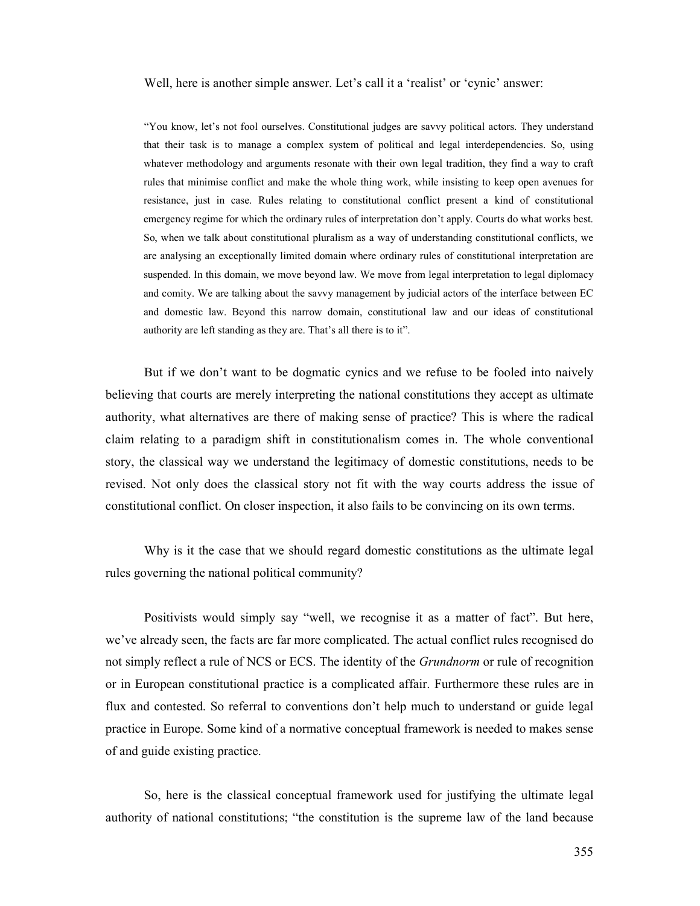Well, here is another simple answer. Let's call it a 'realist' or 'cynic' answer:

> "You know, let's not fool ourselves. Constitutional judges are savvy political actors. They understand that their task is to manage a complex system of political and legal interdependencies. So, using whatever methodology and arguments resonate with their own legal tradition, they find a way to craft rules that minimise conflict and make the whole thing work, while insisting to keep open avenues for resistance, just in case. Rules relating to constitutional conflict present a kind of constitutional emergency regime for which the ordinary rules of interpretation don't apply. Courts do what works best. So, when we talk about constitutional pluralism as a way of understanding constitutional conflicts, we are analysing an exceptionally limited domain where ordinary rules of constitutional interpretation are suspended. In this domain, we move beyond law. We move from legal interpretation to legal diplomacy and comity. We are talking about the savvy management by judicial actors of the interface between EC and domestic law. Beyond this narrow domain, constitutional law and our ideas of constitutional authority are left standing as they are. That's all there is to it".

But if we don't want to be dogmatic cynics and we refuse to be fooled into naively believing that courts are merely interpreting the national constitutions they accept as ultimate authority, what alternatives are there of making sense of practice? This is where the radical claim relating to a paradigm shift in constitutionalism comes in. The whole conventional story, the classical way we understand the legitimacy of domestic constitutions, needs to be revised. Not only does the classical story not fit with the way courts address the issue of constitutional conflict. On closer inspection, it also fails to be convincing on its own terms.

Why is it the case that we should regard domestic constitutions as the ultimate legal rules governing the national political community?

Positivists would simply say "well, we recognise it as a matter of fact". But here, we've already seen, the facts are far more complicated. The actual conflict rules recognised do not simply reflect a rule of NCS or ECS. The identity of the *Grundnorm* or rule of recognition or in European constitutional practice is a complicated affair. Furthermore these rules are in flux and contested. So referral to conventions don't help much to understand or guide legal practice in Europe. Some kind of a normative conceptual framework is needed to makes sense of and guide existing practice.

So, here is the classical conceptual framework used for justifying the ultimate legal authority of national constitutions; "the constitution is the supreme law of the land because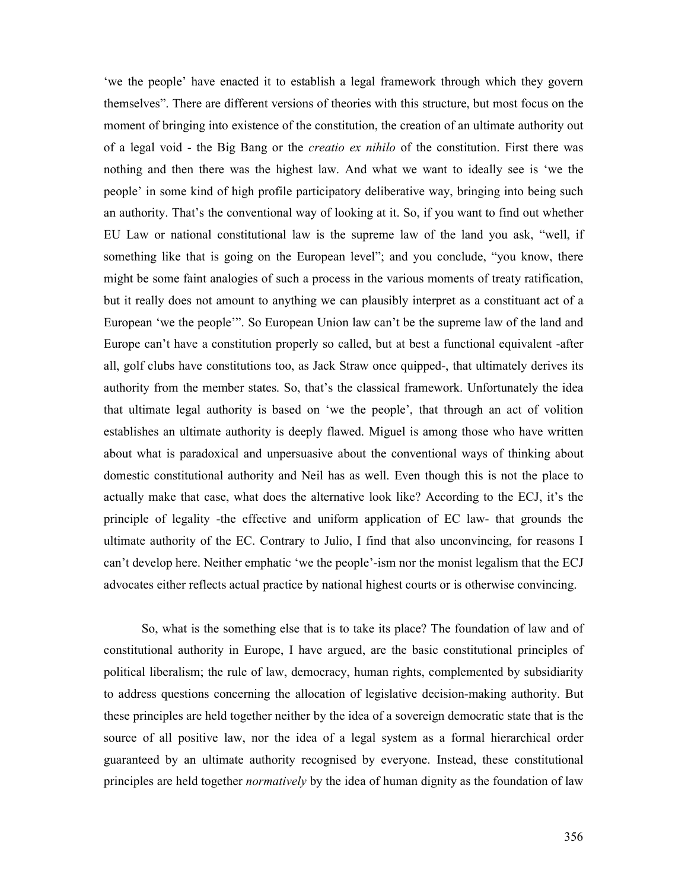'we the people' have enacted it to establish a legal framework through which they govern themselves". There are different versions of theories with this structure, but most focus on the moment of bringing into existence of the constitution, the creation of an ultimate authority out of a legal void - the Big Bang or the *creatio ex nihilo* of the constitution. First there was nothing and then there was the highest law. And what we want to ideally see is 'we the people' in some kind of high profile participatory deliberative way, bringing into being such an authority. That's the conventional way of looking at it. So, if you want to find out whether EU Law or national constitutional law is the supreme law of the land you ask, "well, if something like that is going on the European level"; and you conclude, "you know, there might be some faint analogies of such a process in the various moments of treaty ratification, but it really does not amount to anything we can plausibly interpret as a constituant act of a European 'we the people'". So European Union law can't be the supreme law of the land and Europe can't have a constitution properly so called, but at best a functional equivalent -after all, golf clubs have constitutions too, as Jack Straw once quipped-, that ultimately derives its authority from the member states. So, that's the classical framework. Unfortunately the idea that ultimate legal authority is based on 'we the people', that through an act of volition establishes an ultimate authority is deeply flawed. Miguel is among those who have written about what is paradoxical and unpersuasive about the conventional ways of thinking about domestic constitutional authority and Neil has as well. Even though this is not the place to actually make that case, what does the alternative look like? According to the ECJ, it's the principle of legality -the effective and uniform application of EC law- that grounds the ultimate authority of the EC. Contrary to Julio, I find that also unconvincing, for reasons I can't develop here. Neither emphatic 'we the people'-ism nor the monist legalism that the ECJ advocates either reflects actual practice by national highest courts or is otherwise convincing.

So, what is the something else that is to take its place? The foundation of law and of constitutional authority in Europe, I have argued, are the basic constitutional principles of political liberalism; the rule of law, democracy, human rights, complemented by subsidiarity to address questions concerning the allocation of legislative decision-making authority. But these principles are held together neither by the idea of a sovereign democratic state that is the source of all positive law, nor the idea of a legal system as a formal hierarchical order guaranteed by an ultimate authority recognised by everyone. Instead, these constitutional principles are held together *normatively* by the idea of human dignity as the foundation of law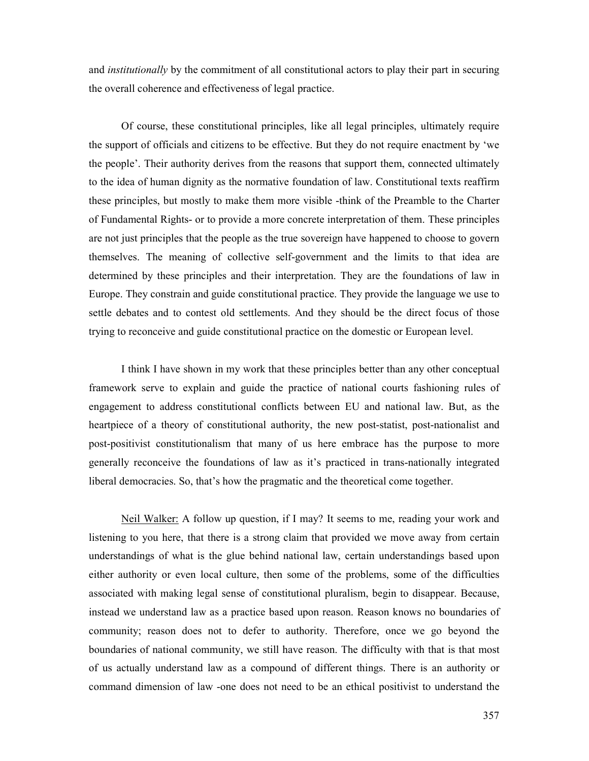and *institutionally* by the commitment of all constitutional actors to play their part in securing the overall coherence and effectiveness of legal practice.

Of course, these constitutional principles, like all legal principles, ultimately require the support of officials and citizens to be effective. But they do not require enactment by 'we the people'. Their authority derives from the reasons that support them, connected ultimately to the idea of human dignity as the normative foundation of law. Constitutional texts reaffirm these principles, but mostly to make them more visible -think of the Preamble to the Charter of Fundamental Rights- or to provide a more concrete interpretation of them. These principles are not just principles that the people as the true sovereign have happened to choose to govern themselves. The meaning of collective self-government and the limits to that idea are determined by these principles and their interpretation. They are the foundations of law in Europe. They constrain and guide constitutional practice. They provide the language we use to settle debates and to contest old settlements. And they should be the direct focus of those trying to reconceive and guide constitutional practice on the domestic or European level.

I think I have shown in my work that these principles better than any other conceptual framework serve to explain and guide the practice of national courts fashioning rules of engagement to address constitutional conflicts between EU and national law. But, as the heartpiece of a theory of constitutional authority, the new post-statist, post-nationalist and post-positivist constitutionalism that many of us here embrace has the purpose to more generally reconceive the foundations of law as it's practiced in trans-nationally integrated liberal democracies. So, that's how the pragmatic and the theoretical come together.

Neil Walker: A follow up question, if I may? It seems to me, reading your work and listening to you here, that there is a strong claim that provided we move away from certain understandings of what is the glue behind national law, certain understandings based upon either authority or even local culture, then some of the problems, some of the difficulties associated with making legal sense of constitutional pluralism, begin to disappear. Because, instead we understand law as a practice based upon reason. Reason knows no boundaries of community; reason does not to defer to authority. Therefore, once we go beyond the boundaries of national community, we still have reason. The difficulty with that is that most of us actually understand law as a compound of different things. There is an authority or command dimension of law -one does not need to be an ethical positivist to understand the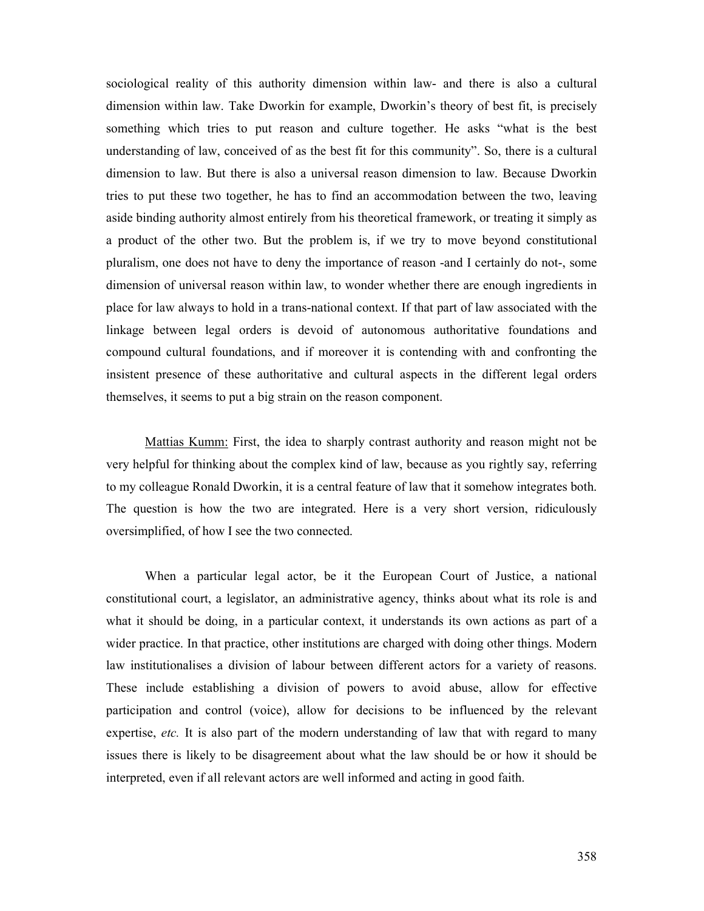sociological reality of this authority dimension within law- and there is also a cultural dimension within law. Take Dworkin for example, Dworkin's theory of best fit, is precisely something which tries to put reason and culture together. He asks "what is the best understanding of law, conceived of as the best fit for this community". So, there is a cultural dimension to law. But there is also a universal reason dimension to law. Because Dworkin tries to put these two together, he has to find an accommodation between the two, leaving aside binding authority almost entirely from his theoretical framework, or treating it simply as a product of the other two. But the problem is, if we try to move beyond constitutional pluralism, one does not have to deny the importance of reason -and I certainly do not-, some dimension of universal reason within law, to wonder whether there are enough ingredients in place for law always to hold in a trans-national context. If that part of law associated with the linkage between legal orders is devoid of autonomous authoritative foundations and compound cultural foundations, and if moreover it is contending with and confronting the insistent presence of these authoritative and cultural aspects in the different legal orders themselves, it seems to put a big strain on the reason component.

Mattias Kumm: First, the idea to sharply contrast authority and reason might not be very helpful for thinking about the complex kind of law, because as you rightly say, referring to my colleague Ronald Dworkin, it is a central feature of law that it somehow integrates both. The question is how the two are integrated. Here is a very short version, ridiculously oversimplified, of how I see the two connected.

When a particular legal actor, be it the European Court of Justice, a national constitutional court, a legislator, an administrative agency, thinks about what its role is and what it should be doing, in a particular context, it understands its own actions as part of a wider practice. In that practice, other institutions are charged with doing other things. Modern law institutionalises a division of labour between different actors for a variety of reasons. These include establishing a division of powers to avoid abuse, allow for effective participation and control (voice), allow for decisions to be influenced by the relevant expertise, *etc.* It is also part of the modern understanding of law that with regard to many issues there is likely to be disagreement about what the law should be or how it should be interpreted, even if all relevant actors are well informed and acting in good faith.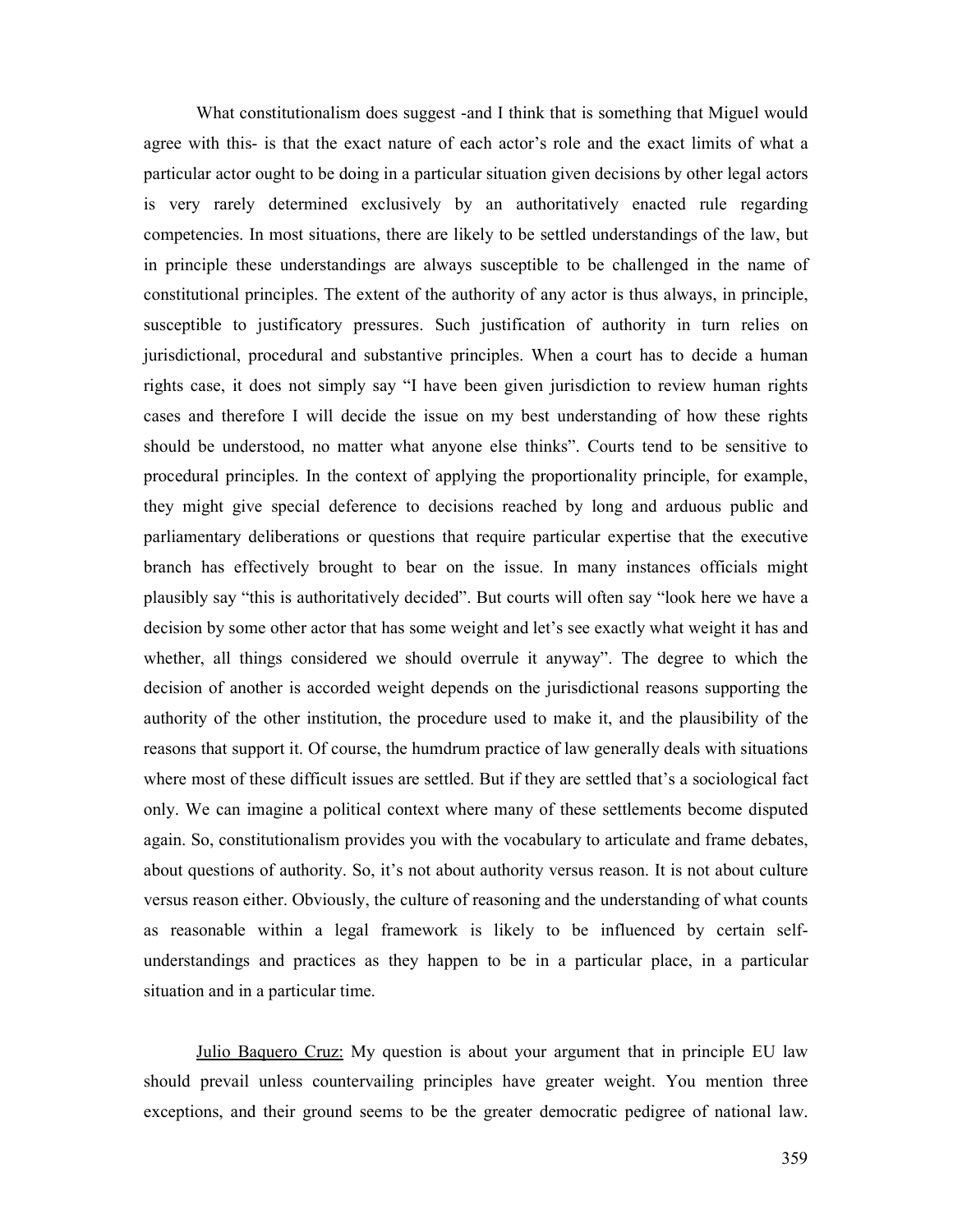What constitutionalism does suggest -and I think that is something that Miguel would agree with this- is that the exact nature of each actor's role and the exact limits of what a particular actor ought to be doing in a particular situation given decisions by other legal actors is very rarely determined exclusively by an authoritatively enacted rule regarding competencies. In most situations, there are likely to be settled understandings of the law, but in principle these understandings are always susceptible to be challenged in the name of constitutional principles. The extent of the authority of any actor is thus always, in principle, susceptible to justificatory pressures. Such justification of authority in turn relies on jurisdictional, procedural and substantive principles. When a court has to decide a human rights case, it does not simply say "I have been given jurisdiction to review human rights cases and therefore I will decide the issue on my best understanding of how these rights should be understood, no matter what anyone else thinks". Courts tend to be sensitive to procedural principles. In the context of applying the proportionality principle, for example, they might give special deference to decisions reached by long and arduous public and parliamentary deliberations or questions that require particular expertise that the executive branch has effectively brought to bear on the issue. In many instances officials might plausibly say "this is authoritatively decided". But courts will often say "look here we have a decision by some other actor that has some weight and let's see exactly what weight it has and whether, all things considered we should overrule it anyway". The degree to which the decision of another is accorded weight depends on the jurisdictional reasons supporting the authority of the other institution, the procedure used to make it, and the plausibility of the reasons that support it. Of course, the humdrum practice of law generally deals with situations where most of these difficult issues are settled. But if they are settled that's a sociological fact only. We can imagine a political context where many of these settlements become disputed again. So, constitutionalism provides you with the vocabulary to articulate and frame debates, about questions of authority. So, it's not about authority versus reason. It is not about culture versus reason either. Obviously, the culture of reasoning and the understanding of what counts as reasonable within a legal framework is likely to be influenced by certain self-understandings and practices as they happen to be in a particular place, in a particular situation and in a particular time.

<u>Julio Baquero Cruz:</u> My question is about your argument that in principle EU law should prevail unless countervailing principles have greater weight. You mention three exceptions, and their ground seems to be the greater democratic pedigree of national law.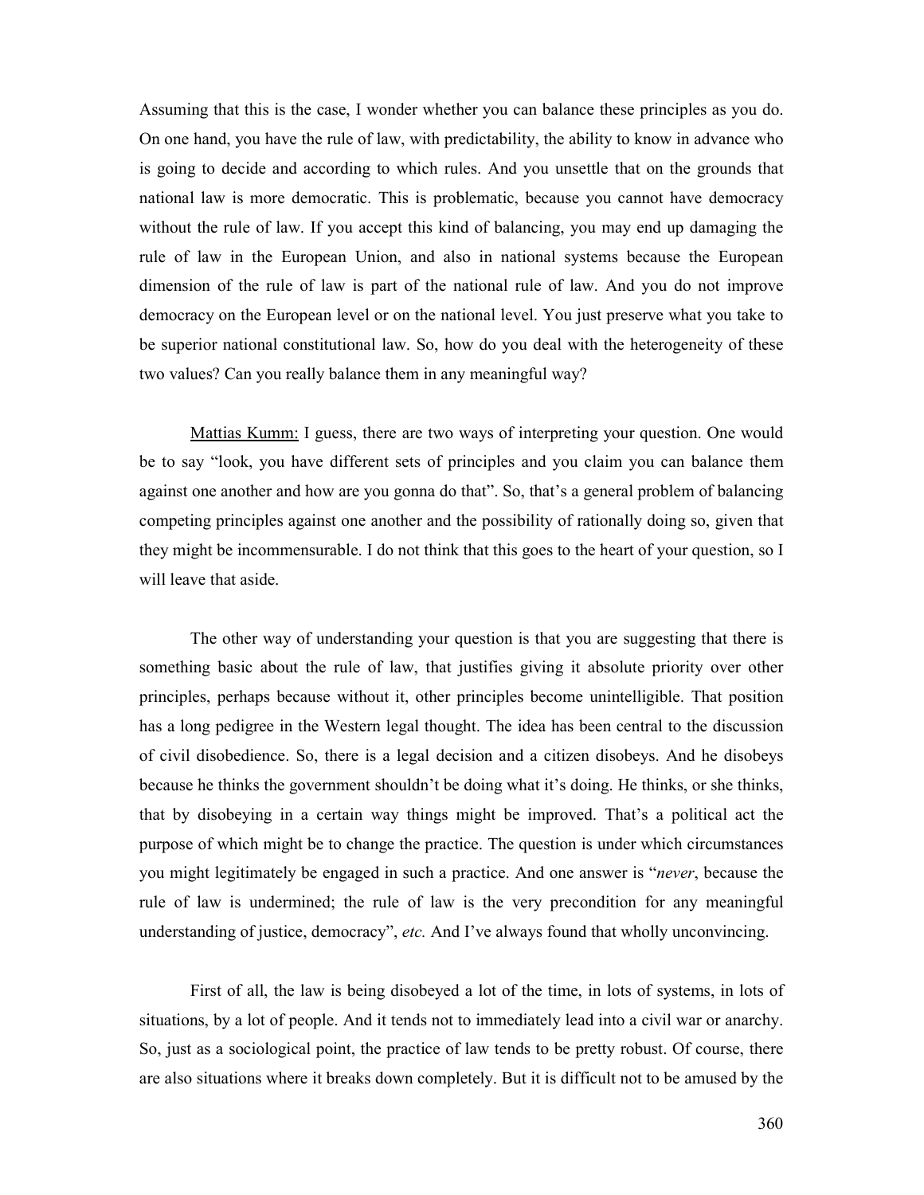Assuming that this is the case, I wonder whether you can balance these principles as you do. On one hand, you have the rule of law, with predictability, the ability to know in advance who is going to decide and according to which rules. And you unsettle that on the grounds that national law is more democratic. This is problematic, because you cannot have democracy without the rule of law. If you accept this kind of balancing, you may end up damaging the rule of law in the European Union, and also in national systems because the European dimension of the rule of law is part of the national rule of law. And you do not improve democracy on the European level or on the national level. You just preserve what you take to be superior national constitutional law. So, how do you deal with the heterogeneity of these two values? Can you really balance them in any meaningful way?

Mattias Kumm: I guess, there are two ways of interpreting your question. One would be to say "look, you have different sets of principles and you claim you can balance them against one another and how are you gonna do that". So, that's a general problem of balancing competing principles against one another and the possibility of rationally doing so, given that they might be incommensurable. I do not think that this goes to the heart of your question, so I will leave that aside.

The other way of understanding your question is that you are suggesting that there is something basic about the rule of law, that justifies giving it absolute priority over other principles, perhaps because without it, other principles become unintelligible. That position has a long pedigree in the Western legal thought. The idea has been central to the discussion of civil disobedience. So, there is a legal decision and a citizen disobeys. And he disobeys because he thinks the government shouldn't be doing what it's doing. He thinks, or she thinks, that by disobeying in a certain way things might be improved. That's a political act the purpose of which might be to change the practice. The question is under which circumstances you might legitimately be engaged in such a practice. And one answer is "*never*, because the rule of law is undermined; the rule of law is the very precondition for any meaningful understanding of justice, democracy", *etc.* And I've always found that wholly unconvincing.

First of all, the law is being disobeyed a lot of the time, in lots of systems, in lots of situations, by a lot of people. And it tends not to immediately lead into a civil war or anarchy. So, just as a sociological point, the practice of law tends to be pretty robust. Of course, there are also situations where it breaks down completely. But it is difficult not to be amused by the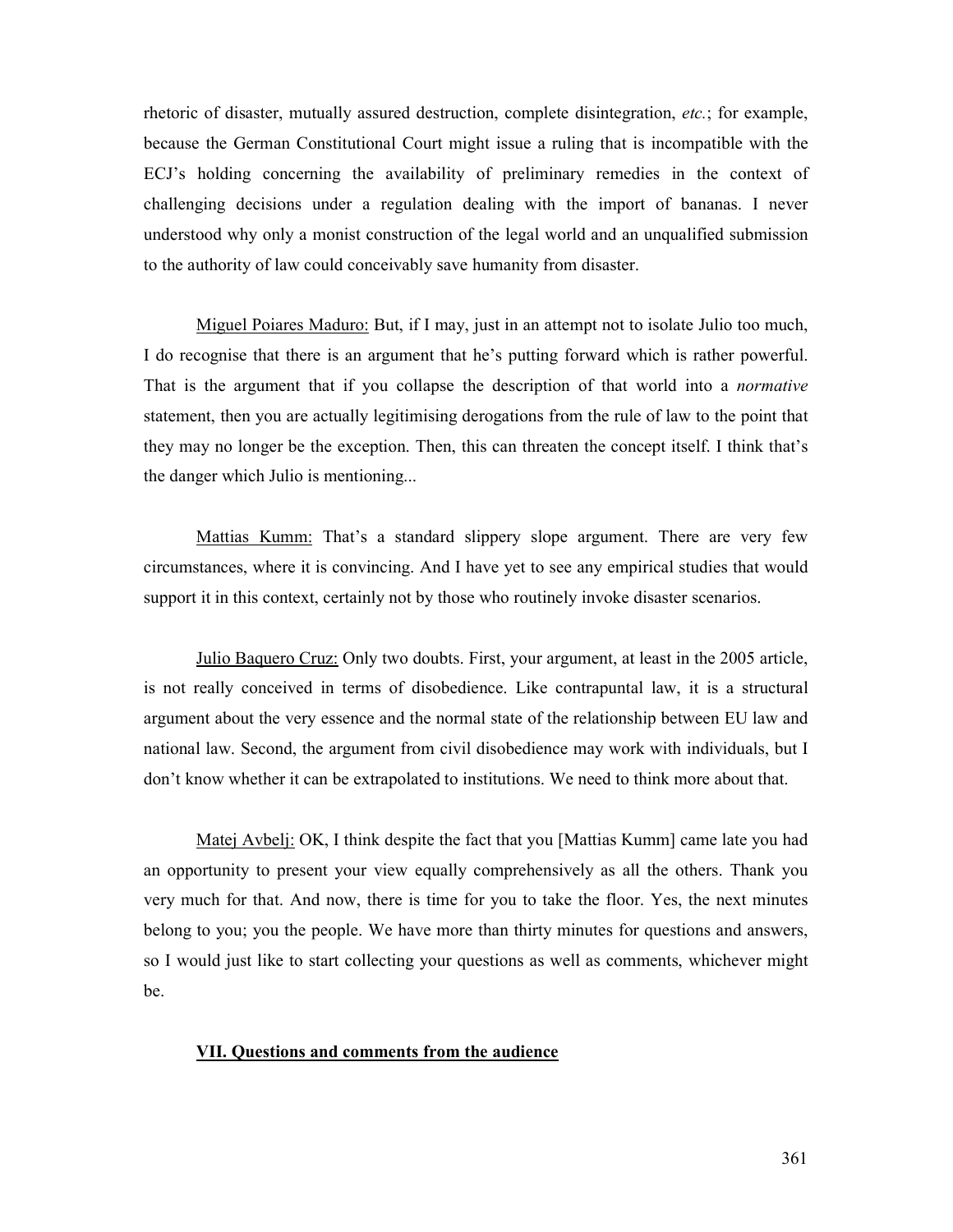rhetoric of disaster, mutually assured destruction, complete disintegration, *etc.*; for example, because the German Constitutional Court might issue a ruling that is incompatible with the ECJ's holding concerning the availability of preliminary remedies in the context of challenging decisions under a regulation dealing with the import of bananas. I never understood why only a monist construction of the legal world and an unqualified submission to the authority of law could conceivably save humanity from disaster.

Miguel Poiares Maduro: But, if I may, just in an attempt not to isolate Julio too much, I do recognise that there is an argument that he's putting forward which is rather powerful. That is the argument that if you collapse the description of that world into a *normative* statement, then you are actually legitimising derogations from the rule of law to the point that they may no longer be the exception. Then, this can threaten the concept itself. I think that's the danger which Julio is mentioning...

Mattias Kumm: That's a standard slippery slope argument. There are very few circumstances, where it is convincing. And I have yet to see any empirical studies that would support it in this context, certainly not by those who routinely invoke disaster scenarios.

Julio Baquero Cruz: Only two doubts. First, your argument, at least in the 2005 article, is not really conceived in terms of disobedience. Like contrapuntal law, it is a structural argument about the very essence and the normal state of the relationship between EU law and national law. Second, the argument from civil disobedience may work with individuals, but I don't know whether it can be extrapolated to institutions. We need to think more about that.

Matej Avbelj: OK, I think despite the fact that you [Mattias Kumm] came late you had an opportunity to present your view equally comprehensively as all the others. Thank you very much for that. And now, there is time for you to take the floor. Yes, the next minutes belong to you; you the people. We have more than thirty minutes for questions and answers, so I would just like to start collecting your questions as well as comments, whichever might be.

## VII. Questions and comments from the audience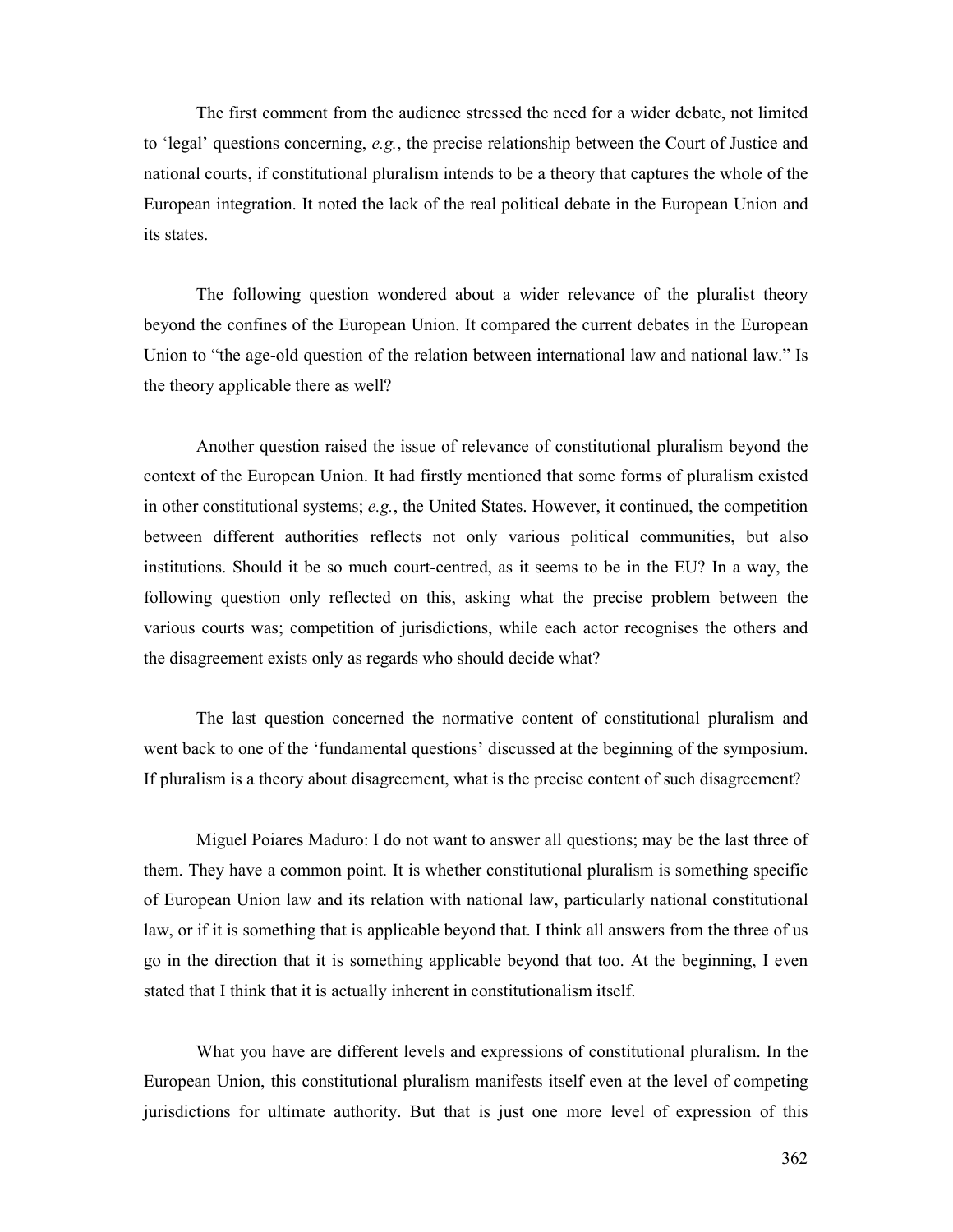The first comment from the audience stressed the need for a wider debate, not limited to 'legal' questions concerning, *e.g.*, the precise relationship between the Court of Justice and national courts, if constitutional pluralism intends to be a theory that captures the whole of the European integration. It noted the lack of the real political debate in the European Union and its states.

The following question wondered about a wider relevance of the pluralist theory beyond the confines of the European Union. It compared the current debates in the European Union to "the age-old question of the relation between international law and national law." Is the theory applicable there as well?

Another question raised the issue of relevance of constitutional pluralism beyond the context of the European Union. It had firstly mentioned that some forms of pluralism existed in other constitutional systems; *e.g.*, the United States. However, it continued, the competition between different authorities reflects not only various political communities, but also institutions. Should it be so much court-centred, as it seems to be in the EU? In a way, the following question only reflected on this, asking what the precise problem between the various courts was; competition of jurisdictions, while each actor recognises the others and the disagreement exists only as regards who should decide what?

The last question concerned the normative content of constitutional pluralism and went back to one of the 'fundamental questions' discussed at the beginning of the symposium. If pluralism is a theory about disagreement, what is the precise content of such disagreement?

<u>Miguel Poiares Maduro:</u> I do not want to answer all questions; may be the last three of them. They have a common point. It is whether constitutional pluralism is something specific of European Union law and its relation with national law, particularly national constitutional law, or if it is something that is applicable beyond that. I think all answers from the three of us go in the direction that it is something applicable beyond that too. At the beginning, I even stated that I think that it is actually inherent in constitutionalism itself.

What you have are different levels and expressions of constitutional pluralism. In the European Union, this constitutional pluralism manifests itself even at the level of competing jurisdictions for ultimate authority. But that is just one more level of expression of this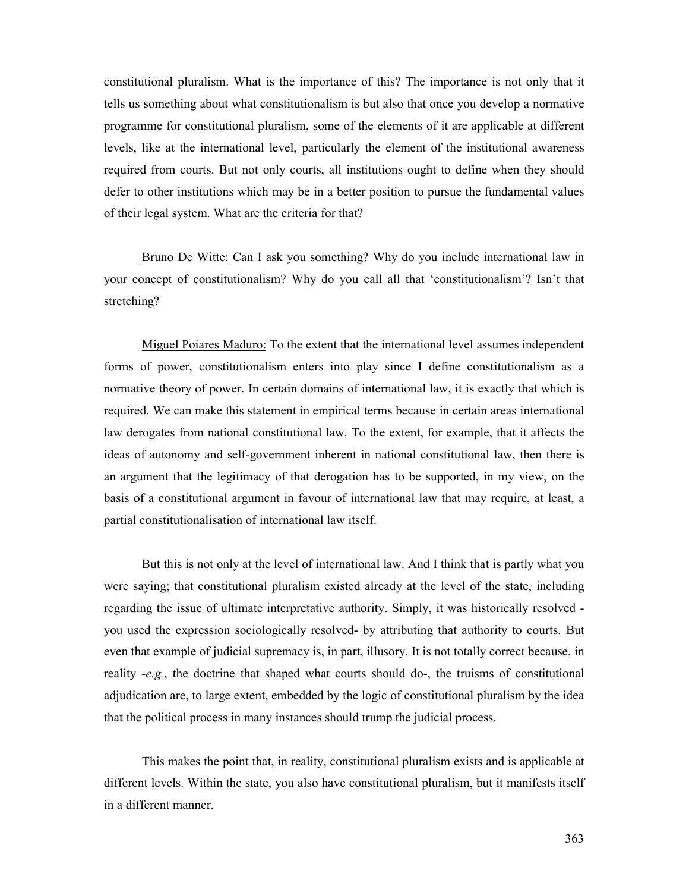constitutional pluralism. What is the importance of this? The importance is not only that it tells us something about what constitutionalism is but also that once you develop a normative programme for constitutional pluralism, some of the elements of it are applicable at different levels, like at the international level, particularly the element of the institutional awareness required from courts. But not only courts, all institutions ought to define when they should defer to other institutions which may be in a better position to pursue the fundamental values of their legal system. What are the criteria for that?

Bruno De Witte: Can I ask you something? Why do you include international law in your concept of constitutionalism? Why do you call all that 'constitutionalism'? Isn't that stretching?

Miguel Poiares Maduro: To the extent that the international level assumes independent forms of power, constitutionalism enters into play since I define constitutionalism as a normative theory of power. In certain domains of international law, it is exactly that which is required. We can make this statement in empirical terms because in certain areas international law derogates from national constitutional law. To the extent, for example, that it affects the ideas of autonomy and self-government inherent in national constitutional law, then there is an argument that the legitimacy of that derogation has to be supported, in my view, on the basis of a constitutional argument in favour of international law that may require, at least, a partial constitutionalisation of international law itself.

But this is not only at the level of international law. And I think that is partly what you were saying; that constitutional pluralism existed already at the level of the state, including regarding the issue of ultimate interpretative authority. Simply, it was historically resolved - you used the expression sociologically resolved- by attributing that authority to courts. But even that example of judicial supremacy is, in part, illusory. It is not totally correct because, in reality -*e.g.*, the doctrine that shaped what courts should do-, the truisms of constitutional adjudication are, to large extent, embedded by the logic of constitutional pluralism by the idea that the political process in many instances should trump the judicial process.

This makes the point that, in reality, constitutional pluralism exists and is applicable at different levels. Within the state, you also have constitutional pluralism, but it manifests itself in a different manner.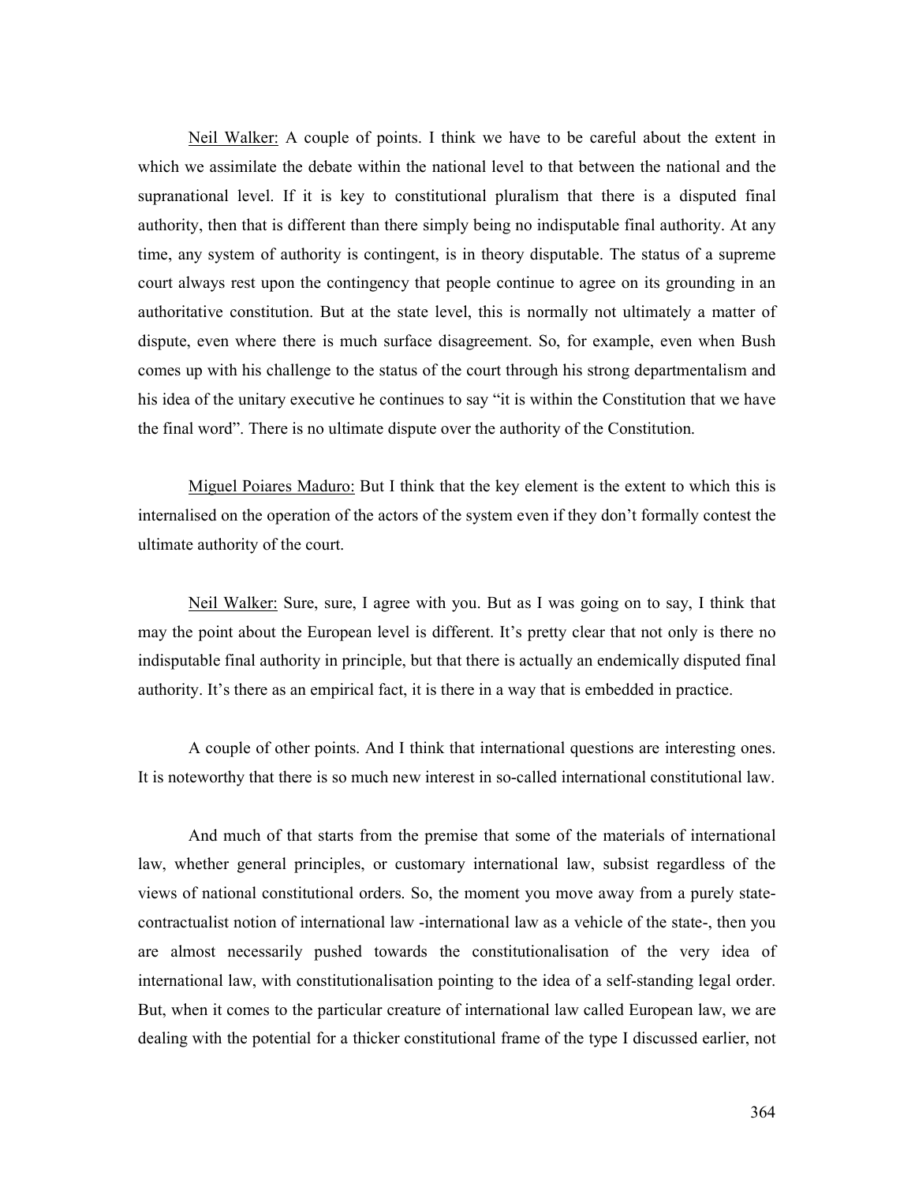<u>Neil Walker:</u> A couple of points. I think we have to be careful about the extent in which we assimilate the debate within the national level to that between the national and the supranational level. If it is key to constitutional pluralism that there is a disputed final authority, then that is different than there simply being no indisputable final authority. At any time, any system of authority is contingent, is in theory disputable. The status of a supreme court always rest upon the contingency that people continue to agree on its grounding in an authoritative constitution. But at the state level, this is normally not ultimately a matter of dispute, even where there is much surface disagreement. So, for example, even when Bush comes up with his challenge to the status of the court through his strong departmentalism and his idea of the unitary executive he continues to say "it is within the Constitution that we have the final word". There is no ultimate dispute over the authority of the Constitution.

<u>Miguel Poiares Maduro:</u> But I think that the key element is the extent to which this is internalised on the operation of the actors of the system even if they don't formally contest the ultimate authority of the court.

<u>Neil Walker:</u> Sure, sure, I agree with you. But as I was going on to say, I think that may the point about the European level is different. It's pretty clear that not only is there no indisputable final authority in principle, but that there is actually an endemically disputed final authority. It's there as an empirical fact, it is there in a way that is embedded in practice.

A couple of other points. And I think that international questions are interesting ones. It is noteworthy that there is so much new interest in so-called international constitutional law.

And much of that starts from the premise that some of the materials of international law, whether general principles, or customary international law, subsist regardless of the views of national constitutional orders. So, the moment you move away from a purely state-contractualist notion of international law -international law as a vehicle of the state-, then you are almost necessarily pushed towards the constitutionalisation of the very idea of international law, with constitutionalisation pointing to the idea of a self-standing legal order. But, when it comes to the particular creature of international law called European law, we are dealing with the potential for a thicker constitutional frame of the type I discussed earlier, not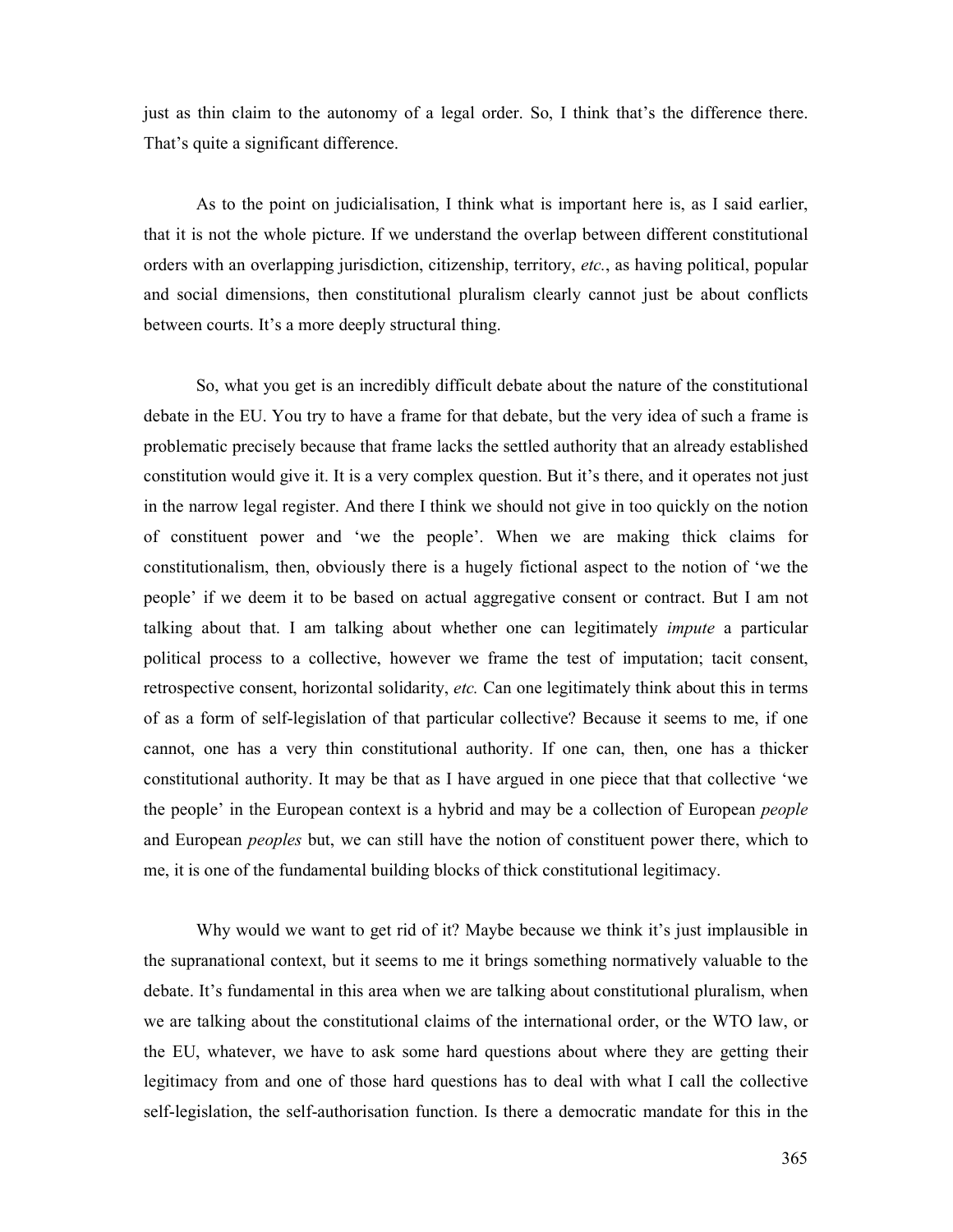just as thin claim to the autonomy of a legal order. So, I think that's the difference there. That's quite a significant difference.

As to the point on judicialisation, I think what is important here is, as I said earlier, that it is not the whole picture. If we understand the overlap between different constitutional orders with an overlapping jurisdiction, citizenship, territory, *etc.*, as having political, popular and social dimensions, then constitutional pluralism clearly cannot just be about conflicts between courts. It's a more deeply structural thing.

So, what you get is an incredibly difficult debate about the nature of the constitutional debate in the EU. You try to have a frame for that debate, but the very idea of such a frame is problematic precisely because that frame lacks the settled authority that an already established constitution would give it. It is a very complex question. But it's there, and it operates not just in the narrow legal register. And there I think we should not give in too quickly on the notion of constituent power and 'we the people'. When we are making thick claims for constitutionalism, then, obviously there is a hugely fictional aspect to the notion of 'we the people' if we deem it to be based on actual aggregative consent or contract. But I am not talking about that. I am talking about whether one can legitimately *impute* a particular political process to a collective, however we frame the test of imputation; tacit consent, retrospective consent, horizontal solidarity, *etc.* Can one legitimately think about this in terms of as a form of self-legislation of that particular collective? Because it seems to me, if one cannot, one has a very thin constitutional authority. If one can, then, one has a thicker constitutional authority. It may be that as I have argued in one piece that that collective 'we the people' in the European context is a hybrid and may be a collection of European *people* and European *peoples* but, we can still have the notion of constituent power there, which to me, it is one of the fundamental building blocks of thick constitutional legitimacy.

Why would we want to get rid of it? Maybe because we think it's just implausible in the supranational context, but it seems to me it brings something normatively valuable to the debate. It's fundamental in this area when we are talking about constitutional pluralism, when we are talking about the constitutional claims of the international order, or the WTO law, or the EU, whatever, we have to ask some hard questions about where they are getting their legitimacy from and one of those hard questions has to deal with what I call the collective self-legislation, the self-authorisation function. Is there a democratic mandate for this in the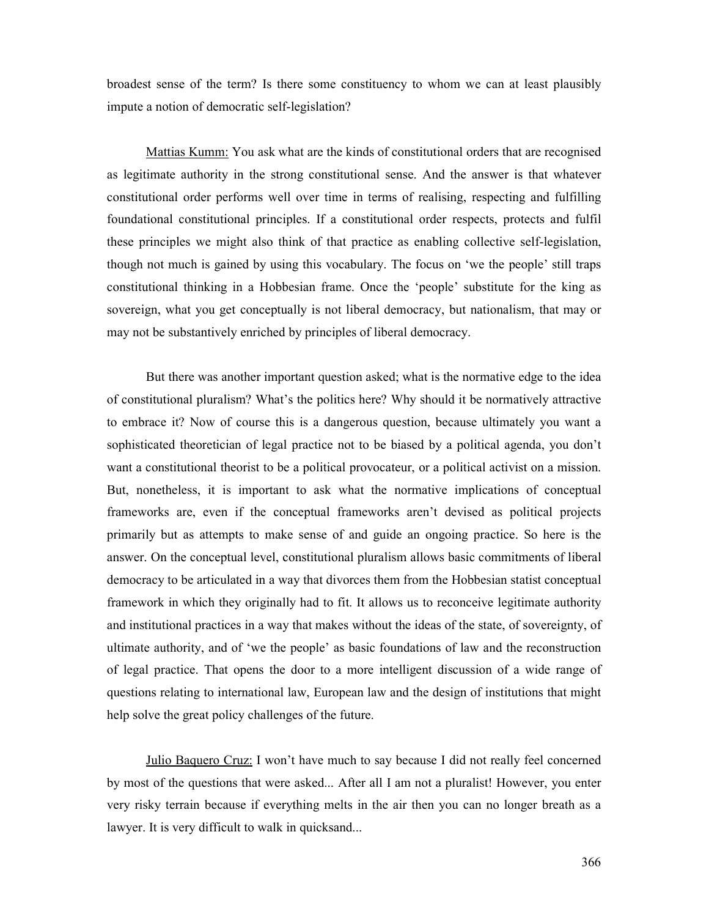broadest sense of the term? Is there some constituency to whom we can at least plausibly impute a notion of democratic self-legislation?

Mattias Kumm: You ask what are the kinds of constitutional orders that are recognised as legitimate authority in the strong constitutional sense. And the answer is that whatever constitutional order performs well over time in terms of realising, respecting and fulfilling foundational constitutional principles. If a constitutional order respects, protects and fulfil these principles we might also think of that practice as enabling collective self-legislation, though not much is gained by using this vocabulary. The focus on 'we the people' still traps constitutional thinking in a Hobbesian frame. Once the 'people' substitute for the king as sovereign, what you get conceptually is not liberal democracy, but nationalism, that may or may not be substantively enriched by principles of liberal democracy.

But there was another important question asked; what is the normative edge to the idea of constitutional pluralism? What's the politics here? Why should it be normatively attractive to embrace it? Now of course this is a dangerous question, because ultimately you want a sophisticated theoretician of legal practice not to be biased by a political agenda, you don't want a constitutional theorist to be a political provocateur, or a political activist on a mission. But, nonetheless, it is important to ask what the normative implications of conceptual frameworks are, even if the conceptual frameworks aren't devised as political projects primarily but as attempts to make sense of and guide an ongoing practice. So here is the answer. On the conceptual level, constitutional pluralism allows basic commitments of liberal democracy to be articulated in a way that divorces them from the Hobbesian statist conceptual framework in which they originally had to fit. It allows us to reconceive legitimate authority and institutional practices in a way that makes without the ideas of the state, of sovereignty, of ultimate authority, and of 'we the people' as basic foundations of law and the reconstruction of legal practice. That opens the door to a more intelligent discussion of a wide range of questions relating to international law, European law and the design of institutions that might help solve the great policy challenges of the future.

Julio Baquero Cruz: I won't have much to say because I did not really feel concerned by most of the questions that were asked... After all I am not a pluralist! However, you enter very risky terrain because if everything melts in the air then you can no longer breath as a lawyer. It is very difficult to walk in quicksand...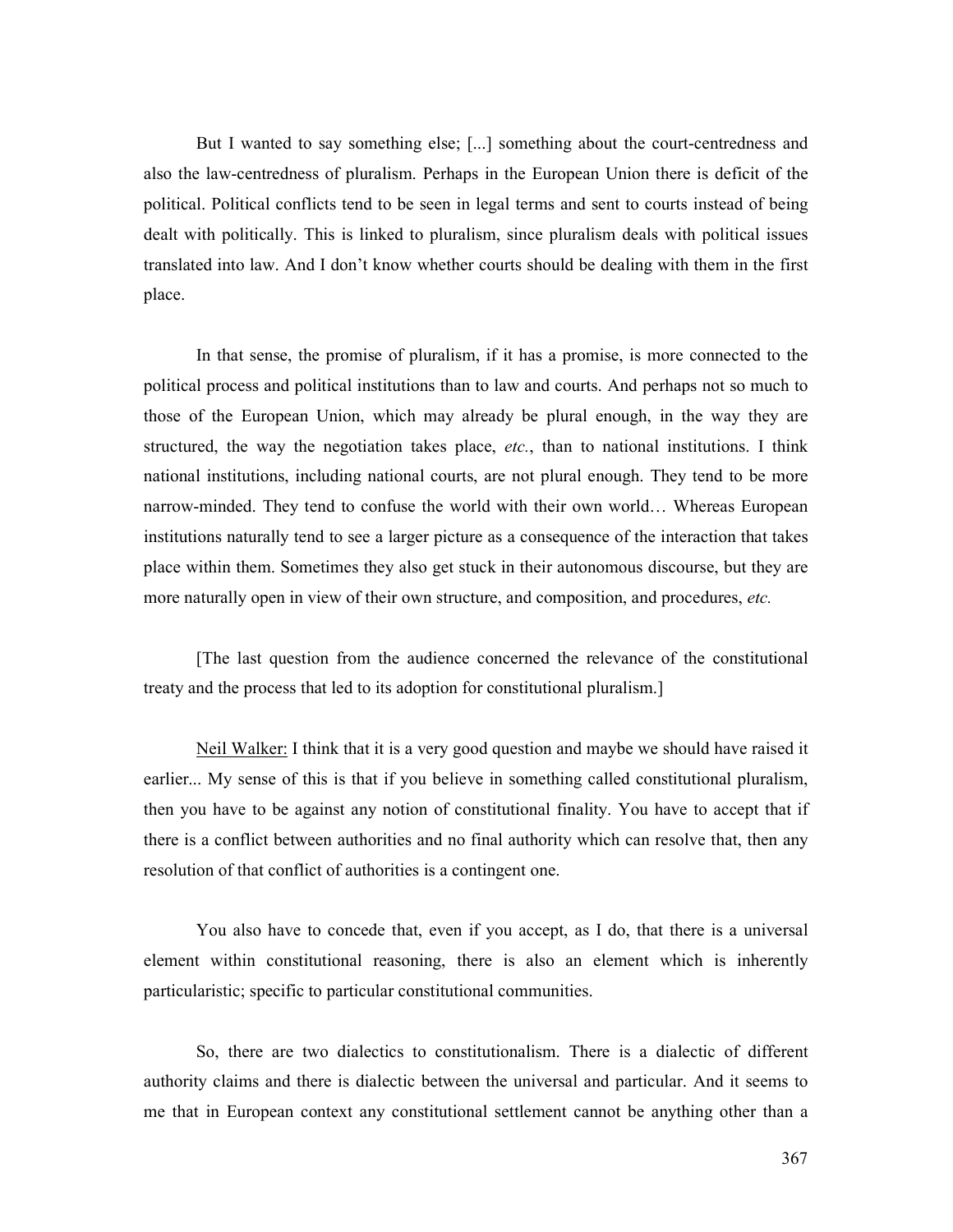But I wanted to say something else; [...] something about the court-centredness and also the law-centredness of pluralism. Perhaps in the European Union there is deficit of the political. Political conflicts tend to be seen in legal terms and sent to courts instead of being dealt with politically. This is linked to pluralism, since pluralism deals with political issues translated into law. And I don't know whether courts should be dealing with them in the first place.

In that sense, the promise of pluralism, if it has a promise, is more connected to the political process and political institutions than to law and courts. And perhaps not so much to those of the European Union, which may already be plural enough, in the way they are structured, the way the negotiation takes place, *etc.*, than to national institutions. I think national institutions, including national courts, are not plural enough. They tend to be more narrow-minded. They tend to confuse the world with their own world… Whereas European institutions naturally tend to see a larger picture as a consequence of the interaction that takes place within them. Sometimes they also get stuck in their autonomous discourse, but they are more naturally open in view of their own structure, and composition, and procedures, *etc.*

[The last question from the audience concerned the relevance of the constitutional treaty and the process that led to its adoption for constitutional pluralism.]

<u>Neil Walker:</u> I think that it is a very good question and maybe we should have raised it earlier... My sense of this is that if you believe in something called constitutional pluralism, then you have to be against any notion of constitutional finality. You have to accept that if there is a conflict between authorities and no final authority which can resolve that, then any resolution of that conflict of authorities is a contingent one.

You also have to concede that, even if you accept, as I do, that there is a universal element within constitutional reasoning, there is also an element which is inherently particularistic; specific to particular constitutional communities.

So, there are two dialectics to constitutionalism. There is a dialectic of different authority claims and there is dialectic between the universal and particular. And it seems to me that in European context any constitutional settlement cannot be anything other than a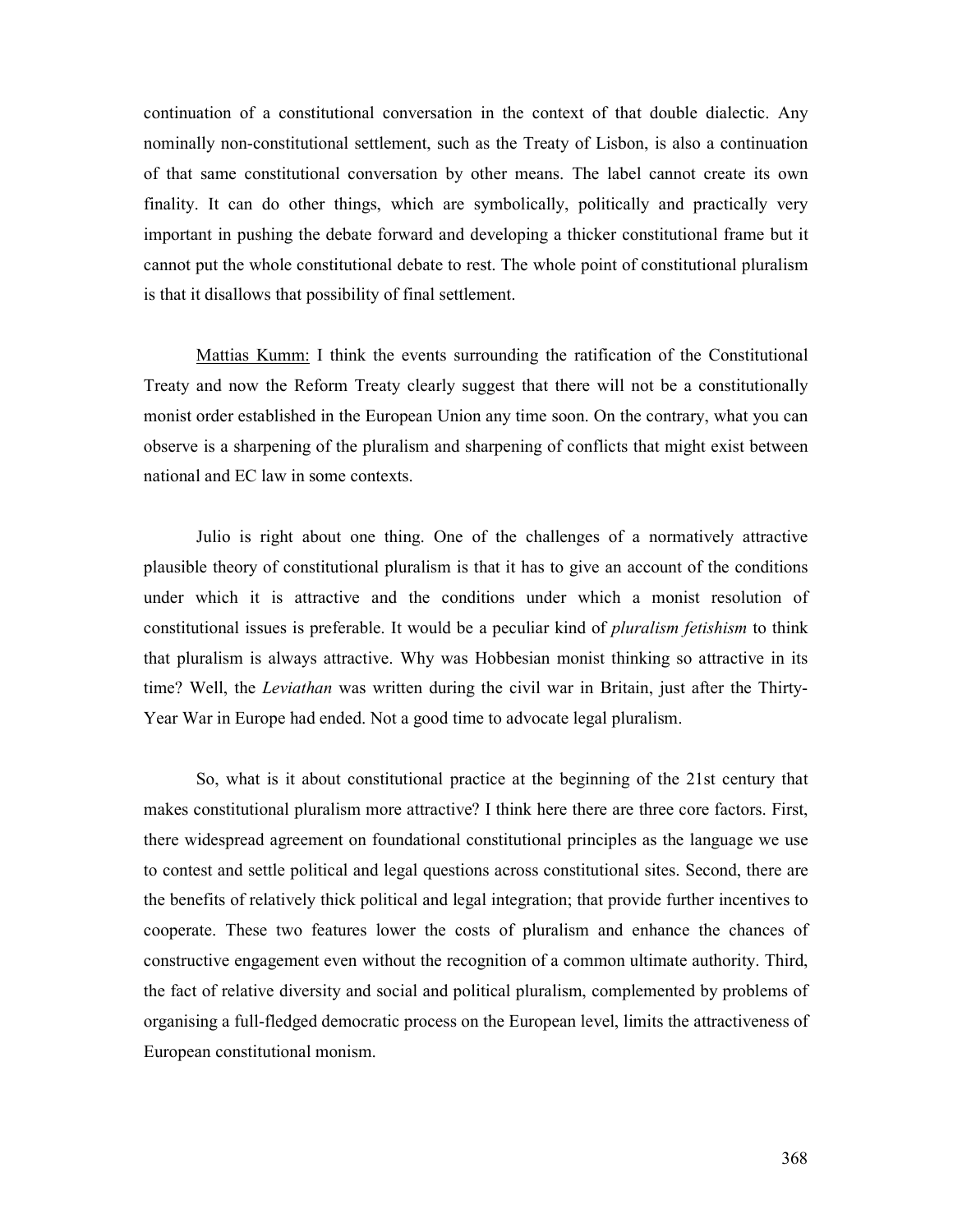continuation of a constitutional conversation in the context of that double dialectic. Any nominally non-constitutional settlement, such as the Treaty of Lisbon, is also a continuation of that same constitutional conversation by other means. The label cannot create its own finality. It can do other things, which are symbolically, politically and practically very important in pushing the debate forward and developing a thicker constitutional frame but it cannot put the whole constitutional debate to rest. The whole point of constitutional pluralism is that it disallows that possibility of final settlement.

<u>Mattias Kumm:</u> I think the events surrounding the ratification of the Constitutional Treaty and now the Reform Treaty clearly suggest that there will not be a constitutionally monist order established in the European Union any time soon. On the contrary, what you can observe is a sharpening of the pluralism and sharpening of conflicts that might exist between national and EC law in some contexts.

Julio is right about one thing. One of the challenges of a normatively attractive plausible theory of constitutional pluralism is that it has to give an account of the conditions under which it is attractive and the conditions under which a monist resolution of constitutional issues is preferable. It would be a peculiar kind of *pluralism fetishism* to think that pluralism is always attractive. Why was Hobbesian monist thinking so attractive in its time? Well, the *Leviathan* was written during the civil war in Britain, just after the Thirty-Year War in Europe had ended. Not a good time to advocate legal pluralism.

So, what is it about constitutional practice at the beginning of the 21st century that makes constitutional pluralism more attractive? I think here there are three core factors. First, there widespread agreement on foundational constitutional principles as the language we use to contest and settle political and legal questions across constitutional sites. Second, there are the benefits of relatively thick political and legal integration; that provide further incentives to cooperate. These two features lower the costs of pluralism and enhance the chances of constructive engagement even without the recognition of a common ultimate authority. Third, the fact of relative diversity and social and political pluralism, complemented by problems of organising a full-fledged democratic process on the European level, limits the attractiveness of European constitutional monism.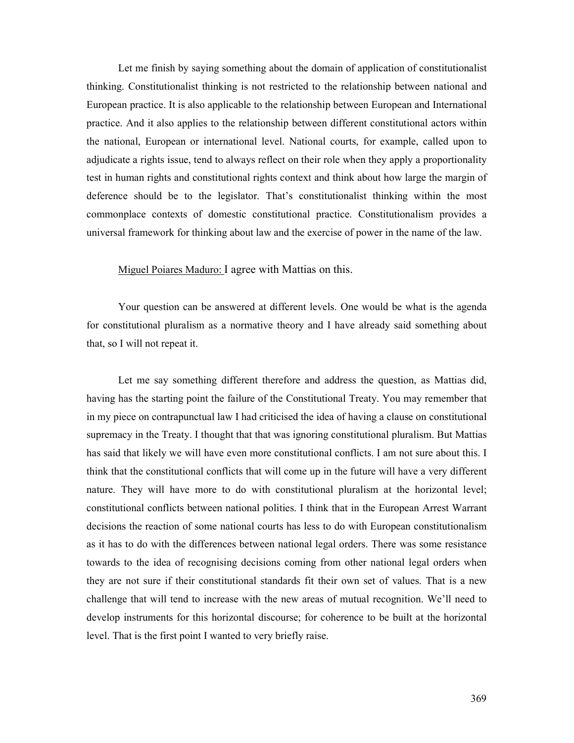Let me finish by saying something about the domain of application of constitutionalist thinking. Constitutionalist thinking is not restricted to the relationship between national and European practice. It is also applicable to the relationship between European and International practice. And it also applies to the relationship between different constitutional actors within the national, European or international level. National courts, for example, called upon to adjudicate a rights issue, tend to always reflect on their role when they apply a proportionality test in human rights and constitutional rights context and think about how large the margin of deference should be to the legislator. That's constitutionalist thinking within the most commonplace contexts of domestic constitutional practice. Constitutionalism provides a universal framework for thinking about law and the exercise of power in the name of the law.

Miguel Poiares Maduro: I agree with Mattias on this.

Your question can be answered at different levels. One would be what is the agenda for constitutional pluralism as a normative theory and I have already said something about that, so I will not repeat it.

Let me say something different therefore and address the question, as Mattias did, having has the starting point the failure of the Constitutional Treaty. You may remember that in my piece on contrapunctual law I had criticised the idea of having a clause on constitutional supremacy in the Treaty. I thought that that was ignoring constitutional pluralism. But Mattias has said that likely we will have even more constitutional conflicts. I am not sure about this. I think that the constitutional conflicts that will come up in the future will have a very different nature. They will have more to do with constitutional pluralism at the horizontal level; constitutional conflicts between national polities. I think that in the European Arrest Warrant decisions the reaction of some national courts has less to do with European constitutionalism as it has to do with the differences between national legal orders. There was some resistance towards to the idea of recognising decisions coming from other national legal orders when they are not sure if their constitutional standards fit their own set of values. That is a new challenge that will tend to increase with the new areas of mutual recognition. We'll need to develop instruments for this horizontal discourse; for coherence to be built at the horizontal level. That is the first point I wanted to very briefly raise.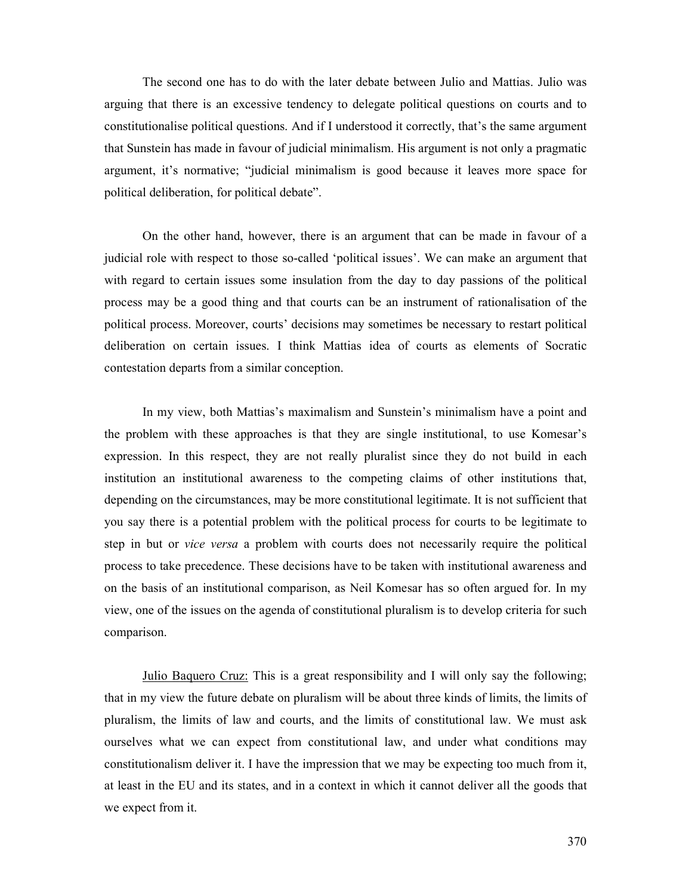The second one has to do with the later debate between Julio and Mattias. Julio was arguing that there is an excessive tendency to delegate political questions on courts and to constitutionalise political questions. And if I understood it correctly, that's the same argument that Sunstein has made in favour of judicial minimalism. His argument is not only a pragmatic argument, it's normative; "judicial minimalism is good because it leaves more space for political deliberation, for political debate".

On the other hand, however, there is an argument that can be made in favour of a judicial role with respect to those so-called 'political issues'. We can make an argument that with regard to certain issues some insulation from the day to day passions of the political process may be a good thing and that courts can be an instrument of rationalisation of the political process. Moreover, courts' decisions may sometimes be necessary to restart political deliberation on certain issues. I think Mattias idea of courts as elements of Socratic contestation departs from a similar conception.

In my view, both Mattias's maximalism and Sunstein's minimalism have a point and the problem with these approaches is that they are single institutional, to use Komesar's expression. In this respect, they are not really pluralist since they do not build in each institution an institutional awareness to the competing claims of other institutions that, depending on the circumstances, may be more constitutional legitimate. It is not sufficient that you say there is a potential problem with the political process for courts to be legitimate to step in but or *vice versa* a problem with courts does not necessarily require the political process to take precedence. These decisions have to be taken with institutional awareness and on the basis of an institutional comparison, as Neil Komesar has so often argued for. In my view, one of the issues on the agenda of constitutional pluralism is to develop criteria for such comparison.

<u>Julio Baquero Cruz:</u> This is a great responsibility and I will only say the following; that in my view the future debate on pluralism will be about three kinds of limits, the limits of pluralism, the limits of law and courts, and the limits of constitutional law. We must ask ourselves what we can expect from constitutional law, and under what conditions may constitutionalism deliver it. I have the impression that we may be expecting too much from it, at least in the EU and its states, and in a context in which it cannot deliver all the goods that we expect from it.